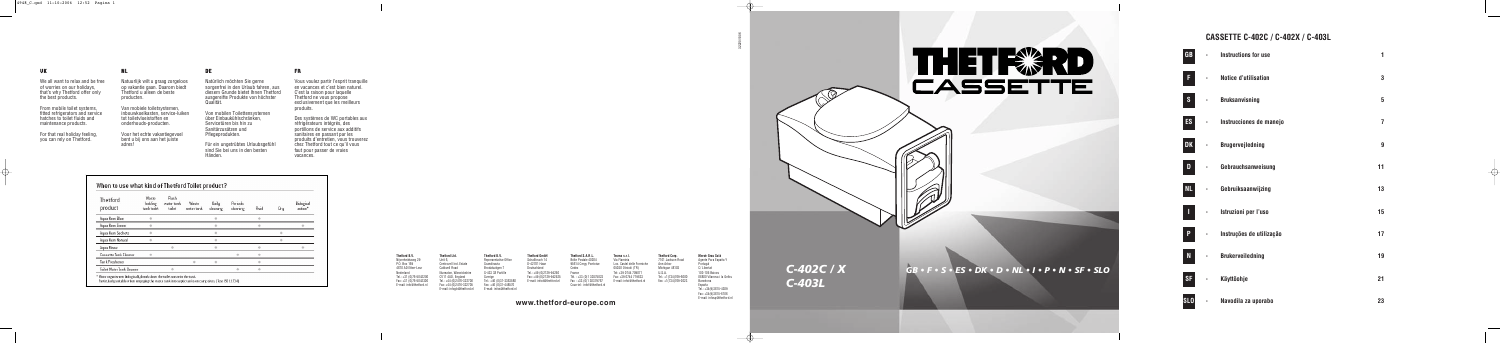## UK

We all want to relax and be free of worries on our holidays, that's why Thetford offer only the best products.

From mobile toilet systems, fitted refrigerators and service hatches to toilet fluids and maintenance products.

For that real holiday feeling, you can rely on Thetford.

## NL

Natuurlijk wilt u graag zorgeloos op vakantie gaan. Daarom biedt Thetford u alleen de beste producten.

Van mobiele toiletsystemen, inbouwkoelkasten, service-luiken tot toiletvloeistoffen en onderhouds-producten.

Voor het echte vakantiegevoel bent u bij ons aan het juiste adres!

## DE

Natürlich möchten Sie gerne sorgenfrei in den Urlaub fahren, aus diesem Grunde bietet Ihnen Thetford ausgereifte Produkte von höchster Qualität.

Von mobilen Toilettensystemen über Einbaukühlschränken, Servicetüren bis hin zu Sanitärzusätzen und Pflegeprodukten.

Für ein ungetrübtes Urlaubsgefühl sind Sie bei uns in den besten Händen.

## FR

Vous voulez partir l'esprit tranquille en vacances et c'est bien naturel. C'est la raison pour laquelle Thetford ne vous propose exclusivement que les meilleurs produits.

Des systèmes de WC portables aux réfrigérateurs intégrés, des portillons de service aux additifs sanitaires en passant par les produits d'entretien, vous trouverez chez Thetford tout ce qu'il vous faut pour passer de mains vacances.

### When to use what kind of Thetford Toilet product?

| Thetford product | Waste holding tank/cassette | Flush water tank/tank | Waste water tank | Daily cleaning | Periodic cleaning | Roof | Dry | Biological action* |
|---|---|---|---|---|---|---|---|---|
| Aqua Kem Blue | ○ | | | ○ | | ○ | | |
| Aqua Kem Green | ○ | | | ○ | | ○ | | ○ |
| Aqua Kem Sachets | ○ | | | ○ | | | ○ | |
| Aqua Kem Natural | ○ | | | ○ | | | ○ | |
| Aqua Rinse | | ○ | | ○ | | ○ | | ○ |
| Cassette Tank Cleaner | ○ | | | | ○ | ○ | | |
| Tank Freshener | | | ○ | ○ | | ○ | | |
| Toilet Bowl Cleaner | | ○ | | | ○ | ○ | | |

\* These products are biologically-friendly when used in the correct dose.

# THETFORD CASSETTE

*C-402C / X*
*C-403L*

*GB • F • S • ES • DK • D • NL • I • P • N • SF • SLO*

**Thetford B.V.**
Nijverheidsweg 29
P.O. Box 169
4870 AD Etten-Leur
Nederland
Tel.: +31 (0)76-5042200
Fax: +31 (0)76-5042300
E-mail: info@thetford.nl

**Thetford Ltd.**
Unit 6,
Centrovell Ind. Estate
Caldwell Road
Nuneaton, Warwickshire
CV11 4UD, England
Tel.: +44 (0)2476-322700
Fax: +44 (0)2476-322705
E-mail: info@thetford.co.uk

**Thetford B.V.**
Representative Office
Scandinavia
Brunbärsvägen 7
S-432 36 Puerto
Sverige
Tel.: +46 (0)340-61-86-66
Fax: +46 (0)340-61-86-76
E-mail: info@thetford.se

**Thetford GmbH**
Schallbruch 14
D-42781 Haan
Deutschland
Tel.: +49 (0)2129-94250
Fax: +49 (0)2129-942525
E-mail: info@thetford.de

**Thetford S.A.R.L.**
Bâtir Picardie-B353
60316 Ferme du Tiermont
Cedex
France
Tel.: +33 (0)3 44 23 60 82
Fax: +33 (0)3 44 23 60 80
Courriel: info@thetford.fr

**Tecma s.r.l.**
Via Sarnesa
Loc. Casale della Fontanile
06040 Teramo (TE)
Italia
Tel. +39 0744 700771
Fax +39 0744 775053
E-mail: info@tecma.it

**Thetford Corp.**
7101 Jackson Road
Ann Arbor
Michigan 48103
U.S.A.
Tel.: +1 734 769 6000
Fax: +1 734 769 6920

**Monte-Cara Sirli**
Algarve Park Espaço 1
Portugal
C. Libertat
225 150 Mateus
00000 Valencia (La Coll)a
Barcelona
España
Tel.: +34 (0)93-6781-6000
Fax: +34 (0)93-6781-6700
E-mail: info@thetford.es

**www.thetford-europe.com**

## CASSETTE C-402C / C-402X / C-403L

| | | |
|---|---|---|
| GB | Instructions for use | 1 |
| F | Notice d'utilisation | 3 |
| S | Bruksanvisning | 5 |
| ES | Instrucciones de manejo | 7 |
| DK | Brugervejledning | 9 |
| D | Gebrauchsanweisung | 11 |
| NL | Gebruiksaanwijzing | 13 |
| I | Istruzioni per l'uso | 15 |
| P | Instruções de utilização | 17 |
| N | Bruksveiledning | 19 |
| SF | Käyttöohje | 21 |
| SLO | Navodila za uporabo | 23 |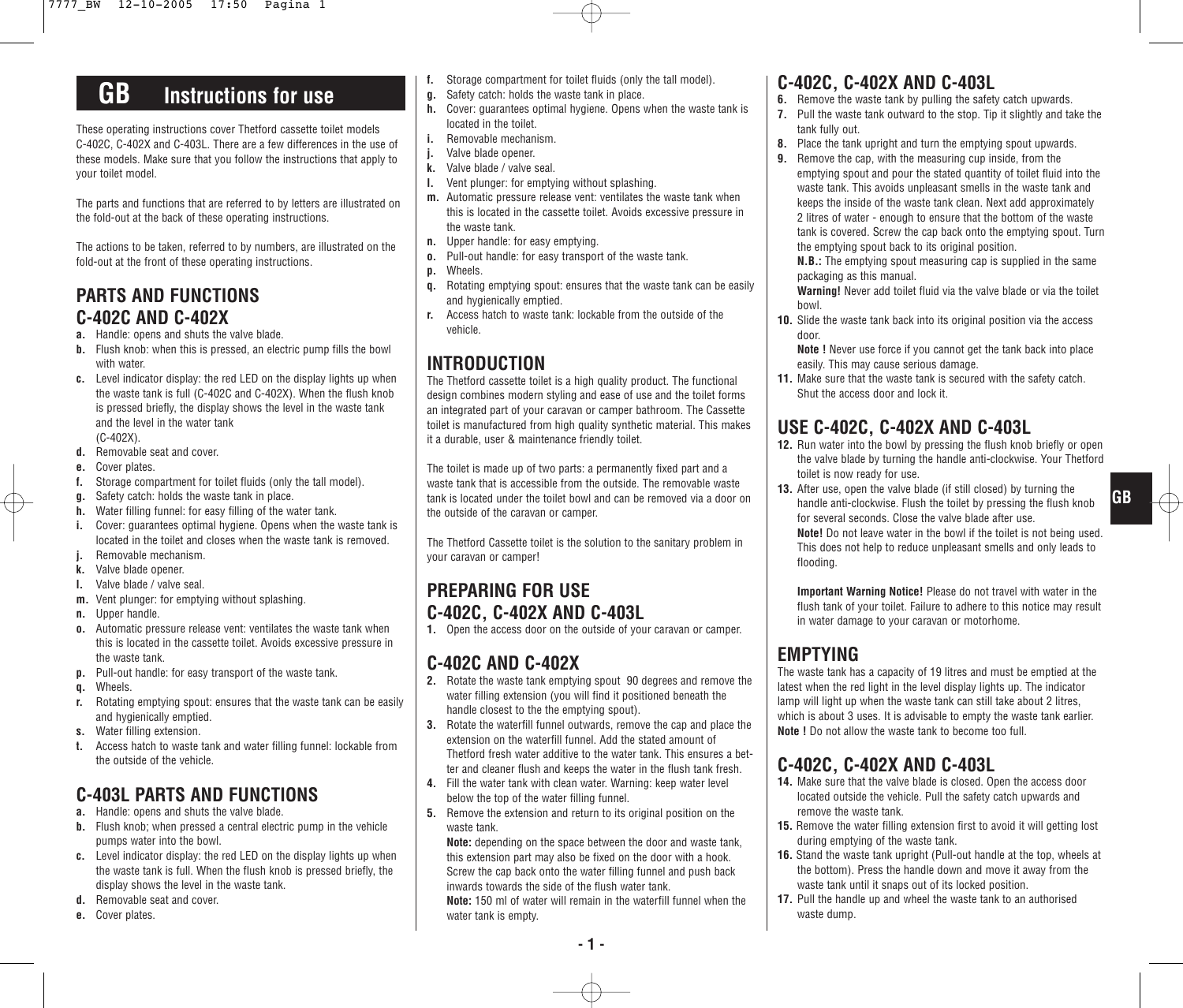# GB Instructions for use

These operating instructions cover Thetford cassette toilet models C-402C, C-402X and C-403L. There are a few differences in the use of these models. Make sure that you follow the instructions that apply to your toilet model.

The parts and functions that are referred to by letters are illustrated on the fold-out at the back of these operating instructions.

The actions to be taken, referred to by numbers, are illustrated on the fold-out at the front of these operating instructions.

## PARTS AND FUNCTIONS C-402C AND C-402X

**a.** Handle: opens and shuts the valve blade.
**b.** Flush knob: when this is pressed, an electric pump fills the bowl with water.
**c.** Level indicator display: the red LED on the display lights up when the waste tank is full (C-402C and C-402X). When the flush knob is pressed briefly, the display shows the level in the waste tank and the level in the water tank (C-402X).
**d.** Removable seat and cover.
**e.** Cover plates.
**f.** Storage compartment for toilet fluids (only the tall model).
**g.** Safety catch: holds the waste tank in place.
**h.** Water filling funnel: for easy filling of the water tank.
**i.** Cover: guarantees optimal hygiene. Opens when the waste tank is located in the toilet and closes when the waste tank is removed.
**j.** Removable mechanism.
**k.** Valve blade opener.
**l.** Valve blade / valve seal.
**m.** Vent plunger: for emptying without splashing.
**n.** Upper handle.
**o.** Automatic pressure release vent: ventilates the waste tank when this is located in the cassette toilet. Avoids excessive pressure in the waste tank.
**p.** Pull-out handle: for easy transport of the waste tank.
**q.** Wheels.
**r.** Rotating emptying spout: ensures that the waste tank can be easily and hygienically emptied.
**s.** Water filling extension.
**t.** Access hatch to waste tank and water filling funnel: lockable from the outside of the vehicle.

## C-403L PARTS AND FUNCTIONS

**a.** Handle: opens and shuts the valve blade.
**b.** Flush knob; when pressed a central electric pump in the vehicle pumps water into the bowl.
**c.** Level indicator display: the red LED on the display lights up when the waste tank is full. When the flush knob is pressed briefly, the display shows the level in the waste tank.
**d.** Removable seat and cover.
**e.** Cover plates.
**f.** Storage compartment for toilet fluids (only the tall model).
**g.** Safety catch: holds the waste tank in place.
**h.** Cover: guarantees optimal hygiene. Opens when the waste tank is located in the toilet.
**i.** Removable mechanism.
**j.** Valve blade opener.
**k.** Valve blade / valve seal.
**l.** Vent plunger: for emptying without splashing.
**m.** Automatic pressure release vent: ventilates the waste tank when this is located in the cassette toilet. Avoids excessive pressure in the waste tank.
**n.** Upper handle: for easy emptying.
**o.** Pull-out handle: for easy transport of the waste tank.
**p.** Wheels.
**q.** Rotating emptying spout: ensures that the waste tank can be easily and hygienically emptied.
**r.** Access hatch to waste tank: lockable from the outside of the vehicle.

## INTRODUCTION

The Thetford cassette toilet is a high quality product. The functional design combines modern styling and ease of use and the toilet forms an integrated part of your caravan or camper bathroom. The Cassette toilet is manufactured from high quality synthetic material. This makes it a durable, user & maintenance friendly toilet.

The toilet is made up of two parts: a permanently fixed part and a waste tank that is accessible from the outside. The removable waste tank is located under the toilet bowl and can be removed via a door on the outside of the caravan or camper.

The Thetford Cassette toilet is the solution to the sanitary problem in your caravan or camper!

## PREPARING FOR USE C-402C, C-402X AND C-403L

**1.** Open the access door on the outside of your caravan or camper.

## C-402C AND C-402X

**2.** Rotate the waste tank emptying spout 90 degrees and remove the water filling extension (you will find it positioned beneath the handle closest to the the emptying spout).
**3.** Rotate the waterfill funnel outwards, remove the cap and place the extension on the waterfill funnel. Add the stated amount of Thetford fresh water additive to the water tank. This ensures a better and cleaner flush and keeps the water in the flush tank fresh.
**4.** Fill the water tank with clean water. Warning: keep water level below the top of the water filling funnel.
**5.** Remove the extension and return to its original position on the waste tank.
**Note:** depending on the space between the door and waste tank, this extension part may also be fixed on the door with a hook. Screw the cap back onto the water filling funnel and push back inwards towards the side of the flush water tank.
**Note:** 150 ml of water will remain in the waterfill funnel when the water tank is empty.

## C-402C, C-402X AND C-403L

**6.** Remove the waste tank by pulling the safety catch upwards.
**7.** Pull the waste tank outward to the stop. Tip it slightly and take the tank fully out.
**8.** Place the tank upright and turn the emptying spout upwards.
**9.** Remove the cap, with the measuring cup inside, from the emptying spout and pour the stated quantity of toilet fluid into the waste tank. This avoids unpleasant smells in the waste tank and keeps the inside of the waste tank clean. Next add approximately 2 litres of water - enough to ensure that the bottom of the waste tank is covered. Screw the cap back onto the emptying spout. Turn the emptying spout back to its original position.
**N.B.:** The emptying spout measuring cap is supplied in the same packaging as this manual.
**Warning!** Never add toilet fluid via the valve blade or via the toilet bowl.
**10.** Slide the waste tank back into its original position via the access door.
**Note !** Never use force if you cannot get the tank back into place easily. This may cause serious damage.
**11.** Make sure that the waste tank is secured with the safety catch. Shut the access door and lock it.

## USE C-402C, C-402X AND C-403L

**12.** Run water into the bowl by pressing the flush knob briefly or open the valve blade by turning the handle anti-clockwise. Your Thetford toilet is now ready for use.
**13.** After use, open the valve blade (if still closed) by turning the handle anti-clockwise. Flush the toilet by pressing the flush knob for several seconds. Close the valve blade after use.
**Note!** Do not leave water in the bowl if the toilet is not being used. This does not help to reduce unpleasant smells and only leads to flooding.

**Important Warning Notice!** Please do not travel with water in the flush tank of your toilet. Failure to adhere to this notice may result in water damage to your caravan or motorhome.

## EMPTYING

The waste tank has a capacity of 19 litres and must be emptied at the latest when the red light in the level display lights up. The indicator lamp will light up when the waste tank can still take about 2 litres, which is about 3 uses. It is advisable to empty the waste tank earlier.
**Note !** Do not allow the waste tank to become too full.

## C-402C, C-402X AND C-403L

**14.** Make sure that the valve blade is closed. Open the access door located outside the vehicle. Pull the safety catch upwards and remove the waste tank.
**15.** Remove the water filling extension first to avoid it will getting lost during emptying of the waste tank.
**16.** Stand the waste tank upright (Pull-out handle at the top, wheels at the bottom). Press the handle down and move it away from the waste tank until it snaps out of its locked position.
**17.** Pull the handle up and wheel the waste tank to an authorised waste dump.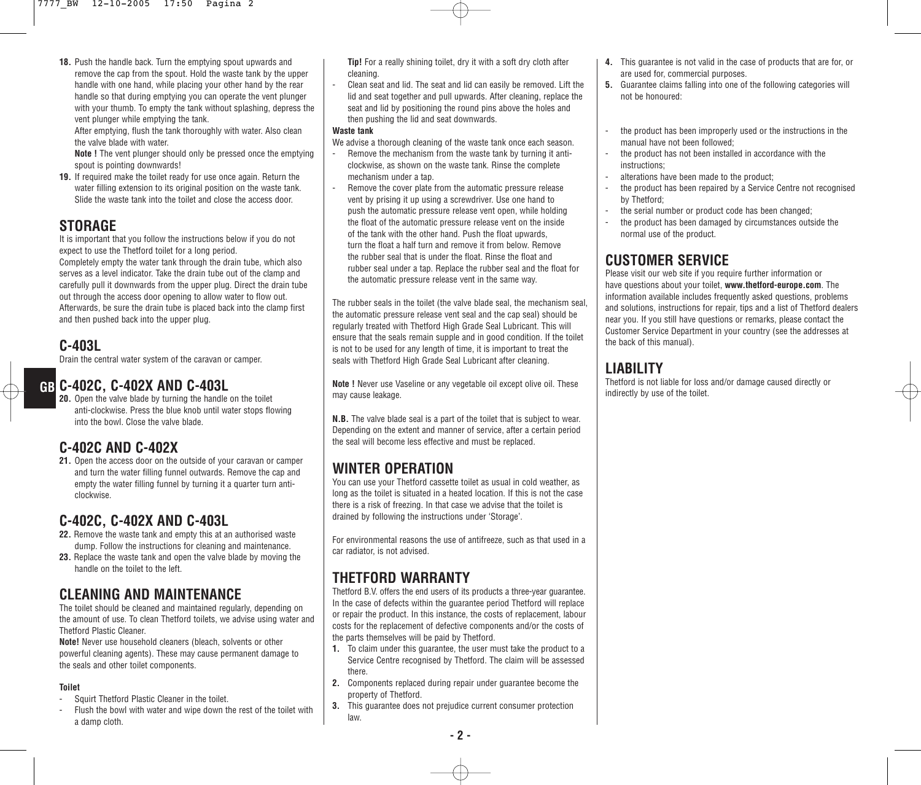18. Push the handle back. Turn the emptying spout upwards and remove the cap from the spout. Hold the waste tank by the upper handle with one hand, while placing your other hand by the rear handle so that during emptying you can operate the vent plunger with your thumb. To empty the tank without splashing, depress the vent plunger while emptying the tank.
    After emptying, flush the tank thoroughly with water. Also clean the valve blade with water.
    **Note !** The vent plunger should only be pressed once the emptying spout is pointing downwards!
19. If required make the toilet ready for use once again. Return the water filling extension to its original position on the waste tank. Slide the waste tank into the toilet and close the access door.

## STORAGE

It is important that you follow the instructions below if you do not expect to use the Thetford toilet for a long period.
Completely empty the water tank through the drain tube, which also serves as a level indicator. Take the drain tube out of the clamp and carefully pull it downwards from the upper plug. Direct the drain tube out through the access door opening to allow water to flow out. Afterwards, be sure the drain tube is placed back into the clamp first and then pushed back into the upper plug.

## C-403L

Drain the central water system of the caravan or camper.

## C-402C, C-402X AND C-403L

20. Open the valve blade by turning the handle on the toilet anti-clockwise. Press the blue knob until water stops flowing into the bowl. Close the valve blade.

## C-402C AND C-402X

21. Open the access door on the outside of your caravan or camper and turn the water filling funnel outwards. Remove the cap and empty the water filling funnel by turning it a quarter turn anti-clockwise.

## C-402C, C-402X AND C-403L

22. Remove the waste tank and empty this at an authorised waste dump. Follow the instructions for cleaning and maintenance.
23. Replace the waste tank and open the valve blade by moving the handle on the toilet to the left.

## CLEANING AND MAINTENANCE

The toilet should be cleaned and maintained regularly, depending on the amount of use. To clean Thetford toilets, we advise using water and Thetford Plastic Cleaner.
**Note!** Never use household cleaners (bleach, solvents or other powerful cleaning agents). These may cause permanent damage to the seals and other toilet components.

**Toilet**

- Squirt Thetford Plastic Cleaner in the toilet.
- Flush the bowl with water and wipe down the rest of the toilet with a damp cloth.
  **Tip!** For a really shining toilet, dry it with a soft dry cloth after cleaning.
- Clean seat and lid. The seat and lid can easily be removed. Lift the lid and seat together and pull upwards. After cleaning, replace the seat and lid by positioning the round pins above the holes and then pushing the lid and seat downwards.

**Waste tank**

We advise a thorough cleaning of the waste tank once each season.

- Remove the mechanism from the waste tank by turning it anti-clockwise, as shown on the waste tank. Rinse the complete mechanism under a tap.
- Remove the cover plate from the automatic pressure release vent by prising it up using a screwdriver. Use one hand to push the automatic pressure release vent open, while holding the float of the automatic pressure release vent on the inside of the tank with the other hand. Push the float upwards, turn the float a half turn and remove it from below. Remove the rubber seal that is under the float. Rinse the float and rubber seal under a tap. Replace the rubber seal and the float for the automatic pressure release vent in the same way.

The rubber seals in the toilet (the valve blade seal, the mechanism seal, the automatic pressure release vent seal and the cap seal) should be regularly treated with Thetford High Grade Seal Lubricant. This will ensure that the seals remain supple and in good condition. If the toilet is not to be used for any length of time, it is important to treat the seals with Thetford High Grade Seal Lubricant after cleaning.

**Note !** Never use Vaseline or any vegetable oil except olive oil. These may cause leakage.

**N.B.** The valve blade seal is a part of the toilet that is subject to wear. Depending on the extent and manner of service, after a certain period the seal will become less effective and must be replaced.

## WINTER OPERATION

You can use your Thetford cassette toilet as usual in cold weather, as long as the toilet is situated in a heated location. If this is not the case there is a risk of freezing. In that case we advise that the toilet is drained by following the instructions under 'Storage'.

For environmental reasons the use of antifreeze, such as that used in a car radiator, is not advised.

## THETFORD WARRANTY

Thetford B.V. offers the end users of its products a three-year guarantee. In the case of defects within the guarantee period Thetford will replace or repair the product. In this instance, the costs of replacement, labour costs for the replacement of defective components and/or the costs of the parts themselves will be paid by Thetford.

1. To claim under this guarantee, the user must take the product to a Service Centre recognised by Thetford. The claim will be assessed there.
2. Components replaced during repair under guarantee become the property of Thetford.
3. This guarantee does not prejudice current consumer protection law.
4. This guarantee is not valid in the case of products that are for, or are used for, commercial purposes.
5. Guarantee claims falling into one of the following categories will not be honoured:

- the product has been improperly used or the instructions in the manual have not been followed;
- the product has not been installed in accordance with the instructions;
- alterations have been made to the product;
- the product has been repaired by a Service Centre not recognised by Thetford;
- the serial number or product code has been changed;
- the product has been damaged by circumstances outside the normal use of the product.

## CUSTOMER SERVICE

Please visit our web site if you require further information or have questions about your toilet, **www.thetford-europe.com**. The information available includes frequently asked questions, problems and solutions, instructions for repair, tips and a list of Thetford dealers near you. If you still have questions or remarks, please contact the Customer Service Department in your country (see the addresses at the back of this manual).

## LIABILITY

Thetford is not liable for loss and/or damage caused directly or indirectly by use of the toilet.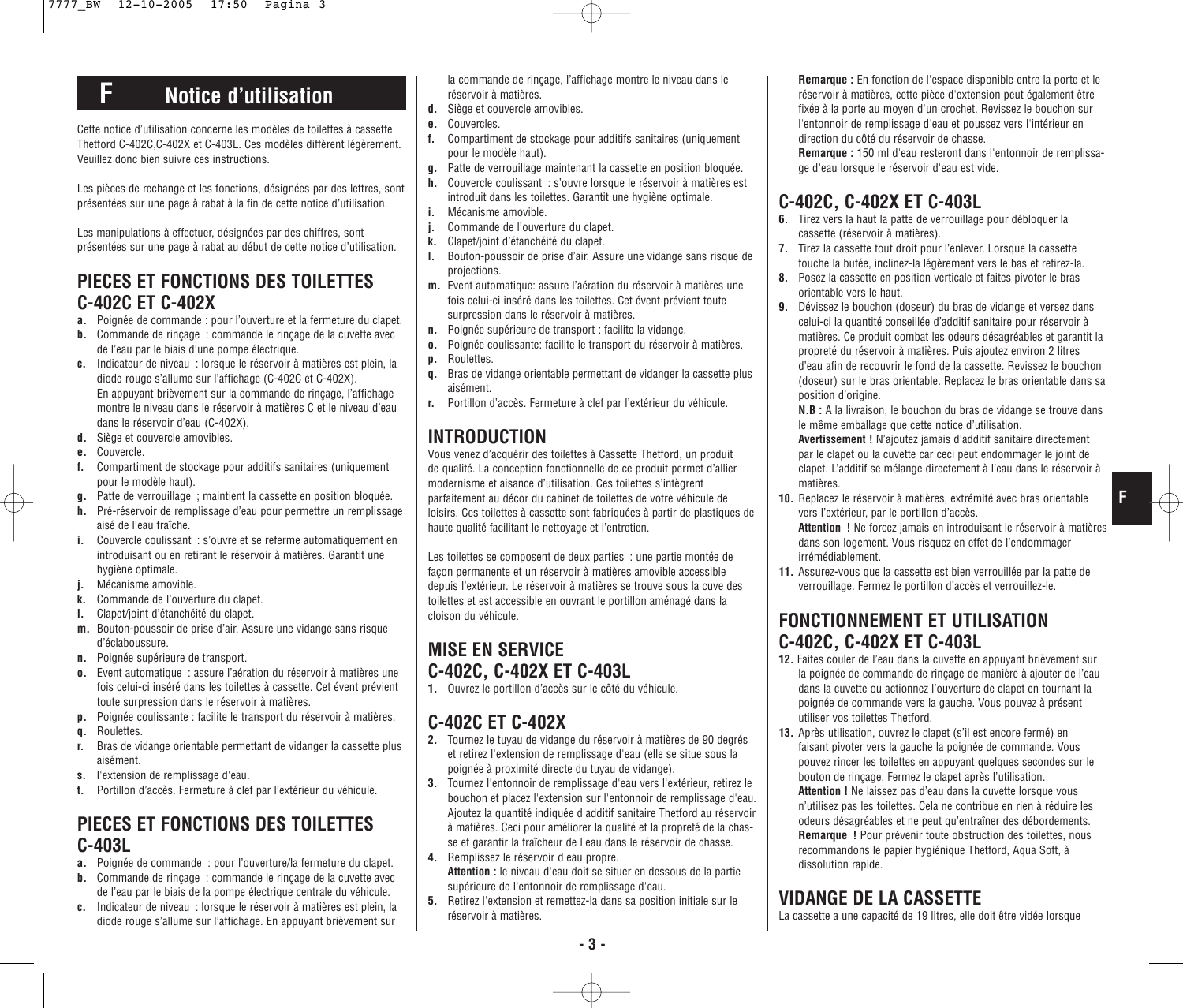# F Notice d'utilisation

Cette notice d'utilisation concerne les modèles de toilettes à cassette Thetford C-402C,C-402X et C-403L. Ces modèles diffèrent légèrement. Veuillez donc bien suivre ces instructions.

Les pièces de rechange et les fonctions, désignées par des lettres, sont présentées sur une page à rabat à la fin de cette notice d'utilisation.

Les manipulations à effectuer, désignées par des chiffres, sont présentées sur une page à rabat au début de cette notice d'utilisation.

## PIECES ET FONCTIONS DES TOILETTES C-402C ET C-402X

- **a.** Poignée de commande : pour l'ouverture et la fermeture du clapet.
- **b.** Commande de rinçage : commande le rinçage de la cuvette avec de l'eau par le biais d'une pompe électrique.
- **c.** Indicateur de niveau : lorsque le réservoir à matières est plein, la diode rouge s'allume sur l'affichage (C-402C et C-402X). En appuyant brièvement sur la commande de rinçage, l'affichage montre le niveau dans le réservoir à matières C et le niveau d'eau dans le réservoir d'eau (C-402X).
- **d.** Siège et couvercle amovibles.
- **e.** Couvercle.
- **f.** Compartiment de stockage pour additifs sanitaires (uniquement pour le modèle haut).
- **g.** Patte de verrouillage ; maintient la cassette en position bloquée.
- **h.** Pré-réservoir de remplissage d'eau pour permettre un remplissage aisé de l'eau fraîche.
- **i.** Couvercle coulissant : s'ouvre et se referme automatiquement en introduisant ou en retirant le réservoir à matières. Garantit une hygiène optimale.
- **j.** Mécanisme amovible.
- **k.** Commande de l'ouverture du clapet.
- **l.** Clapet/joint d'étanchéité du clapet.
- **m.** Bouton-poussoir de prise d'air. Assure une vidange sans risque d'éclaboussure.
- **n.** Poignée supérieure de transport.
- **o.** Event automatique : assure l'aération du réservoir à matières une fois celui-ci inséré dans les toilettes à cassette. Cet évent prévient toute surpression dans le réservoir à matières.
- **p.** Poignée coulissante : facilite le transport du réservoir à matières.
- **q.** Roulettes.
- **r.** Bras de vidange orientable permettant de vidanger la cassette plus aisément.
- **s.** l'extension de remplissage d'eau.
- **t.** Portillon d'accès. Fermeture à clef par l'extérieur du véhicule.

## PIECES ET FONCTIONS DES TOILETTES C-403L

- **a.** Poignée de commande : pour l'ouverture/la fermeture du clapet.
- **b.** Commande de rinçage : commande le rinçage de la cuvette avec de l'eau par le biais de la pompe électrique centrale du véhicule.
- **c.** Indicateur de niveau : lorsque le réservoir à matières est plein, la diode rouge s'allume sur l'affichage. En appuyant brièvement sur la commande de rinçage, l'affichage montre le niveau dans le réservoir à matières.
- **d.** Siège et couvercle amovibles.
- **e.** Couvercles.
- **f.** Compartiment de stockage pour additifs sanitaires (uniquement pour le modèle haut).
- **g.** Patte de verrouillage maintenant la cassette en position bloquée.
- **h.** Couvercle coulissant : s'ouvre lorsque le réservoir à matières est introduit dans les toilettes. Garantit une hygiène optimale.
- **i.** Mécanisme amovible.
- **j.** Commande de l'ouverture du clapet.
- **k.** Clapet/joint d'étanchéité du clapet.
- **l.** Bouton-poussoir de prise d'air. Assure une vidange sans risque de projections.
- **m.** Event automatique: assure l'aération du réservoir à matières une fois celui-ci inséré dans les toilettes. Cet évent prévient toute surpression dans le réservoir à matières.
- **n.** Poignée supérieure de transport : facilite la vidange.
- **o.** Poignée coulissante: facilite le transport du réservoir à matières.
- **p.** Roulettes.
- **q.** Bras de vidange orientable permettant de vidanger la cassette plus aisément.
- **r.** Portillon d'accès. Fermeture à clef par l'extérieur du véhicule.

## INTRODUCTION

Vous venez d'acquérir des toilettes à Cassette Thetford, un produit de qualité. La conception fonctionnelle de ce produit permet d'allier modernisme et aisance d'utilisation. Ces toilettes s'intègrent parfaitement au décor du cabinet de toilettes de votre véhicule de loisirs. Ces toilettes à cassette sont fabriquées à partir de plastiques de haute qualité facilitant le nettoyage et l'entretien.

Les toilettes se composent de deux parties : une partie montée de façon permanente et un réservoir à matières amovible accessible depuis l'extérieur. Le réservoir à matières se trouve sous la cuve des toilettes et est accessible en ouvrant le portillon aménagé dans la cloison du véhicule.

## MISE EN SERVICE C-402C, C-402X ET C-403L

1. Ouvrez le portillon d'accès sur le côté du véhicule.

## C-402C ET C-402X

2. Tournez le tuyau de vidange du réservoir à matières de 90 degrés et retirez l'extension de remplissage d'eau (elle se situe sous la poignée à proximité directe du tuyau de vidange).
3. Tournez l'entonnoir de remplissage d'eau vers l'extérieur, retirez le bouchon et placez l'extension sur l'entonnoir de remplissage d'eau. Ajoutez la quantité indiquée d'additif sanitaire Thetford au réservoir à matières. Ceci pour améliorer la qualité et la propreté de la chasse et garantir la fraîcheur de l'eau dans le réservoir de chasse.
4. Remplissez le réservoir d'eau propre.
   **Attention :** le niveau d'eau doit se situer en dessous de la partie supérieure de l'entonnoir de remplissage d'eau.
5. Retirez l'extension et remettez-la dans sa position initiale sur le réservoir à matières.
   **Remarque :** En fonction de l'espace disponible entre la porte et le réservoir à matières, cette pièce d'extension peut également être fixée à la porte au moyen d'un crochet. Revissez le bouchon sur l'entonnoir de remplissage d'eau et poussez vers l'intérieur en direction du côté du réservoir de chasse.
   **Remarque :** 150 ml d'eau resteront dans l'entonnoir de remplissage d'eau lorsque le réservoir d'eau est vide.

## C-402C, C-402X ET C-403L

6. Tirez vers la haut la patte de verrouillage pour débloquer la cassette (réservoir à matières).
7. Tirez la cassette tout droit pour l'enlever. Lorsque la cassette touche la butée, inclinez-la légèrement vers le bas et retirez-la.
8. Posez la cassette en position verticale et faites pivoter le bras orientable vers le haut.
9. Dévissez le bouchon (doseur) du bras de vidange et versez dans celui-ci la quantité conseillée d'additif sanitaire pour réservoir à matières. Ce produit combat les odeurs désagréables et garantit la propreté du réservoir à matières. Puis ajoutez environ 2 litres d'eau afin de recouvrir le fond de la cassette. Revissez le bouchon (doseur) sur le bras orientable. Replacez le bras orientable dans sa position d'origine.
   **N.B :** A la livraison, le bouchon du bras de vidange se trouve dans le même emballage que cette notice d'utilisation.
   **Avertissement !** N'ajoutez jamais d'additif sanitaire directement par le clapet ou la cuvette car ceci peut endommager le joint de clapet. L'additif se mélange directement à l'eau dans le réservoir à matières.
10. Replacez le réservoir à matières, extrémité avec bras orientable vers l'extérieur, par le portillon d'accès.
    **Attention !** Ne forcez jamais en introduisant le réservoir à matières dans son logement. Vous risquez en effet de l'endommager irrémédiablement.
11. Assurez-vous que la cassette est bien verrouillée par la patte de verrouillage. Fermez le portillon d'accès et verrouillez-le.

## FONCTIONNEMENT ET UTILISATION C-402C, C-402X ET C-403L

12. Faites couler de l'eau dans la cuvette en appuyant brièvement sur la poignée de commande de rinçage de manière à ajouter de l'eau dans la cuvette ou actionnez l'ouverture de clapet en tournant la poignée de commande vers la gauche. Vous pouvez à présent utiliser vos toilettes Thetford.
13. Après utilisation, ouvrez le clapet (s'il est encore fermé) en faisant pivoter vers la gauche la poignée de commande. Vous pouvez rincer les toilettes en appuyant quelques secondes sur le bouton de rinçage. Fermez le clapet après l'utilisation.
    **Attention !** Ne laissez pas d'eau dans la cuvette lorsque vous n'utilisez pas les toilettes. Cela ne contribue en rien à réduire les odeurs désagréables et ne peut qu'entraîner des débordements.
    **Remarque !** Pour prévenir toute obstruction des toilettes, nous recommandons le papier hygiénique Thetford, Aqua Soft, à dissolution rapide.

## VIDANGE DE LA CASSETTE

La cassette a une capacité de 19 litres, elle doit être vidée lorsque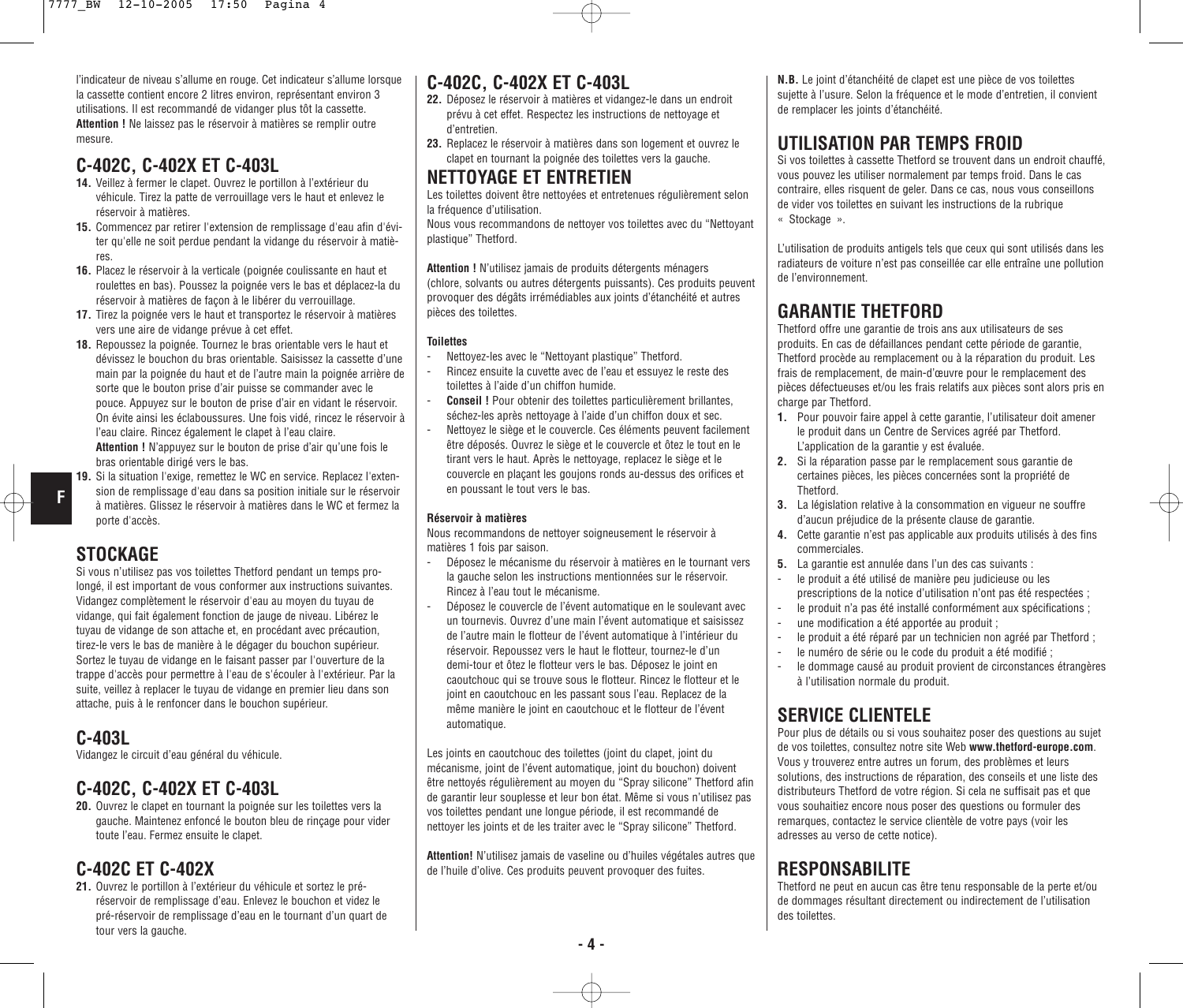l'indicateur de niveau s'allume en rouge. Cet indicateur s'allume lorsque la cassette contient encore 2 litres environ, représentant environ 3 utilisations. Il est recommandé de vidanger plus tôt la cassette.
**Attention !** Ne laissez pas le réservoir à matières se remplir outre mesure.

## C-402C, C-402X ET C-403L

**14.** Veillez à fermer le clapet. Ouvrez le portillon à l'extérieur du véhicule. Tirez la patte de verrouillage vers le haut et enlevez le réservoir à matières.

**15.** Commencez par retirer l'extension de remplissage d'eau afin d'éviter qu'elle ne soit perdue pendant la vidange du réservoir à matières.

**16.** Placez le réservoir à la verticale (poignée coulissante en haut et roulettes en bas). Poussez la poignée vers le bas et déplacez-la du réservoir à matières de façon à le libérer du verrouillage.

**17.** Tirez la poignée vers le haut et transportez le réservoir à matières vers une aire de vidange prévue à cet effet.

**18.** Repoussez la poignée. Tournez le bras orientable vers le haut et dévissez le bouchon du bras orientable. Saisissez la cassette d'une main par la poignée du haut et de l'autre main la poignée arrière de sorte que le bouton prise d'air puisse se commander avec le pouce. Appuyez sur le bouton de prise d'air en vidant le réservoir. On évite ainsi les éclaboussures. Une fois vidé, rincez le réservoir à l'eau claire. Rincez également le clapet à l'eau claire.
**Attention !** N'appuyez sur le bouton de prise d'air qu'une fois le bras orientable dirigé vers le bas.

**19.** Si la situation l'exige, remettez le WC en service. Replacez l'extension de remplissage d'eau dans sa position initiale sur le réservoir à matières. Glissez le réservoir à matières dans le WC et fermez la porte d'accès.

## STOCKAGE

Si vous n'utilisez pas vos toilettes Thetford pendant un temps prolongé, il est important de vous conformer aux instructions suivantes. Vidangez complètement le réservoir d'eau au moyen du tuyau de vidange, qui fait également fonction de jauge de niveau. Libérez le tuyau de vidange de son attache et, en procédant avec précaution, tirez-le vers le bas de manière à le dégager du bouchon supérieur. Sortez le tuyau de vidange en le faisant passer par l'ouverture de la trappe d'accès pour permettre à l'eau de s'écouler à l'extérieur. Par la suite, veillez à replacer le tuyau de vidange en premier lieu dans son attache, puis à le renfoncer dans le bouchon supérieur.

## C-403L

Vidangez le circuit d'eau général du véhicule.

## C-402C, C-402X ET C-403L

**20.** Ouvrez le clapet en tournant la poignée sur les toilettes vers la gauche. Maintenez enfoncé le bouton bleu de rinçage pour vider toute l'eau. Fermez ensuite le clapet.

## C-402C ET C-402X

**21.** Ouvrez le portillon à l'extérieur du véhicule et sortez le pré-réservoir de remplissage d'eau. Enlevez le bouchon et videz le pré-réservoir de remplissage d'eau en le tournant d'un quart de tour vers la gauche.

## C-402C, C-402X ET C-403L

**22.** Déposez le réservoir à matières et vidangez-le dans un endroit prévu à cet effet. Respectez les instructions de nettoyage et d'entretien.

**23.** Replacez le réservoir à matières dans son logement et ouvrez le clapet en tournant la poignée des toilettes vers la gauche.

## NETTOYAGE ET ENTRETIEN

Les toilettes doivent être nettoyées et entretenues régulièrement selon la fréquence d'utilisation.
Nous vous recommandons de nettoyer vos toilettes avec du "Nettoyant plastique" Thetford.

**Attention !** N'utilisez jamais de produits détergents ménagers (chlore, solvants ou autres détergents puissants). Ces produits peuvent provoquer des dégâts irrémédiables aux joints d'étanchéité et autres pièces des toilettes.

**Toilettes**

- Nettoyez-les avec le "Nettoyant plastique" Thetford.
- Rincez ensuite la cuvette avec de l'eau et essuyez le reste des toilettes à l'aide d'un chiffon humide.
- **Conseil !** Pour obtenir des toilettes particulièrement brillantes, séchez-les après nettoyage à l'aide d'un chiffon doux et sec.
- Nettoyez le siège et le couvercle. Ces éléments peuvent facilement être déposés. Ouvrez le siège et le couvercle et ôtez le tout en le tirant vers le haut. Après le nettoyage, replacez le siège et le couvercle en plaçant les goujons ronds au-dessus des orifices et en poussant le tout vers le bas.

**Réservoir à matières**

Nous recommandons de nettoyer soigneusement le réservoir à matières 1 fois par saison.

- Déposez le mécanisme du réservoir à matières en le tournant vers la gauche selon les instructions mentionnées sur le réservoir. Rincez à l'eau tout le mécanisme.
- Déposez le couvercle de l'évent automatique en le soulevant avec un tournevis. Ouvrez d'une main l'évent automatique et saisissez de l'autre main le flotteur de l'évent automatique à l'intérieur du réservoir. Repoussez vers le haut le flotteur, tournez-le d'un demi-tour et ôtez le flotteur vers le bas. Déposez le joint en caoutchouc qui se trouve sous le flotteur. Rincez le flotteur et le joint en caoutchouc en les passant sous l'eau. Replacez de la même manière le joint en caoutchouc et le flotteur de l'évent automatique.

Les joints en caoutchouc des toilettes (joint du clapet, joint du mécanisme, joint de l'évent automatique, joint du bouchon) doivent être nettoyés régulièrement au moyen du "Spray silicone" Thetford afin de garantir leur souplesse et leur bon état. Même si vous n'utilisez pas vos toilettes pendant une longue période, il est recommandé de nettoyer les joints et de les traiter avec le "Spray silicone" Thetford.

**Attention!** N'utilisez jamais de vaseline ou d'huiles végétales autres que de l'huile d'olive. Ces produits peuvent provoquer des fuites.

**N.B.** Le joint d'étanchéité de clapet est une pièce de vos toilettes sujette à l'usure. Selon la fréquence et le mode d'entretien, il convient de remplacer les joints d'étanchéité.

## UTILISATION PAR TEMPS FROID

Si vos toilettes à cassette Thetford se trouvent dans un endroit chauffé, vous pouvez les utiliser normalement par temps froid. Dans le cas contraire, elles risquent de geler. Dans ce cas, nous vous conseillons de vider vos toilettes en suivant les instructions de la rubrique « Stockage ».

L'utilisation de produits antigels tels que ceux qui sont utilisés dans les radiateurs de voiture n'est pas conseillée car elle entraîne une pollution de l'environnement.

## GARANTIE THETFORD

Thetford offre une garantie de trois ans aux utilisateurs de ses produits. En cas de défaillances pendant cette période de garantie, Thetford procède au remplacement ou à la réparation du produit. Les frais de remplacement, de main-d'œuvre pour le remplacement des pièces défectueuses et/ou les frais relatifs aux pièces sont alors pris en charge par Thetford.

**1.** Pour pouvoir faire appel à cette garantie, l'utilisateur doit amener le produit dans un Centre de Services agréé par Thetford. L'application de la garantie y est évaluée.

**2.** Si la réparation passe par le remplacement sous garantie de certaines pièces, les pièces concernées sont la propriété de Thetford.

**3.** La législation relative à la consommation en vigueur ne souffre d'aucun préjudice de la présente clause de garantie.

**4.** Cette garantie n'est pas applicable aux produits utilisés à des fins commerciales.

**5.** La garantie est annulée dans l'un des cas suivants :

- le produit a été utilisé de manière peu judicieuse ou les prescriptions de la notice d'utilisation n'ont pas été respectées ;
- le produit n'a pas été installé conformément aux spécifications ;
- une modification a été apportée au produit ;
- le produit a été réparé par un technicien non agréé par Thetford ;
- le numéro de série ou le code du produit a été modifié ;
- le dommage causé au produit provient de circonstances étrangères à l'utilisation normale du produit.

## SERVICE CLIENTELE

Pour plus de détails ou si vous souhaitez poser des questions au sujet de vos toilettes, consultez notre site Web **www.thetford-europe.com**. Vous y trouverez entre autres un forum, des problèmes et leurs solutions, des instructions de réparation, des conseils et une liste des distributeurs Thetford de votre région. Si cela ne suffisait pas et que vous souhaitiez encore nous poser des questions ou formuler des remarques, contactez le service clientèle de votre pays (voir les adresses au verso de cette notice).

## RESPONSABILITE

Thetford ne peut en aucun cas être tenu responsable de la perte et/ou de dommages résultant directement ou indirectement de l'utilisation des toilettes.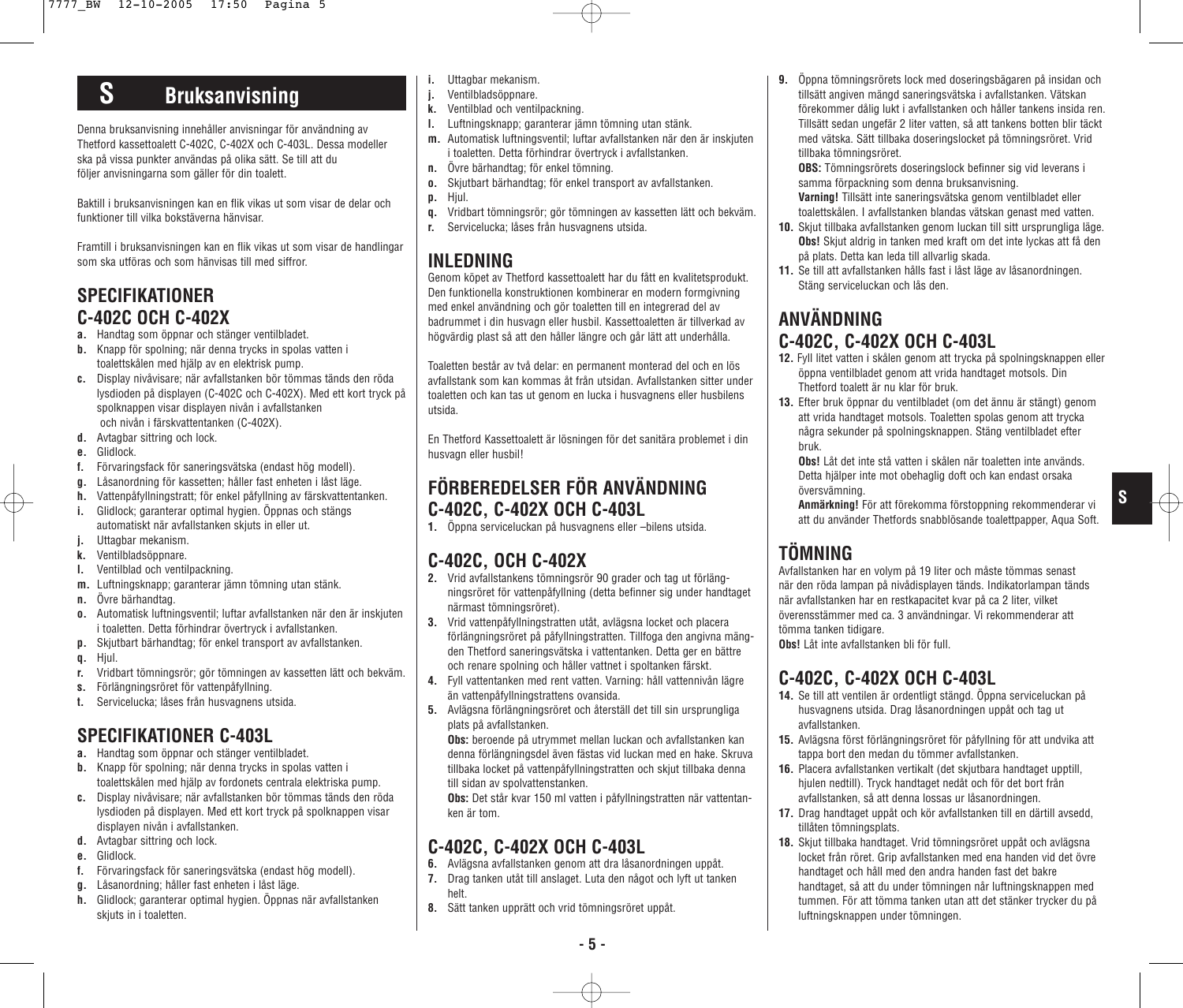# S Bruksanvisning

Denna bruksanvisning innehåller anvisningar för användning av Thetford kassettoalett C-402C, C-402X och C-403L. Dessa modeller ska på vissa punkter användas på olika sätt. Se till att du följer anvisningarna som gäller för din toalett.

Baktill i bruksanvisningen kan en flik vikas ut som visar de delar och funktioner till vilka bokstäverna hänvisar.

Framtill i bruksanvisningen kan en flik vikas ut som visar de handlingar som ska utföras och som hänvisas till med siffror.

## SPECIFIKATIONER C-402C OCH C-402X

- **a.** Handtag som öppnar och stänger ventilbladet.
- **b.** Knapp för spolning; när denna trycks in spolas vatten i toalettskålen med hjälp av en elektrisk pump.
- **c.** Display nivåvisare; när avfallstanken bör tömmas tänds den röda lysdioden på displayen (C-402C och C-402X). Med ett kort tryck på spolknappen visar displayen nivån i avfallstanken och nivån i färskvattentanken (C-402X).
- **d.** Avtagbar sittring och lock.
- **e.** Glidlock.
- **f.** Förvaringsfack för saneringsvätska (endast hög modell).
- **g.** Låsanordning för kassetten; håller fast enheten i låst läge.
- **h.** Vattenpåfyllningstratt; för enkel påfyllning av färskvattentanken.
- **i.** Glidlock; garanterar optimal hygien. Öppnas och stängs automatiskt när avfallstanken skjuts in eller ut.
- **j.** Uttagbar mekanism.
- **k.** Ventilbladsöppnare.
- **l.** Ventilblad och ventilpackning.
- **m.** Luftningsknapp; garanterar jämn tömning utan stänk.
- **n.** Övre bärhandtag.
- **o.** Automatisk luftningsventil; luftar avfallstanken när den är inskjuten i toaletten. Detta förhindrar övertryck i avfallstanken.
- **p.** Skjutbart bärhandtag; för enkel transport av avfallstanken.
- **q.** Hjul.
- **r.** Vridbart tömningsrör; gör tömningen av kassetten lätt och bekväm.
- **s.** Förlängningsröret för vattenpåfyllning.
- **t.** Servicelucka; låses från husvagnens utsida.

## SPECIFIKATIONER C-403L

- **a.** Handtag som öppnar och stänger ventilbladet.
- **b.** Knapp för spolning; när denna trycks in spolas vatten i toalettskålen med hjälp av fordonets centrala elektriska pump.
- **c.** Display nivåvisare; när avfallstanken bör tömmas tänds den röda lysdioden på displayen. Med ett kort tryck på spolknappen visar displayen nivån i avfallstanken.
- **d.** Avtagbar sittring och lock.
- **e.** Glidlock.
- **f.** Förvaringsfack för saneringsvätska (endast hög modell).
- **g.** Låsanordning; håller fast enheten i låst läge.
- **h.** Glidlock; garanterar optimal hygien. Öppnas när avfallstanken skjuts in i toaletten.
- **i.** Uttagbar mekanism.
- **j.** Ventilbladsöppnare.
- **k.** Ventilblad och ventilpackning.
- **l.** Luftningsknapp; garanterar jämn tömning utan stänk.
- **m.** Automatisk luftningsventil; luftar avfallstanken när den är inskjuten i toaletten. Detta förhindrar övertryck i avfallstanken.
- **n.** Övre bärhandtag; för enkel tömning.
- **o.** Skjutbart bärhandtag; för enkel transport av avfallstanken.
- **p.** Hjul.
- **q.** Vridbart tömningsrör; gör tömningen av kassetten lätt och bekväm.
- **r.** Servicelucka; låses från husvagnens utsida.

## INLEDNING

Genom köpet av Thetford kassettoalett har du fått en kvalitetsprodukt. Den funktionella konstruktionen kombinerar en modern formgivning med enkel användning och gör toaletten till en integrerad del av badrummet i din husvagn eller husbil. Kassettoaletten är tillverkad av högvärdig plast så att den håller längre och går lätt att underhålla.

Toaletten består av två delar: en permanent monterad del och en lös avfallstank som kan kommas åt från utsidan. Avfallstanken sitter under toaletten och kan tas ut genom en lucka i husvagnens eller husbilens utsida.

En Thetford Kassettoalett är lösningen för det sanitära problemet i din husvagn eller husbil!

## FÖRBEREDELSER FÖR ANVÄNDNING C-402C, C-402X OCH C-403L

1. Öppna serviceluckan på husvagnens eller –bilens utsida.

## C-402C, OCH C-402X

2. Vrid avfallstankens tömningsrör 90 grader och tag ut förlängningsröret för vattenpåfyllning (detta befinner sig under handtaget närmast tömningsröret).
3. Vrid vattenpåfyllningstratten utåt, avlägsna locket och placera förlängningsröret på påfyllningstratten. Tillfoga den angivna mängden Thetford saneringsvätska i vattentanken. Detta ger en bättre och renare spolning och håller vattnet i spoltanken färskt.
4. Fyll vattentanken med rent vatten. Varning: håll vattennivån lägre än vattenpåfyllningstrattens ovansida.
5. Avlägsna förlängningsröret och återställ det till sin ursprungliga plats på avfallstanken.

   **Obs:** beroende på utrymmet mellan luckan och avfallstanken kan denna förlängningsdel även fästas vid luckan med en hake. Skruva tillbaka locket på vattenpåfyllningstratten och skjut tillbaka denna till sidan av spolvattenstanken.

   **Obs:** Det står kvar 150 ml vatten i påfyllningstratten när vattentanken är tom.

## C-402C, C-402X OCH C-403L

6. Avlägsna avfallstanken genom att dra låsanordningen uppåt.
7. Drag tanken utåt till anslaget. Luta den något och lyft ut tanken helt.
8. Sätt tanken upprätt och vrid tömningsröret uppåt.
9. Öppna tömningsrörets lock med doseringsbägaren på insidan och tillsätt angiven mängd saneringsvätska i avfallstanken. Vätskan förekommer dålig lukt i avfallstanken och håller tankens insida ren. Tillsätt sedan ungefär 2 liter vatten, så att tankens botten blir täckt med vätska. Sätt tillbaka doseringslocket på tömningsröret. Vrid tillbaka tömningsröret.

   **OBS:** Tömningsrörets doseringslock befinner sig vid leverans i samma förpackning som denna bruksanvisning.

   **Varning!** Tillsätt inte saneringsvätska genom ventilbladet eller toalettskålen. I avfallstanken blandas vätskan genast med vatten.
10. Skjut tillbaka avfallstanken genom luckan till sitt ursprungliga läge. **Obs!** Skjut aldrig in tanken med kraft om det inte lyckas att få den på plats. Detta kan leda till allvarlig skada.
11. Se till att avfallstanken hålls fast i låst läge av låsanordningen. Stäng serviceluckan och lås den.

## ANVÄNDNING C-402C, C-402X OCH C-403L

12. Fyll litet vatten i skålen genom att trycka på spolningsknappen eller öppna ventilbladet genom att vrida handtaget motsols. Din Thetford toalett är nu klar för bruk.
13. Efter bruk öppnar du ventilbladet (om det ännu är stängt) genom att vrida handtaget motsols. Toaletten spolas genom att trycka några sekunder på spolningsknappen. Stäng ventilbladet efter bruk.

   **Obs!** Låt det inte stå vatten i skålen när toaletten inte används. Detta hjälper inte mot obehaglig doft och kan endast orsaka översvämning.

   **Anmärkning!** För att förekomma förstoppning rekommenderar vi att du använder Thetfords snabblösande toalettpapper, Aqua Soft.

## TÖMNING

Avfallstanken har en volym på 19 liter och måste tömmas senast när den röda lampan på nivådisplayen tänds. Indikatorlampan tänds när avfallstanken har en restkapacitet kvar på ca 2 liter, vilket överensstämmer med ca. 3 användningar. Vi rekommenderar att tömma tanken tidigare.

**Obs!** Låt inte avfallstanken bli för full.

## C-402C, C-402X OCH C-403L

14. Se till att ventilen är ordentligt stängd. Öppna serviceluckan på husvagnens utsida. Drag låsanordningen uppåt och tag ut avfallstanken.
15. Avlägsna först förlängningsröret för påfyllning för att undvika att tappa bort den medan du tömmer avfallstanken.
16. Placera avfallstanken vertikalt (det skjutbara handtaget upptill, hjulen nedtill). Tryck handtaget nedåt och för det bort från avfallstanken, så att denna lossas ur låsanordningen.
17. Drag handtaget uppåt och kör avfallstanken till en därtill avsedd, tillåten tömningsplats.
18. Skjut tillbaka handtaget. Vrid tömningsröret uppåt och avlägsna locket från röret. Grip avfallstanken med ena handen vid det övre handtaget och håll med den andra handen fast det bakre handtaget, så att du under tömningen når luftningsknappen med tummen. För att tömma tanken utan att det stänker trycker du på luftningsknappen under tömningen.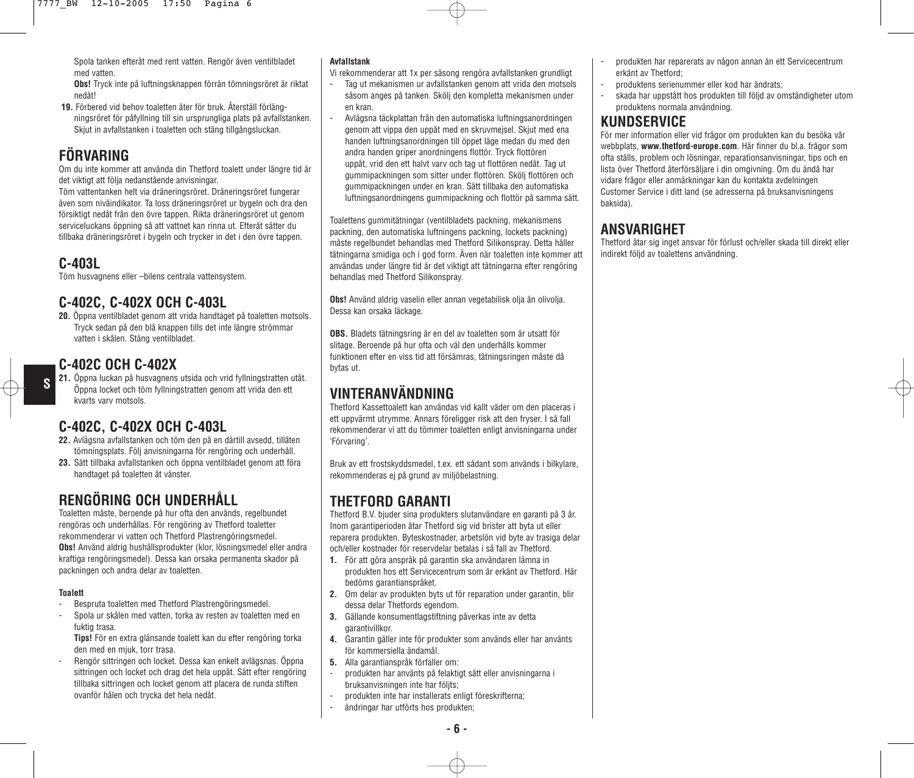Spola tanken efteråt med rent vatten. Rengör även ventilbladet med vatten.

**Obs!** Tryck inte på luftningsknappen förrän tömningsröret är riktat nedåt!

**19.** Förbered vid behov toaletten åter för bruk. Återställ förlängningsröret för påfyllning till sin ursprungliga plats på avfallstanken. Skjut in avfallstanken i toaletten och stäng tillgångsluckan.

## FÖRVARING

Om du inte kommer att använda din Thetford toalett under längre tid är det viktigt att följa nedanstående anvisningar.

Töm vattentanken helt via dräneringsröret. Dräneringsröret fungerar även som nivåindikator. Ta loss dräneringsröret ur bygeln och dra den försiktigt nedåt från den övre tappen. Rikta dräneringsröret ut genom serviceluckans öppning så att vattnet kan rinna ut. Efteråt sätter du tillbaka dräneringsröret i bygeln och trycker in det i den övre tappen.

## C-403L

Töm husvagnens eller –bilens centrala vattensystem.

## C-402C, C-402X OCH C-403L

**20.** Öppna ventilbladet genom att vrida handtaget på toaletten motsols. Tryck sedan på den blå knappen tills det inte längre strömmar vatten i skålen. Stäng ventilbladet.

## C-402C OCH C-402X

**21.** Öppna luckan på husvagnens utsida och vrid fyllningstratten utåt. Öppna locket och töm fyllningstratten genom att vrida den ett kvarts varv motsols.

## C-402C, C-402X OCH C-403L

**22.** Avlägsna avfallstanken och töm den på en därtill avsedd, tillåten tömningsplats. Följ anvisningarna för rengöring och underhåll.

**23.** Sätt tillbaka avfallstanken och öppna ventilbladet genom att föra handtaget på toaletten åt vänster.

## RENGÖRING OCH UNDERHÅLL

Toaletten måste, beroende på hur ofta den används, regelbundet rengöras och underhållas. För rengöring av Thetford toaletter rekommenderar vi vatten och Thetford Plastrengöringsmedel.

**Obs!** Använd aldrig hushållsprodukter (klor, lösningsmedel eller andra kraftiga rengöringsmedel). Dessa kan orsaka permanenta skador på packningen och andra delar av toaletten.

#### Toalett

- Bespruta toaletten med Thetford Plastrengöringsmedel.
- Spola ur skålen med vatten, torka av resten av toaletten med en fuktig trasa.
  **Tips!** För en extra glänsande toalett kan du efter rengöring torka den med en mjuk, torr trasa.
- Rengör sittringen och locket. Dessa kan enkelt avlägsnas. Öppna sittringen och locket och drag det hela uppåt. Sätt efter rengöring tillbaka sittringen och locket genom att placera de runda stiften ovanför hålen och trycka det hela nedåt.

#### Avfallstank

Vi rekommenderar att 1x per säsong rengöra avfallstanken grundligt

- Tag ut mekanismen ur avfallstanken genom att vrida den motsols såsom anges på tanken. Skölj den kompletta mekanismen under en kran.
- Avlägsna täckplattan från den automatiska luftningsanordningen genom att vippa den uppåt med en skruvmejsel. Skjut med ena handen luftningsanordningen till öppet läge medan du med den andra handen griper anordningens flottör. Tryck flottören uppåt, vrid den ett halvt varv och tag ut flottören nedåt. Tag ut gummipackningen som sitter under flottören. Skölj flottören och gummipackningen under en kran. Sätt tillbaka den automatiska luftningsanordningens gummipackning och flottör på samma sätt.

Toalettens gummitätningar (ventilbladets packning, mekanismens packning, den automatiska luftningens packning, lockets packning) måste regelbundet behandlas med Thetford Silikonspray. Detta håller tätningarna smidiga och i god form. Även när toaletten inte kommer att användas under längre tid är det viktigt att tätningarna efter rengöring behandlas med Thetford Silikonspray.

**Obs!** Använd aldrig vaselin eller annan vegetabilisk olja än olivolja. Dessa kan orsaka läckage.

**OBS.** Bladets tätningsring är en del av toaletten som är utsatt för slitage. Beroende på hur ofta och väl den underhålls kommer funktionen efter en viss tid att försämras, tätningsringen måste då bytas ut.

## VINTERANVÄNDNING

Thetford Kassettoalett kan användas vid kallt väder om den placeras i ett uppvärmt utrymme. Annars föreligger risk att den fryser. I så fall rekommenderar vi att du tömmer toaletten enligt anvisningarna under 'Förvaring'.

Bruk av ett frostskyddsmedel, t.ex. ett sådant som används i bilkylare, rekommenderas ej på grund av miljöbelastning.

## THETFORD GARANTI

Thetford B.V. bjuder sina produkters slutanvändare en garanti på 3 år. Inom garantiperioden åtar Thetford sig vid brister att byta ut eller reparera produkten. Byteskostnader, arbetslön vid byte av trasiga delar och/eller kostnader för reservdelar betalas i så fall av Thetford.

1. För att göra anspråk på garantin ska användaren lämna in produkten hos ett Servicecentrum som är erkänt av Thetford. Här bedöms garantianspråket.
2. Om delar av produkten byts ut för reparation under garantin, blir dessa delar Thetfords egendom.
3. Gällande konsumentlagstiftning påverkas inte av detta garantivillkor.
4. Garantin gäller inte för produkter som används eller har använts för kommersiella ändamål.
5. Alla garantianspråk förfaller om:

- produkten har använts på felaktigt sätt eller anvisningarna i bruksanvisningen inte har följts;
- produkten inte har installerats enligt föreskrifterna;
- ändringar har utförts hos produkten;
- produkten har reparerats av någon annan än ett Servicecentrum erkänt av Thetford;
- produktens serienummer eller kod har ändrats;
- skada har uppstått hos produkten till följd av omständigheter utom produktens normala användning.

## KUNDSERVICE

För mer information eller vid frågor om produkten kan du besöka vår webbplats, **www.thetford-europe.com**. Här finner du bl.a. frågor som ofta ställs, problem och lösningar, reparationsanvisningar, tips och en lista över Thetford återförsäljare i din omgivning. Om du ändå har vidare frågor eller anmärkningar kan du kontakta avdelningen Customer Service i ditt land (se adresserna på bruksanvisningens baksida).

## ANSVARIGHET

Thetford åtar sig inget ansvar för förlust och/eller skada till direkt eller indirekt följd av toalettens användning.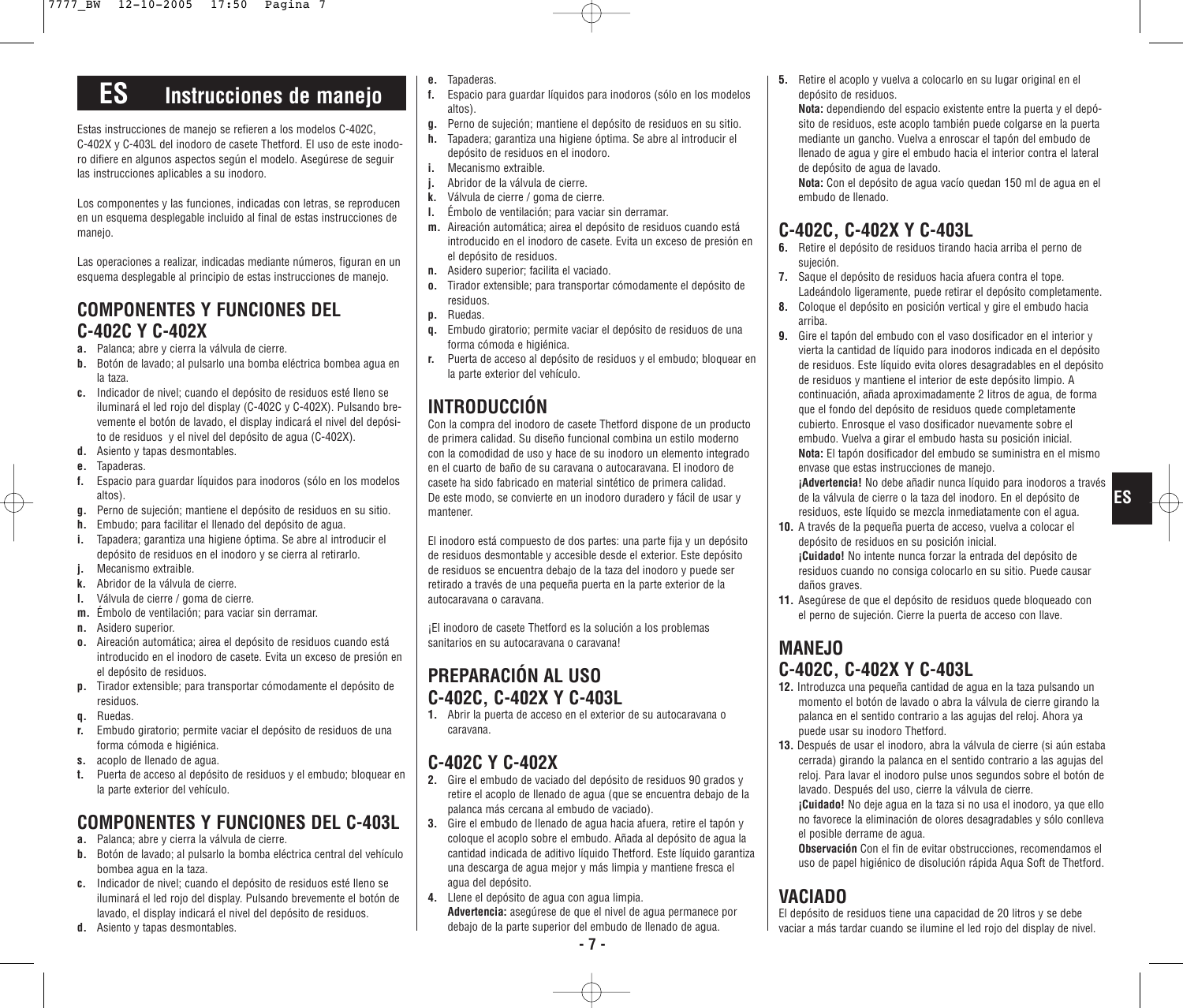# ES Instrucciones de manejo

Estas instrucciones de manejo se refieren a los modelos C-402C, C-402X y C-403L del inodoro de casete Thetford. El uso de este inodoro difiere en algunos aspectos según el modelo. Asegúrese de seguir las instrucciones aplicables a su inodoro.

Los componentes y las funciones, indicadas con letras, se reproducen en un esquema desplegable incluido al final de estas instrucciones de manejo.

Las operaciones a realizar, indicadas mediante números, figuran en un esquema desplegable al principio de estas instrucciones de manejo.

## COMPONENTES Y FUNCIONES DEL C-402C Y C-402X

- **a.** Palanca; abre y cierra la válvula de cierre.
- **b.** Botón de lavado; al pulsarlo una bomba eléctrica bombea agua en la taza.
- **c.** Indicador de nivel; cuando el depósito de residuos esté lleno se iluminará el led rojo del display (C-402C y C-402X). Pulsando brevemente el botón de lavado, el display indicará el nivel del depósito de residuos y el nivel del depósito de agua (C-402X).
- **d.** Asiento y tapas desmontables.
- **e.** Tapaderas.
- **f.** Espacio para guardar líquidos para inodoros (sólo en los modelos altos).
- **g.** Perno de sujeción; mantiene el depósito de residuos en su sitio.
- **h.** Embudo; para facilitar el llenado del depósito de agua.
- **i.** Tapadera; garantiza una higiene óptima. Se abre al introducir el depósito de residuos en el inodoro y se cierra al retirarlo.
- **j.** Mecanismo extraíble.
- **k.** Abridor de la válvula de cierre.
- **l.** Válvula de cierre / goma de cierre.
- **m.** Émbolo de ventilación; para vaciar sin derramar.
- **n.** Asidero superior.
- **o.** Aireación automática; airea el depósito de residuos cuando está introducido en el inodoro de casete. Evita un exceso de presión en el depósito de residuos.
- **p.** Tirador extensible; para transportar cómodamente el depósito de residuos.
- **q.** Ruedas.
- **r.** Embudo giratorio; permite vaciar el depósito de residuos de una forma cómoda e higiénica.
- **s.** acoplo de llenado de agua.
- **t.** Puerta de acceso al depósito de residuos y el embudo; bloquear en la parte exterior del vehículo.

## COMPONENTES Y FUNCIONES DEL C-403L

- **a.** Palanca; abre y cierra la válvula de cierre.
- **b.** Botón de lavado; al pulsarlo la bomba eléctrica central del vehículo bombea agua en la taza.
- **c.** Indicador de nivel; cuando el depósito de residuos esté lleno se iluminará el led rojo del display. Pulsando brevemente el botón de lavado, el display indicará el nivel del depósito de residuos.
- **d.** Asiento y tapas desmontables.
- **e.** Tapaderas.
- **f.** Espacio para guardar líquidos para inodoros (sólo en los modelos altos).
- **g.** Perno de sujeción; mantiene el depósito de residuos en su sitio.
- **h.** Tapadera; garantiza una higiene óptima. Se abre al introducir el depósito de residuos en el inodoro.
- **i.** Mecanismo extraíble.
- **j.** Abridor de la válvula de cierre.
- **k.** Válvula de cierre / goma de cierre.
- **l.** Émbolo de ventilación; para vaciar sin derramar.
- **m.** Aireación automática; airea el depósito de residuos cuando está introducido en el inodoro de casete. Evita un exceso de presión en el depósito de residuos.
- **n.** Asidero superior; facilita el vaciado.
- **o.** Tirador extensible; para transportar cómodamente el depósito de residuos.
- **p.** Ruedas.
- **q.** Embudo giratorio; permite vaciar el depósito de residuos de una forma cómoda e higiénica.
- **r.** Puerta de acceso al depósito de residuos y el embudo; bloquear en la parte exterior del vehículo.

## INTRODUCCIÓN

Con la compra del inodoro de casete Thetford dispone de un producto de primera calidad. Su diseño funcional combina un estilo moderno con la comodidad de uso y hace de su inodoro un elemento integrado en el cuarto de baño de su caravana o autocaravana. El inodoro de casete ha sido fabricado en material sintético de primera calidad. De este modo, se convierte en un inodoro duradero y fácil de usar y mantener.

El inodoro está compuesto de dos partes: una parte fija y un depósito de residuos desmontable y accesible desde el exterior. Este depósito de residuos se encuentra debajo de la taza del inodoro y puede ser retirado a través de una pequeña puerta en la parte exterior de la autocaravana o caravana.

¡El inodoro de casete Thetford es la solución a los problemas sanitarios en su autocaravana o caravana!

## PREPARACIÓN AL USO C-402C, C-402X Y C-403L

1. Abrir la puerta de acceso en el exterior de su autocaravana o caravana.

## C-402C Y C-402X

2. Gire el embudo de vaciado del depósito de residuos 90 grados y retire el acoplo de llenado de agua (que se encuentra debajo de la palanca más cercana al embudo de vaciado).
3. Gire el embudo de llenado de agua hacia afuera, retire el tapón y coloque el acoplo sobre el embudo. Añada al depósito de agua la cantidad indicada de aditivo líquido Thetford. Este líquido garantiza una descarga de agua mejor y más limpia y mantiene fresca el agua del depósito.
4. Llene el depósito de agua con agua limpia.
   **Advertencia:** asegúrese de que el nivel de agua permanece por debajo de la parte superior del embudo de llenado de agua.
5. Retire el acoplo y vuelva a colocarlo en su lugar original en el depósito de residuos.
   **Nota:** dependiendo del espacio existente entre la puerta y el depósito de residuos, este acoplo también puede colgarse en la puerta mediante un gancho. Vuelva a enroscar el tapón del embudo de llenado de agua y gire el embudo hacia el interior contra el lateral de depósito de agua de lavado.
   **Nota:** Con el depósito de agua vacío quedan 150 ml de agua en el embudo de llenado.

## C-402C, C-402X Y C-403L

6. Retire el depósito de residuos tirando hacia arriba el perno de sujeción.
7. Saque el depósito de residuos hacia afuera contra el tope. Ladeándolo ligeramente, puede retirar el depósito completamente.
8. Coloque el depósito en posición vertical y gire el embudo hacia arriba.
9. Gire el tapón del embudo con el vaso dosificador en el interior y vierta la cantidad de líquido para inodoros indicada en el depósito de residuos. Este líquido evita olores desagradables en el depósito de residuos y mantiene el interior de este depósito limpio. A continuación, añada aproximadamente 2 litros de agua, de forma que el fondo del depósito de residuos quede completamente cubierto. Enrosque el vaso dosificador nuevamente sobre el embudo. Vuelva a girar el embudo hasta su posición inicial.
   **Nota:** El tapón dosificador del embudo se suministra en el mismo envase que estas instrucciones de manejo.
   **¡Advertencia!** No debe añadir nunca líquido para inodoros a través de la válvula de cierre o la taza del inodoro. En el depósito de residuos, este líquido se mezcla inmediatamente con el agua.
10. A través de la pequeña puerta de acceso, vuelva a colocar el depósito de residuos en su posición inicial.
    **¡Cuidado!** No intente nunca forzar la entrada del depósito de residuos cuando no consiga colocarlo en su sitio. Puede causar daños graves.
11. Asegúrese de que el depósito de residuos quede bloqueado con el perno de sujeción. Cierre la puerta de acceso con llave.

## MANEJO C-402C, C-402X Y C-403L

12. Introduzca una pequeña cantidad de agua en la taza pulsando un momento el botón de lavado o abra la válvula de cierre girando la palanca en el sentido contrario a las agujas del reloj. Ahora ya puede usar su inodoro Thetford.
13. Después de usar el inodoro, abra la válvula de cierre (si aún estaba cerrada) girando la palanca en el sentido contrario a las agujas del reloj. Para lavar el inodoro pulse unos segundos sobre el botón de lavado. Después del uso, cierre la válvula de cierre.
    **¡Cuidado!** No deje agua en la taza si no usa el inodoro, ya que ello no favorece la eliminación de olores desagradables y sólo conlleva el posible derrame de agua.
    **Observación** Con el fin de evitar obstrucciones, recomendamos el uso de papel higiénico de disolución rápida Aqua Soft de Thetford.

## VACIADO

El depósito de residuos tiene una capacidad de 20 litros y se debe vaciar a más tardar cuando se ilumine el led rojo del display de nivel.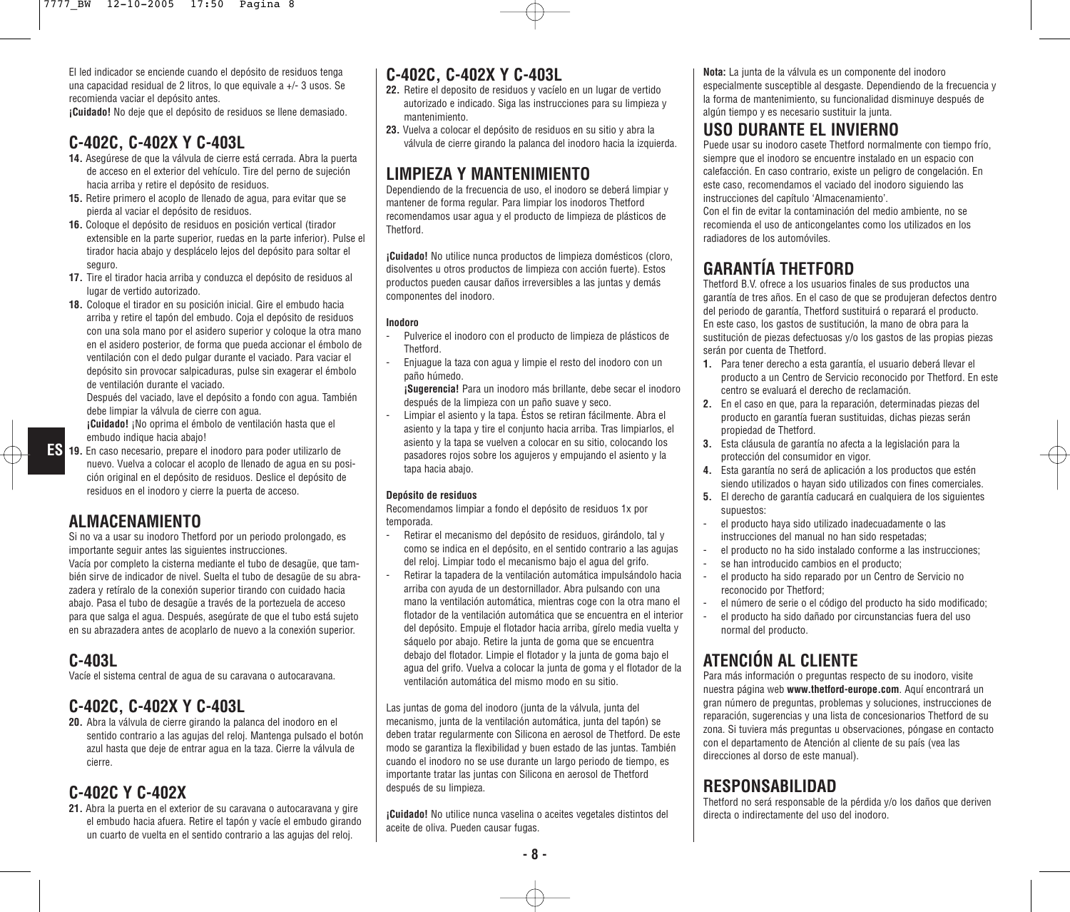El led indicador se enciende cuando el depósito de residuos tenga una capacidad residual de 2 litros, lo que equivale a +/- 3 usos. Se recomienda vaciar el depósito antes.
**¡Cuidado!** No deje que el depósito de residuos se llene demasiado.

## C-402C, C-402X Y C-403L

14. Asegúrese de que la válvula de cierre está cerrada. Abra la puerta de acceso en el exterior del vehículo. Tire del perno de sujeción hacia arriba y retire el depósito de residuos.
15. Retire primero el acoplo de llenado de agua, para evitar que se pierda al vaciar el depósito de residuos.
16. Coloque el depósito de residuos en posición vertical (tirador extensible en la parte superior, ruedas en la parte inferior). Pulse el tirador hacia abajo y desplácelo lejos del depósito para soltar el seguro.
17. Tire el tirador hacia arriba y conduzca el depósito de residuos al lugar de vertido autorizado.
18. Coloque el tirador en su posición inicial. Gire el embudo hacia arriba y retire el tapón del embudo. Coja el depósito de residuos con una sola mano por el asidero superior y coloque la otra mano en el asidero posterior, de forma que pueda accionar el émbolo de ventilación con el dedo pulgar durante el vaciado. Para vaciar el depósito sin provocar salpicaduras, pulse sin exagerar el émbolo de ventilación durante el vaciado.
    Después del vaciado, lave el depósito a fondo con agua. También debe limpiar la válvula de cierre con agua.
    **¡Cuidado!** ¡No oprima el émbolo de ventilación hasta que el embudo indique hacia abajo!
19. En caso necesario, prepare el inodoro para poder utilizarlo de nuevo. Vuelva a colocar el acoplo de llenado de agua en su posición original en el depósito de residuos. Deslice el depósito de residuos en el inodoro y cierre la puerta de acceso.

## ALMACENAMIENTO

Si no va a usar su inodoro Thetford por un periodo prolongado, es importante seguir antes las siguientes instrucciones.
Vacía por completo la cisterna mediante el tubo de desagüe, que también sirve de indicador de nivel. Suelta el tubo de desagüe de su abrazadera y retíralo de la conexión superior tirando con cuidado hacia abajo. Pasa el tubo de desagüe a través de la portezuela de acceso para que salga el agua. Después, asegúrate de que el tubo está sujeto en su abrazadera antes de acoplarlo de nuevo a la conexión superior.

## C-403L

Vacíe el sistema central de agua de su caravana o autocaravana.

## C-402C, C-402X Y C-403L

20. Abra la válvula de cierre girando la palanca del inodoro en el sentido contrario a las agujas del reloj. Mantenga pulsado el botón azul hasta que deje de entrar agua en la taza. Cierre la válvula de cierre.

## C-402C Y C-402X

21. Abra la puerta en el exterior de su caravana o autocaravana y gire el embudo hacia afuera. Retire el tapón y vacíe el embudo girando un cuarto de vuelta en el sentido contrario a las agujas del reloj.

## C-402C, C-402X Y C-403L

22. Retire el deposito de residuos y vacíelo en un lugar de vertido autorizado e indicado. Siga las instrucciones para su limpieza y mantenimiento.
23. Vuelva a colocar el depósito de residuos en su sitio y abra la válvula de cierre girando la palanca del inodoro hacia la izquierda.

## LIMPIEZA Y MANTENIMIENTO

Dependiendo de la frecuencia de uso, el inodoro se deberá limpiar y mantener de forma regular. Para limpiar los inodoros Thetford recomendamos usar agua y el producto de limpieza de plásticos de Thetford.

**¡Cuidado!** No utilice nunca productos de limpieza domésticos (cloro, disolventes u otros productos de limpieza con acción fuerte). Estos productos pueden causar daños irreversibles a las juntas y demás componentes del inodoro.

**Inodoro**

- Pulverice el inodoro con el producto de limpieza de plásticos de Thetford.
- Enjuague la taza con agua y limpie el resto del inodoro con un paño húmedo.
  **¡Sugerencia!** Para un inodoro más brillante, debe secar el inodoro después de la limpieza con un paño suave y seco.
- Limpiar el asiento y la tapa. Éstos se retiran fácilmente. Abra el asiento y la tapa y tire el conjunto hacia arriba. Tras limpiarlos, el asiento y la tapa se vuelven a colocar en su sitio, colocando los pasadores rojos sobre los agujeros y empujando el asiento y la tapa hacia abajo.

**Depósito de residuos**

Recomendamos limpiar a fondo el depósito de residuos 1x por temporada.

- Retirar el mecanismo del depósito de residuos, girándolo, tal y como se indica en el depósito, en el sentido contrario a las agujas del reloj. Limpiar todo el mecanismo bajo el agua del grifo.
- Retirar la tapadera de la ventilación automática impulsándolo hacia arriba con ayuda de un destornillador. Abra pulsando con una mano la ventilación automática, mientras coge con la otra mano el flotador de la ventilación automática que se encuentra en el interior del depósito. Empuje el flotador hacia arriba, gírelo media vuelta y sáquelo por abajo. Retire la junta de goma que se encuentra debajo del flotador. Limpie el flotador y la junta de goma bajo el agua del grifo. Vuelva a colocar la junta de goma y el flotador de la ventilación automática del mismo modo en su sitio.

Las juntas de goma del inodoro (junta de la válvula, junta del mecanismo, junta de la ventilación automática, junta del tapón) se deben tratar regularmente con Silicona en aerosol de Thetford. De este modo se garantiza la flexibilidad y buen estado de las juntas. También cuando el inodoro no se use durante un largo periodo de tiempo, es importante tratar las juntas con Silicona en aerosol de Thetford después de su limpieza.

**¡Cuidado!** No utilice nunca vaselina o aceites vegetales distintos del aceite de oliva. Pueden causar fugas.

**Nota:** La junta de la válvula es un componente del inodoro especialmente susceptible al desgaste. Dependiendo de la frecuencia y la forma de mantenimiento, su funcionalidad disminuye después de algún tiempo y es necesario sustituir la junta.

## USO DURANTE EL INVIERNO

Puede usar su inodoro casete Thetford normalmente con tiempo frío, siempre que el inodoro se encuentre instalado en un espacio con calefacción. En caso contrario, existe un peligro de congelación. En este caso, recomendamos el vaciado del inodoro siguiendo las instrucciones del capítulo 'Almacenamiento'.
Con el fin de evitar la contaminación del medio ambiente, no se recomienda el uso de anticongelantes como los utilizados en los radiadores de los automóviles.

## GARANTÍA THETFORD

Thetford B.V. ofrece a los usuarios finales de sus productos una garantía de tres años. En el caso de que se produjeran defectos dentro del periodo de garantía, Thetford sustituirá o reparará el producto. En este caso, los gastos de sustitución, la mano de obra para la sustitución de piezas defectuosas y/o los gastos de las propias piezas serán por cuenta de Thetford.

1. Para tener derecho a esta garantía, el usuario deberá llevar el producto a un Centro de Servicio reconocido por Thetford. En este centro se evaluará el derecho de reclamación.
2. En el caso en que, para la reparación, determinadas piezas del producto en garantía fueran sustituidas, dichas piezas serán propiedad de Thetford.
3. Esta cláusula de garantía no afecta a la legislación para la protección del consumidor en vigor.
4. Esta garantía no será de aplicación a los productos que estén siendo utilizados o hayan sido utilizados con fines comerciales.
5. El derecho de garantía caducará en cualquiera de los siguientes supuestos:

- el producto haya sido utilizado inadecuadamente o las instrucciones del manual no han sido respetadas;
- el producto no ha sido instalado conforme a las instrucciones;
- se han introducido cambios en el producto;
- el producto ha sido reparado por un Centro de Servicio no reconocido por Thetford;
- el número de serie o el código del producto ha sido modificado;
- el producto ha sido dañado por circunstancias fuera del uso normal del producto.

## ATENCIÓN AL CLIENTE

Para más información o preguntas respecto de su inodoro, visite nuestra página web **www.thetford-europe.com**. Aquí encontrará un gran número de preguntas, problemas y soluciones, instrucciones de reparación, sugerencias y una lista de concesionarios Thetford de su zona. Si tuviera más preguntas u observaciones, póngase en contacto con el departamento de Atención al cliente de su país (vea las direcciones al dorso de este manual).

## RESPONSABILIDAD

Thetford no será responsable de la pérdida y/o los daños que deriven directa o indirectamente del uso del inodoro.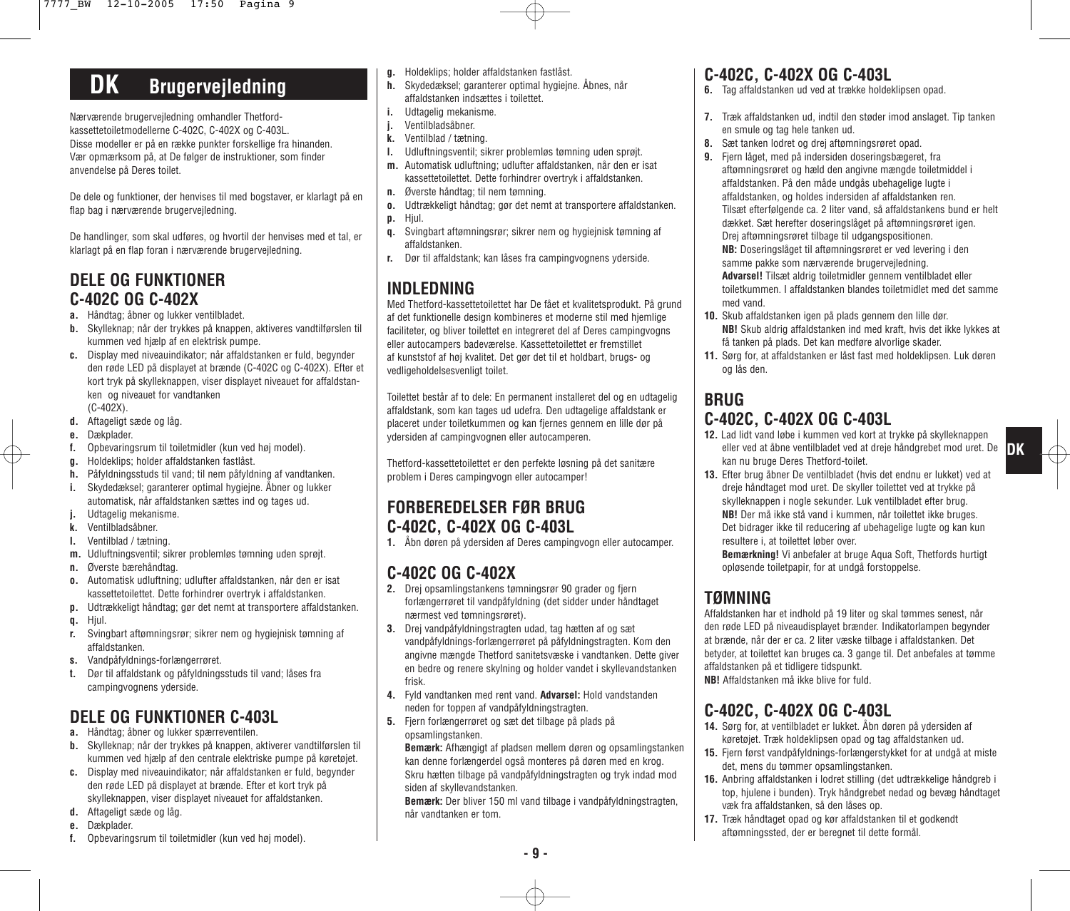# DK Brugervejledning

Nærværende brugervejledning omhandler Thetford-kassettetoiletmodellerne C-402C, C-402X og C-403L. Disse modeller er på en række punkter forskellige fra hinanden. Vær opmærksom på, at De følger de instruktioner, som finder anvendelse på Deres toilet.

De dele og funktioner, der henvises til med bogstaver, er klarlagt på en flap bag i nærværende brugervejledning.

De handlinger, som skal udføres, og hvortil der henvises med et tal, er klarlagt på en flap foran i nærværende brugervejledning.

## DELE OG FUNKTIONER C-402C OG C-402X

- **a.** Håndtag; åbner og lukker ventilbladet.
- **b.** Skylleknap; når der trykkes på knappen, aktiveres vandtilførslen til kummen ved hjælp af en elektrisk pumpe.
- **c.** Display med niveauindikator; når affaldstanken er fuld, begynder den røde LED på displayet at brænde (C-402C og C-402X). Efter et kort tryk på skylleknappen, viser displayet niveauet for affaldstanken og niveauet for vandtanken (C-402X).
- **d.** Aftageligt sæde og låg.
- **e.** Dækplader.
- **f.** Opbevaringsrum til toiletmidler (kun ved høj model).
- **g.** Holdeklips; holder affaldstanken fastlåst.
- **h.** Påfyldningsstuds til vand; til nem påfyldning af vandtanken.
- **i.** Skydedæksel; garanterer optimal hygiejne. Åbner og lukker automatisk, når affaldstanken sættes ind og tages ud.
- **j.** Udtagelig mekanisme.
- **k.** Ventilbladsåbner.
- **l.** Ventilblad / tætning.
- **m.** Udluftningsventil; sikrer problemløs tømning uden sprøjt.
- **n.** Øverste bærehåndtag.
- **o.** Automatisk udluftning; udlufter affaldstanken, når den er isat kassettetoilettet. Dette forhindrer overtryk i affaldstanken.
- **p.** Udtrækkeligt håndtag; gør det nemt at transportere affaldstanken.
- **q.** Hjul.
- **r.** Svingbart aftømningsrør; sikrer nem og hygiejnisk tømning af affaldstanken.
- **s.** Vandpåfyldnings-forlængerrøret.
- **t.** Dør til affaldstank og påfyldningsstuds til vand; låses fra campingvognens yderside.

## DELE OG FUNKTIONER C-403L

- **a.** Håndtag; åbner og lukker spærreventilen.
- **b.** Skylleknap; når der trykkes på knappen, aktiverer vandtilførslen til kummen ved hjælp af den centrale elektriske pumpe på køretøjet.
- **c.** Display med niveauindikator; når affaldstanken er fuld, begynder den røde LED på displayet at brænde. Efter et kort tryk på skylleknappen, viser displayet niveauet for affaldstanken.
- **d.** Aftageligt sæde og låg.
- **e.** Dækplader.
- **f.** Opbevaringsrum til toiletmidler (kun ved høj model).
- **g.** Holdeklips; holder affaldstanken fastlåst.
- **h.** Skydedæksel; garanterer optimal hygiejne. Åbnes, når affaldstanken indsættes i toilettet.
- **i.** Udtagelig mekanisme.
- **j.** Ventilbladsåbner.
- **k.** Ventilblad / tætning.
- **l.** Udluftningsventil; sikrer problemløs tømning uden sprøjt.
- **m.** Automatisk udluftning; udlufter affaldstanken, når den er isat kassettetoilettet. Dette forhindrer overtryk i affaldstanken.
- **n.** Øverste håndtag; til nem tømning.
- **o.** Udtrækkeligt håndtag; gør det nemt at transportere affaldstanken.
- **p.** Hjul.
- **q.** Svingbart aftømningsrør; sikrer nem og hygiejnisk tømning af affaldstanken.
- **r.** Dør til affaldstank; kan låses fra campingvognens yderside.

## INDLEDNING

Med Thetford-kassettetoilettet har De fået et kvalitetsprodukt. På grund af det funktionelle design kombineres et moderne stil med hjemlige faciliteter, og bliver toilettet en integreret del af Deres campingvogns eller autocampers badeværelse. Kassettetoilettet er fremstillet af kunststof af høj kvalitet. Det gør det til et holdbart, brugs- og vedligeholdelsesvenligt toilet.

Toilettet består af to dele: En permanent installeret del og en udtagelig affaldstank, som kan tages ud udefra. Den udtagelige affaldstank er placeret under toiletkummen og kan fjernes gennem en lille dør på ydersiden af campingvognen eller autocamperen.

Thetford-kassettetoilettet er den perfekte løsning på det sanitære problem i Deres campingvogn eller autocamper!

## FORBEREDELSER FØR BRUG C-402C, C-402X OG C-403L

**1.** Åbn døren på ydersiden af Deres campingvogn eller autocamper.

## C-402C OG C-402X

**2.** Drej opsamlingstankens tømningsrør 90 grader og fjern forlængerrøret til vandpåfyldning (det sidder under håndtaget nærmest ved tømningsrøret).

**3.** Drej vandpåfyldningstragten udad, tag hætten af og sæt vandpåfyldnings-forlængerrøret på påfyldningstragten. Kom den angivne mængde Thetford sanitetsvæske i vandtanken. Dette giver en bedre og renere skylning og holder vandet i skyllevandstanken frisk.

**4.** Fyld vandtanken med rent vand. **Advarsel:** Hold vandstanden neden for toppen af vandpåfyldningstragten.

**5.** Fjern forlængerrøret og sæt det tilbage på plads på opsamlingstanken.
**Bemærk:** Afhængigt af pladsen mellem døren og opsamlingstanken kan denne forlængerdel også monteres på døren med en krog. Skru hætten tilbage på vandpåfyldningstragten og tryk indad mod siden af skyllevandstanken.
**Bemærk:** Der bliver 150 ml vand tilbage i vandpåfyldningstragten, når vandtanken er tom.

## C-402C, C-402X OG C-403L

**6.** Tag affaldstanken ud ved at trække holdeklipsen opad.

**7.** Træk affaldstanken ud, indtil den støder imod anslaget. Tip tanken en smule og tag hele tanken ud.

**8.** Sæt tanken lodret og drej aftømningsrøret opad.

**9.** Fjern låget, med på indersiden doseringsbægeret, fra aftømningsrøret og hæld den angivne mængde toiletmiddel i affaldstanken. På den måde undgås ubehagelige lugte i affaldstanken, og holdes indersiden af affaldstanken ren. Tilsæt efterfølgende ca. 2 liter vand, så affaldstankens bund er helt dækket. Sæt herefter doseringslåget på aftømningsrøret igen. Drej aftømningsrøret tilbage til udgangspositionen.
**NB:** Doseringslåget til aftømningsrøret er ved levering i den samme pakke som nærværende brugervejledning.
**Advarsel!** Tilsæt aldrig toiletmidler gennem ventilbladet eller toiletkummen. I affaldstanken blandes toiletmidlet med det samme med vand.

**10.** Skub affaldstanken igen på plads gennem den lille dør.
**NB!** Skub aldrig affaldstanken ind med kraft, hvis det ikke lykkes at få tanken på plads. Det kan medføre alvorlige skader.

**11.** Sørg for, at affaldstanken er låst fast med holdeklipsen. Luk døren og lås den.

## BRUG C-402C, C-402X OG C-403L

**12.** Lad lidt vand løbe i kummen ved kort at trykke på skylleknappen eller ved at åbne ventilbladet ved at dreje håndgrebet mod uret. De kan nu bruge Deres Thetford-toilet.

**13.** Efter brug åbner De ventilbladet (hvis det endnu er lukket) ved at dreje håndtaget mod uret. De skyller toilettet ved at trykke på skylleknappen i nogle sekunder. Luk ventilbladet efter brug.
**NB!** Der må ikke stå vand i kummen, når toilettet ikke bruges. Det bidrager ikke til reducering af ubehagelige lugte og kan kun resultere i, at toilettet løber over.
**Bemærkning!** Vi anbefaler at bruge Aqua Soft, Thetfords hurtigt opløsende toiletpapir, for at undgå forstoppelse.

## TØMNING

Affaldstanken har et indhold på 19 liter og skal tømmes senest, når den røde LED på niveaudisplayet brænder. Indikatorlampen begynder at brænde, når der er ca. 2 liter væske tilbage i affaldstanken. Det betyder, at toilettet kan bruges ca. 3 gange til. Det anbefales at tømme affaldstanken på et tidligere tidspunkt.
**NB!** Affaldstanken må ikke blive for fuld.

## C-402C, C-402X OG C-403L

**14.** Sørg for, at ventilbladet er lukket. Åbn døren på ydersiden af køretøjet. Træk holdeklipsen opad og tag affaldstanken ud.

**15.** Fjern først vandpåfyldnings-forlængerstykket for at undgå at miste det, mens du tømmer opsamlingstanken.

**16.** Anbring affaldstanken i lodret stilling (det udtrækkelige håndgreb i top, hjulene i bunden). Tryk håndgrebet nedad og bevæg håndtaget væk fra affaldstanken, så den låses op.

**17.** Træk håndtaget opad og kør affaldstanken til et godkendt aftømningssted, der er beregnet til dette formål.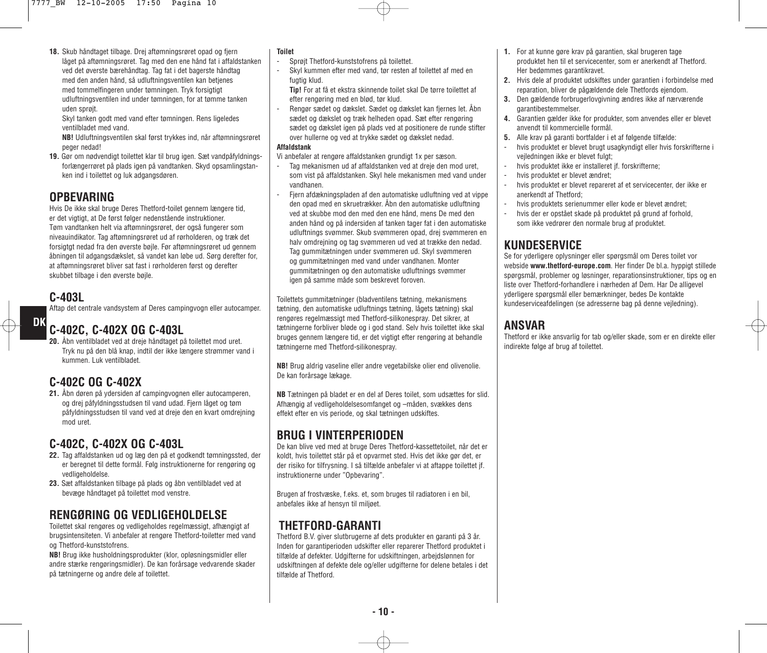18. Skub håndtaget tilbage. Drej aftømningsrøret opad og fjern låget på aftømningsrøret. Tag med den ene hånd fat i affaldstanken ved det øverste bærehåndtag. Tag fat i det bagerste håndtag med den anden hånd, så udluftningsventilen kan betjenes med tommelfingeren under tømningen. Tryk forsigtigt udluftningsventilen ind under tømningen, for at tømme tanken uden sprøjt.

    Skyl tanken godt med vand efter tømningen. Rens ligeledes ventilbladet med vand.

    **NB!** Udluftningsventilen skal først trykkes ind, når aftømningsrøret peger nedad!

19. Gør om nødvendigt toilettet klar til brug igen. Sæt vandpåfyldnings-forlængerrøret på plads igen på vandtanken. Skyd opsamlingstanken ind i toilettet og luk adgangsdøren.

## OPBEVARING

Hvis De ikke skal bruge Deres Thetford-toilet gennem længere tid, er det vigtigt, at De først følger nedenstående instruktioner. Tøm vandtanken helt via aftømningsrøret, der også fungerer som niveauindikator. Tag aftømningsrøret ud af rørholderen, og træk det forsigtgt nedad fra den øverste bøjle. Før aftømningsrøret ud gennem åbningen til adgangsdækslet, så vandet kan løbe ud. Sørg derefter for, at aftømningsrøret bliver sat fast i rørholderen først og derefter skubbet tilbage i den øverste bøjle.

## C-403L

Aftap det centrale vandsystem af Deres campingvogn eller autocamper.

## C-402C, C-402X OG C-403L

20. Åbn ventilbladet ved at dreje håndtaget på toilettet mod uret. Tryk nu på den blå knap, indtil der ikke længere strømmer vand i kummen. Luk ventilbladet.

## C-402C OG C-402X

21. Åbn døren på ydersiden af campingvognen eller autocamperen, og drej påfyldningsstudsen til vand udad. Fjern låget og tøm påfyldningsstudsen til vand ved at dreje den en kvart omdrejning mod uret.

## C-402C, C-402X OG C-403L

22. Tag affaldstanken ud og læg den på et godkendt tømningssted, der er beregnet til dette formål. Følg instruktionerne for rengøring og vedligeholdelse.
23. Sæt affaldstanken tilbage på plads og åbn ventilbladet ved at bevæge håndtaget på toilettet mod venstre.

## RENGØRING OG VEDLIGEHOLDELSE

Toilettet skal rengøres og vedligeholdes regelmæssigt, afhængigt af brugsintensiteten. Vi anbefaler at rengøre Thetford-toiletter med vand og Thetford-kunststofrens.

**NB!** Brug ikke husholdningsprodukter (klor, opløsningsmidler eller andre stærke rengøringsmidler). De kan forårsage vedvarende skader på tætningerne og andre dele af toilettet.

**Toilet**

- Sprøjt Thetford-kunststofrens på toilettet.
- Skyl kummen efter med vand, tør resten af toilettet af med en fugtig klud.

  **Tip!** For at få et ekstra skinnende toilet skal De tørre toilettet af efter rengøring med en blød, tør klud.
- Rengør sædet og dækslet. Sædet og dækslet kan fjernes let. Åbn sædet og dækslet og træk helheden opad. Sæt efter rengøring sædet og dækslet igen på plads ved at positionere de runde stifter over hullerne og ved at trykke sædet og dækslet nedad.

**Affaldstank**

Vi anbefaler at rengøre affaldstanken grundigt 1x per sæson.

- Tag mekanismen ud af affaldstanken ved at dreje den mod uret, som vist på affaldstanken. Skyl hele mekanismen med vand under vandhanen.
- Fjern afdækningspladen af den automatiske udluftning ved at vippe den opad med en skruetrækker. Åbn den automatiske udluftning ved at skubbe mod den med den ene hånd, mens De med den anden hånd og på indersiden af tanken tager fat i den automatiske udluftnings svømmer. Skub svømmeren opad, drej svømmeren en halv omdrejning og tag svømmeren ud ved at trække den nedad. Tag gummitætningen under svømmeren ud. Skyl svømmeren og gummitætningen med vand under vandhanen. Monter gummitætningen og den automatiske udluftnings svømmer igen på samme måde som beskrevet foroven.

Toilettets gummitætninger (bladventilens tætning, mekanismens tætning, den automatiske udluftnings tætning, lågets tætning) skal rengøres regelmæssigt med Thetford-silikonespray. Det sikrer, at tætningerne forbliver bløde og i god stand. Selv hvis toilettet ikke skal bruges gennem længere tid, er det vigtigt efter rengøring at behandle tætningerne med Thetford-silikonespray.

**NB!** Brug aldrig vaseline eller andre vegetabilske olier end olivenolie. De kan forårsage lækage.

**NB** Tætningen på bladet er en del af Deres toilet, som udsættes for slid. Afhængig af vedligeholdelsesomfanget og –måden, svækkes dens effekt efter en vis periode, og skal tætningen udskiftes.

## BRUG I VINTERPERIODEN

De kan blive ved med at bruge Deres Thetford-kassettetoilet, når det er koldt, hvis toilettet står på et opvarmet sted. Hvis det ikke gør det, er der risiko for tilfrysning. I så tilfælde anbefaler vi at aftappe toilettet jf. instruktionerne under "Opbevaring".

Brugen af frostvæske, f.eks. et, som bruges til radiatoren i en bil, anbefales ikke af hensyn til miljøet.

## THETFORD-GARANTI

Thetford B.V. giver slutbrugerne af dets produkter en garanti på 3 år. Inden for garantiperioden udskifter eller reparerer Thetford produktet i tilfælde af defekter. Udgifterne for udskiftningen, arbejdslønnen for udskiftningen af defekte dele og/eller udgifterne for delene betales i det tilfælde af Thetford.

1. For at kunne gøre krav på garantien, skal brugeren tage produktet hen til et servicecenter, som er anerkendt af Thetford. Her bedømmes garantikravet.
2. Hvis dele af produktet udskiftes under garantien i forbindelse med reparation, bliver de pågældende dele Thetfords ejendom.
3. Den gældende forbrugerlovgivning ændres ikke af nærværende garantibestemmelser.
4. Garantien gælder ikke for produkter, som anvendes eller er blevet anvendt til kommercielle formål.
5. Alle krav på garanti bortfalder i et af følgende tilfælde:
   - hvis produktet er blevet brugt usagkyndigt eller hvis forskrifterne i vejledningen ikke er blevet fulgt;
   - hvis produktet ikke er installeret jf. forskrifterne;
   - hvis produktet er blevet ændret;
   - hvis produktet er blevet repareret af et servicecenter, der ikke er anerkendt af Thetford;
   - hvis produktets serienummer eller kode er blevet ændret;
   - hvis der er opstået skade på produktet på grund af forhold, som ikke vedrører den normale brug af produktet.

## KUNDESERVICE

Se for yderligere oplysninger eller spørgsmål om Deres toilet vor webside **www.thetford-europe.com**. Her finder De bl.a. hyppigt stillede spørgsmål, problemer og løsninger, reparationsinstruktioner, tips og en liste over Thetford-forhandlere i nærheden af Dem. Har De alligevel yderligere spørgsmål eller bemærkninger, bedes De kontakte kundeserviceafdelingen (se adresserne bag på denne vejledning).

## ANSVAR

Thetford er ikke ansvarlig for tab og/eller skade, som er en direkte eller indirekte følge af brug af toilettet.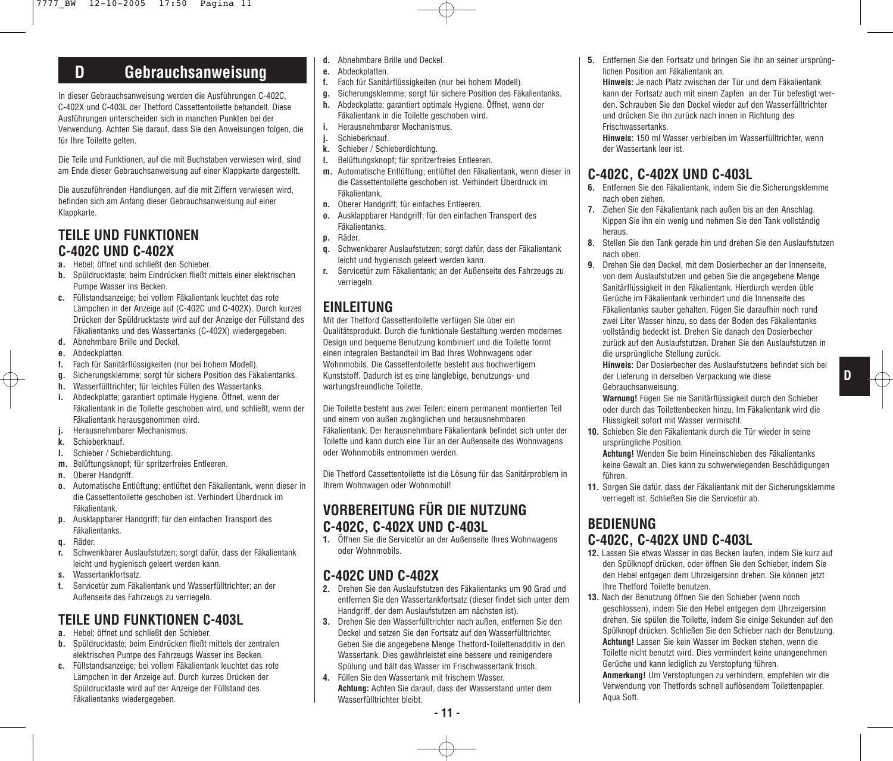# D Gebrauchsanweisung

In dieser Gebrauchsanweisung werden die Ausführungen C-402C, C-402X und C-403L der Thetford Cassettentoilette behandelt. Diese Ausführungen unterscheiden sich in manchen Punkten bei der Verwendung. Achten Sie darauf, dass Sie den Anweisungen folgen, die für Ihre Toilette gelten.

Die Teile und Funktionen, auf die mit Buchstaben verwiesen wird, sind am Ende dieser Gebrauchsanweisung auf einer Klappkarte dargestellt.

Die auszuführenden Handlungen, auf die mit Ziffern verwiesen wird, befinden sich am Anfang dieser Gebrauchsanweisung auf einer Klappkarte.

## TEILE UND FUNKTIONEN C-402C UND C-402X

- **a.** Hebel; öffnet und schließt den Schieber.
- **b.** Spüldrucktaste; beim Eindrücken fließt mittels einer elektrischen Pumpe Wasser ins Becken.
- **c.** Füllstandsanzeige; bei vollem Fäkalientank leuchtet das rote Lämpchen in der Anzeige auf (C-402C und C-402X). Durch kurzes Drücken der Spüldrucktaste wird auf der Anzeige der Füllstand des Fäkalientanks und des Wassertanks (C-402X) wiedergegeben.
- **d.** Abnehmbare Brille und Deckel.
- **e.** Abdeckplatten.
- **f.** Fach für Sanitärflüssigkeiten (nur bei hohem Modell).
- **g.** Sicherungsklemme; sorgt für sichere Position des Fäkalientanks.
- **h.** Wasserfülltrichter; für leichtes Füllen des Wassertanks.
- **i.** Abdeckplatte; garantiert optimale Hygiene. Öffnet, wenn der Fäkalientank in die Toilette geschoben wird, und schließt, wenn der Fäkalientank herausgenommen wird.
- **j.** Herausnehmbarer Mechanismus.
- **k.** Schieberknauf.
- **l.** Schieber / Schieberdichtung.
- **m.** Belüftungsknopf; für spritzerfreies Entleeren.
- **n.** Oberer Handgriff.
- **o.** Automatische Entlüftung; entlüftet den Fäkalientank, wenn dieser in die Cassettentoilette geschoben ist. Verhindert Überdruck im Fäkalientank.
- **p.** Ausklappbarer Handgriff; für den einfachen Transport des Fäkalientanks.
- **q.** Räder.
- **r.** Schwenkbarer Auslaufstutzen; sorgt dafür, dass der Fäkalientank leicht und hygienisch geleert werden kann.
- **s.** Wassertankfortsatz.
- **t.** Servicetür zum Fäkalientank und Wasserfülltrichter; an der Außenseite des Fahrzeugs zu verriegeln.

## TEILE UND FUNKTIONEN C-403L

- **a.** Hebel; öffnet und schließt den Schieber.
- **b.** Spüldrucktaste; beim Eindrücken fließt mittels der zentralen elektrischen Pumpe des Fahrzeugs Wasser ins Becken.
- **c.** Füllstandsanzeige; bei vollem Fäkalientank leuchtet das rote Lämpchen in der Anzeige auf. Durch kurzes Drücken der Spüldrucktaste wird auf der Anzeige der Füllstand des Fäkalientanks wiedergegeben.
- **d.** Abnehmbare Brille und Deckel.
- **e.** Abdeckplatten.
- **f.** Fach für Sanitärflüssigkeiten (nur bei hohem Modell).
- **g.** Sicherungsklemme; sorgt für sichere Position des Fäkalientanks.
- **h.** Abdeckplatte; garantiert optimale Hygiene. Öffnet, wenn der Fäkalientank in die Toilette geschoben wird.
- **i.** Herausnehmbarer Mechanismus.
- **j.** Schieberknauf.
- **k.** Schieber / Schieberdichtung.
- **l.** Belüftungsknopf; für spritzerfreies Entleeren.
- **m.** Automatische Entlüftung; entlüftet den Fäkalientank, wenn dieser in die Cassettentoilette geschoben ist. Verhindert Überdruck im Fäkalientank.
- **n.** Oberer Handgriff; für einfaches Entleeren.
- **o.** Ausklappbarer Handgriff; für den einfachen Transport des Fäkalientanks.
- **p.** Räder.
- **q.** Schwenkbarer Auslaufstutzen; sorgt dafür, dass der Fäkalientank leicht und hygienisch geleert werden kann.
- **r.** Servicetür zum Fäkalientank; an der Außenseite des Fahrzeugs zu verriegeln.

## EINLEITUNG

Mit der Thetford Cassettentoilette verfügen Sie über ein Qualitätsprodukt. Durch die funktionale Gestaltung werden modernes Design und bequeme Benutzung kombiniert und die Toilette formt einen integralen Bestandteil im Bad Ihres Wohnwagens oder Wohnmobils. Die Cassettentoilette besteht aus hochwertigem Kunststoff. Dadurch ist es eine langlebige, benutzungs- und wartungsfreundliche Toilette.

Die Toilette besteht aus zwei Teilen: einem permanent montierten Teil und einem von außen zugänglichen und herausnehmbaren Fäkalientank. Der herausnehmbare Fäkalientank befindet sich unter der Toilette und kann durch eine Tür an der Außenseite des Wohnwagens oder Wohnmobils entnommen werden.

Die Thetford Cassettentoilette ist die Lösung für das Sanitärproblem in Ihrem Wohnwagen oder Wohnmobil!

## VORBEREITUNG FÜR DIE NUTZUNG C-402C, C-402X UND C-403L

**1.** Öffnen Sie die Servicetür an der Außenseite Ihres Wohnwagens oder Wohnmobils.

## C-402C UND C-402X

**2.** Drehen Sie den Auslaufstutzen des Fäkalientanks um 90 Grad und entfernen Sie den Wassertankfortsatz (dieser findet sich unter dem Handgriff, der dem Auslaufstutzen am nächsten ist).

**3.** Drehen Sie den Wasserfülltrichter nach außen, entfernen Sie den Deckel und setzen Sie den Fortsatz auf den Wasserfülltrichter. Geben Sie die angegebene Menge Thetford-Toilettenadditiv in den Wassertank. Dies gewährleistet eine bessere und reinigendere Spülung und hält das Wasser im Frischwassertank frisch.

**4.** Füllen Sie den Wassertank mit frischem Wasser.
**Achtung:** Achten Sie darauf, dass der Wasserstand unter dem Wasserfülltrichter bleibt.

**5.** Entfernen Sie den Fortsatz und bringen Sie ihn an seiner ursprünglichen Position am Fäkalientank an.
**Hinweis:** Je nach Platz zwischen der Tür und dem Fäkalientank kann der Fortsatz auch mit einem Zapfen an der Tür befestigt werden. Schrauben Sie den Deckel wieder auf den Wasserfülltrichter und drücken Sie ihn zurück nach innen in Richtung des Frischwassertanks.
**Hinweis:** 150 ml Wasser verbleiben im Wasserfülltrichter, wenn der Wassertank leer ist.

## C-402C, C-402X UND C-403L

**6.** Entfernen Sie den Fäkalientank, indem Sie die Sicherungsklemme nach oben ziehen.

**7.** Ziehen Sie den Fäkalientank nach außen bis an den Anschlag. Kippen Sie ihn ein wenig und nehmen Sie den Tank vollständig heraus.

**8.** Stellen Sie den Tank gerade hin und drehen Sie den Auslaufstutzen nach oben.

**9.** Drehen Sie den Deckel, mit dem Dosierbecher an der Innenseite, von dem Auslaufstutzen und geben Sie die angegebene Menge Sanitärflüssigkeit in den Fäkalientank. Hierdurch werden üble Gerüche im Fäkalientank verhindert und die Innenseite des Fäkalientanks sauber gehalten. Fügen Sie daraufhin noch rund zwei Liter Wasser hinzu, so dass der Boden des Fäkalientanks vollständig bedeckt ist. Drehen Sie danach den Dosierbecher zurück auf den Auslaufstutzen. Drehen Sie den Auslaufstutzen in die ursprüngliche Stellung zurück.
**Hinweis:** Der Dosierbecher des Auslaufstutzens befindet sich bei der Lieferung in derselben Verpackung wie diese Gebrauchsanweisung.
**Warnung!** Fügen Sie nie Sanitärflüssigkeit durch den Schieber oder durch das Toilettenbecken hinzu. Im Fäkalientank wird die Flüssigkeit sofort mit Wasser vermischt.

**10.** Schieben Sie den Fäkalientank durch die Tür wieder in seine ursprüngliche Position.
**Achtung!** Wenden Sie beim Hineinschieben des Fäkalientanks keine Gewalt an. Dies kann zu schwerwiegenden Beschädigungen führen.

**11.** Sorgen Sie dafür, dass der Fäkalientank mit der Sicherungsklemme verriegelt ist. Schließen Sie die Servicetür ab.

## BEDIENUNG C-402C, C-402X UND C-403L

**12.** Lassen Sie etwas Wasser in das Becken laufen, indem Sie kurz auf den Spülknopf drücken, oder öffnen Sie den Schieber, indem Sie den Hebel entgegen dem Uhrzeigersinn drehen. Sie können jetzt Ihre Thetford Toilette benutzen.

**13.** Nach der Benutzung öffnen Sie den Schieber (wenn noch geschlossen), indem Sie den Hebel entgegen dem Uhrzeigersinn drehen. Sie spülen die Toilette, indem Sie einige Sekunden auf den Spülknopf drücken. Schließen Sie den Schieber nach der Benutzung.
**Achtung!** Lassen Sie kein Wasser im Becken stehen, wenn die Toilette nicht benutzt wird. Dies verhindert keine unangenehmen Gerüche und kann lediglich zu Verstopfung führen.
**Anmerkung!** Um Verstopfungen zu verhindern, empfehlen wir die Verwendung von Thetfords schnell auflösendem Toilettenpapier, Aqua Soft.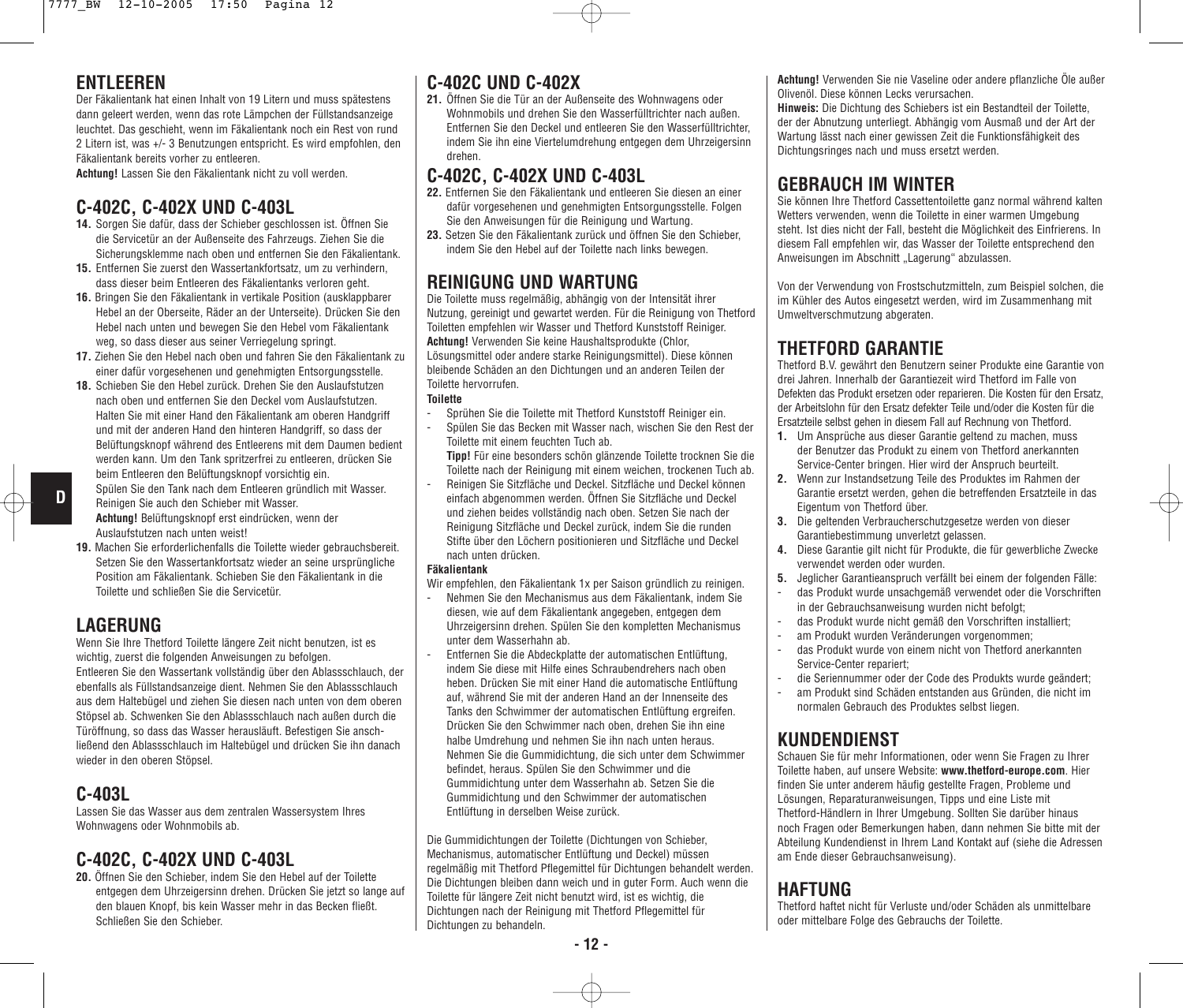## ENTLEEREN

Der Fäkalientank hat einen Inhalt von 19 Litern und muss spätestens dann geleert werden, wenn das rote Lämpchen der Füllstandsanzeige leuchtet. Das geschieht, wenn im Fäkalientank noch ein Rest von rund 2 Litern ist, was +/- 3 Benutzungen entspricht. Es wird empfohlen, den Fäkalientank bereits vorher zu entleeren.

**Achtung!** Lassen Sie den Fäkalientank nicht zu voll werden.

## C-402C, C-402X UND C-403L

**14.** Sorgen Sie dafür, dass der Schieber geschlossen ist. Öffnen Sie die Servicetür an der Außenseite des Fahrzeugs. Ziehen Sie die Sicherungsklemme nach oben und entfernen Sie den Fäkalientank.

**15.** Entfernen Sie zuerst den Wassertankfortsatz, um zu verhindern, dass dieser beim Entleeren des Fäkalientanks verloren geht.

**16.** Bringen Sie den Fäkalientank in vertikale Position (ausklappbarer Hebel an der Oberseite, Räder an der Unterseite). Drücken Sie den Hebel nach unten und bewegen Sie den Hebel vom Fäkalientank weg, so dass dieser aus seiner Verriegelung springt.

**17.** Ziehen Sie den Hebel nach oben und fahren Sie den Fäkalientank zu einer dafür vorgesehenen und genehmigten Entsorgungsstelle.

**18.** Schieben Sie den Hebel zurück. Drehen Sie den Auslaufstutzen nach oben und entfernen Sie den Deckel vom Auslaufstutzen. Halten Sie mit einer Hand den Fäkalientank am oberen Handgriff und mit der anderen Hand den hinteren Handgriff, so dass der Belüftungsknopf während des Entleerens mit dem Daumen bedient werden kann. Um den Tank spritzerfrei zu entleeren, drücken Sie beim Entleeren den Belüftungsknopf vorsichtig ein.
Spülen Sie den Tank nach dem Entleeren gründlich mit Wasser. Reinigen Sie auch den Schieber mit Wasser.
**Achtung!** Belüftungsknopf erst eindrücken, wenn der Auslaufstutzen nach unten weist!

**19.** Machen Sie erforderlichenfalls die Toilette wieder gebrauchsbereit. Setzen Sie den Wassertankfortsatz wieder an seine ursprüngliche Position am Fäkalientank. Schieben Sie den Fäkalientank in die Toilette und schließen Sie die Servicetür.

## LAGERUNG

Wenn Sie Ihre Thetford Toilette längere Zeit nicht benutzen, ist es wichtig, zuerst die folgenden Anweisungen zu befolgen.
Entleeren Sie den Wassertank vollständig über den Ablassschlauch, der ebenfalls als Füllstandsanzeige dient. Nehmen Sie den Ablassschlauch aus dem Haltebügel und ziehen Sie diesen nach unten von dem oberen Stöpsel ab. Schwenken Sie den Ablassschlauch nach außen durch die Türöffnung, so dass das Wasser herausläuft. Befestigen Sie anschließend den Ablassschlauch im Haltebügel und drücken Sie ihn danach wieder in den oberen Stöpsel.

## C-403L

Lassen Sie das Wasser aus dem zentralen Wassersystem Ihres Wohnwagens oder Wohnmobils ab.

## C-402C, C-402X UND C-403L

**20.** Öffnen Sie den Schieber, indem Sie den Hebel auf der Toilette entgegen dem Uhrzeigersinn drehen. Drücken Sie jetzt so lange auf den blauen Knopf, bis kein Wasser mehr in das Becken fließt. Schließen Sie den Schieber.

## C-402C UND C-402X

**21.** Öffnen Sie die Tür an der Außenseite des Wohnwagens oder Wohnmobils und drehen Sie den Wassereinfülltrichter nach außen. Entfernen Sie den Deckel und entleeren Sie den Wassereinfülltrichter, indem Sie ihn eine Viertelumdrehung entgegen dem Uhrzeigersinn drehen.

## C-402C, C-402X UND C-403L

**22.** Entfernen Sie den Fäkalientank und entleeren Sie diesen an einer dafür vorgesehenen und genehmigten Entsorgungsstelle. Folgen Sie den Anweisungen für die Reinigung und Wartung.

**23.** Setzen Sie den Fäkalientank zurück und öffnen Sie den Schieber, indem Sie den Hebel auf der Toilette nach links bewegen.

## REINIGUNG UND WARTUNG

Die Toilette muss regelmäßig, abhängig von der Intensität ihrer Nutzung, gereinigt und gewartet werden. Für die Reinigung von Thetford Toiletten empfehlen wir Wasser und Thetford Kunststoff Reiniger.
**Achtung!** Verwenden Sie keine Haushaltsprodukte (Chlor, Lösungsmittel oder andere starke Reinigungsmittel). Diese können bleibende Schäden an den Dichtungen und an anderen Teilen der Toilette hervorrufen.

**Toilette**

- Sprühen Sie die Toilette mit Thetford Kunststoff Reiniger ein.
- Spülen Sie das Becken mit Wasser nach, wischen Sie den Rest der Toilette mit einem feuchten Tuch ab.
  **Tipp!** Für eine besonders schön glänzende Toilette trocknen Sie die Toilette nach der Reinigung mit einem weichen, trockenen Tuch ab.
- Reinigen Sie Sitzfläche und Deckel. Sitzfläche und Deckel können einfach abgenommen werden. Öffnen Sie Sitzfläche und Deckel und ziehen beides vollständig nach oben. Setzen Sie nach der Reinigung Sitzfläche und Deckel zurück, indem Sie die runden Stifte über den Löchern positionieren und Sitzfläche und Deckel nach unten drücken.

**Fäkalientank**

Wir empfehlen, den Fäkalientank 1x per Saison gründlich zu reinigen.

- Nehmen Sie den Mechanismus aus dem Fäkalientank, indem Sie diesen, wie auf dem Fäkalientank angegeben, entgegen dem Uhrzeigersinn drehen. Spülen Sie den kompletten Mechanismus unter dem Wasserhahn ab.
- Entfernen Sie die Abdeckplatte der automatischen Entlüftung, indem Sie diese mit Hilfe eines Schraubendrehers nach oben heben. Drücken Sie mit einer Hand die automatische Entlüftung auf, während Sie mit der anderen Hand an der Innenseite des Tanks den Schwimmer der automatischen Entlüftung ergreifen. Drücken Sie den Schwimmer nach oben, drehen Sie ihn eine halbe Umdrehung und nehmen Sie ihn nach unten heraus. Nehmen Sie die Gummidichtung, die sich unter dem Schwimmer befindet, heraus. Spülen Sie den Schwimmer und die Gummidichtung unter dem Wasserhahn ab. Setzen Sie die Gummidichtung und den Schwimmer der automatischen Entlüftung in derselben Weise zurück.

Die Gummidichtungen der Toilette (Dichtungen von Schieber, Mechanismus, automatischer Entlüftung und Deckel) müssen regelmäßig mit Thetford Pflegemittel für Dichtungen behandelt werden. Die Dichtungen bleiben dann weich und in guter Form. Auch wenn die Toilette für längere Zeit nicht benutzt wird, ist es wichtig, die Dichtungen nach der Reinigung mit Thetford Pflegemittel für Dichtungen zu behandeln.

**Achtung!** Verwenden Sie nie Vaseline oder andere pflanzliche Öle außer Olivenöl. Diese können Lecks verursachen.
**Hinweis:** Die Dichtung des Schiebers ist ein Bestandteil der Toilette, der der Abnutzung unterliegt. Abhängig vom Ausmaß und der Art der Wartung lässt nach einer gewissen Zeit die Funktionsfähigkeit des Dichtungsringes nach und muss ersetzt werden.

## GEBRAUCH IM WINTER

Sie können Ihre Thetford Cassettentoilette ganz normal während kalten Wetters verwenden, wenn die Toilette in einer warmen Umgebung steht. Ist dies nicht der Fall, besteht die Möglichkeit des Einfrierens. In diesem Fall empfehlen wir, das Wasser der Toilette entsprechend den Anweisungen im Abschnitt „Lagerung" abzulassen.

Von der Verwendung von Frostschutzmitteln, zum Beispiel solchen, die im Kühler des Autos eingesetzt werden, wird im Zusammenhang mit Umweltverschmutzung abgeraten.

## THETFORD GARANTIE

Thetford B.V. gewährt den Benutzern seiner Produkte eine Garantie von drei Jahren. Innerhalb der Garantiezeit wird Thetford im Falle von Defekten das Produkt ersetzen oder reparieren. Die Kosten für den Ersatz, der Arbeitslohn für den Ersatz defekter Teile und/oder die Kosten für die Ersatzteile selbst gehen in diesem Fall auf Rechnung von Thetford.

1. Um Ansprüche aus dieser Garantie geltend zu machen, muss der Benutzer das Produkt zu einem von Thetford anerkannten Service-Center bringen. Hier wird der Anspruch beurteilt.
2. Wenn zur Instandsetzung Teile des Produktes im Rahmen der Garantie ersetzt werden, gehen die betreffenden Ersatzteile in das Eigentum von Thetford über.
3. Die geltenden Verbraucherschutzgesetze werden von dieser Garantiebestimmung unverletzt gelassen.
4. Diese Garantie gilt nicht für Produkte, die für gewerbliche Zwecke verwendet werden oder wurden.
5. Jeglicher Garantieanspruch verfällt bei einem der folgenden Fälle:

- das Produkt wurde unsachgemäß verwendet oder die Vorschriften in der Gebrauchsanweisung wurden nicht befolgt;
- das Produkt wurde nicht gemäß den Vorschriften installiert;
- am Produkt wurden Veränderungen vorgenommen;
- das Produkt wurde von einem nicht von Thetford anerkannten Service-Center repariert;
- die Seriennummer oder der Code des Produkts wurde geändert;
- am Produkt sind Schäden entstanden aus Gründen, die nicht im normalen Gebrauch des Produktes selbst liegen.

## KUNDENDIENST

Schauen Sie für mehr Informationen, oder wenn Sie Fragen zu Ihrer Toilette haben, auf unsere Website: **www.thetford-europe.com**. Hier finden Sie unter anderem häufig gestellte Fragen, Probleme und Lösungen, Reparaturanweisungen, Tipps und eine Liste mit Thetford-Händlern in Ihrer Umgebung. Sollten Sie darüber hinaus noch Fragen oder Bemerkungen haben, dann nehmen Sie bitte mit der Abteilung Kundendienst in Ihrem Land Kontakt auf (siehe die Adressen am Ende dieser Gebrauchsanweisung).

## HAFTUNG

Thetford haftet nicht für Verluste und/oder Schäden als unmittelbare oder mittelbare Folge des Gebrauchs der Toilette.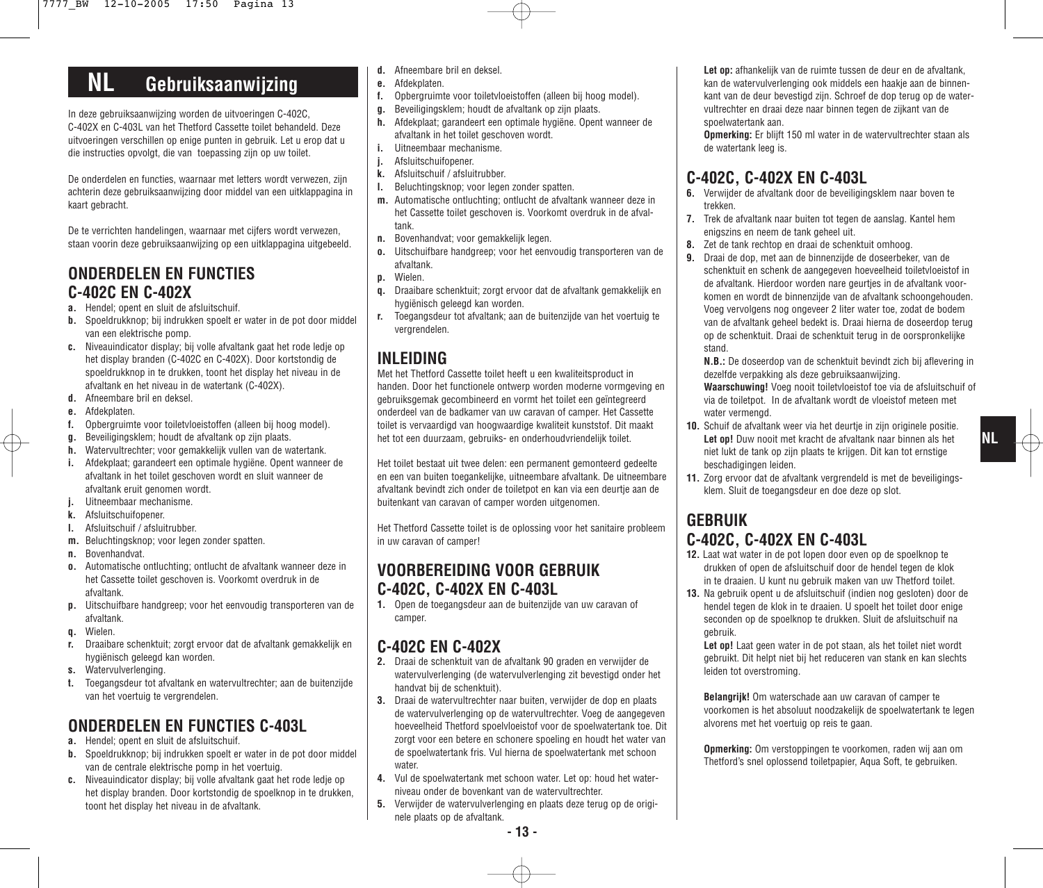# NL Gebruiksaanwijzing

In deze gebruiksaanwijzing worden de uitvoeringen C-402C, C-402X en C-403L van het Thetford Cassette toilet behandeld. Deze uitvoeringen verschillen op enige punten in gebruik. Let u erop dat u die instructies opvolgt, die van toepassing zijn op uw toilet.

De onderdelen en functies, waarnaar met letters wordt verwezen, zijn achterin deze gebruiksaanwijzing door middel van een uitklappagina in kaart gebracht.

De te verrichten handelingen, waarnaar met cijfers wordt verwezen, staan voorin deze gebruiksaanwijzing op een uitklappagina uitgebeeld.

## ONDERDELEN EN FUNCTIES C-402C EN C-402X

- **a.** Hendel; opent en sluit de afsluitschuif.
- **b.** Spoeldrukknop; bij indrukken spoelt er water in de pot door middel van een elektrische pomp.
- **c.** Niveauindicator display; bij volle afvaltank gaat het rode ledje op het display branden (C-402C en C-402X). Door kortstondig de spoeldrukknop in te drukken, toont het display het niveau in de afvaltank en het niveau in de watertank (C-402X).
- **d.** Afneembare bril en deksel.
- **e.** Afdekplaten.
- **f.** Opbergruimte voor toiletvloeistoffen (alleen bij hoog model).
- **g.** Beveiligingsklem; houdt de afvaltank op zijn plaats.
- **h.** Watervultrechter; voor gemakkelijk vullen van de watertank.
- **i.** Afdekplaat; garandeert een optimale hygiëne. Opent wanneer de afvaltank in het toilet geschoven wordt en sluit wanneer de afvaltank eruit genomen wordt.
- **j.** Uitneembaar mechanisme.
- **k.** Afsluitschuifopener.
- **l.** Afsluitschuif / afsluitrubber.
- **m.** Beluchtingsknop; voor legen zonder spatten.
- **n.** Bovenhandvat.
- **o.** Automatische ontluchting; ontlucht de afvaltank wanneer deze in het Cassette toilet geschoven is. Voorkomt overdruk in de afvaltank.
- **p.** Uitschuifbare handgreep; voor het eenvoudig transporteren van de afvaltank.
- **q.** Wielen.
- **r.** Draaibare schenktuit; zorgt ervoor dat de afvaltank gemakkelijk en hygiënisch geleegd kan worden.
- **s.** Watervulverlenging.
- **t.** Toegangsdeur tot afvaltank en watervultrechter; aan de buitenzijde van het voertuig te vergrendelen.

## ONDERDELEN EN FUNCTIES C-403L

- **a.** Hendel; opent en sluit de afsluitschuif.
- **b.** Spoeldrukknop; bij indrukken spoelt er water in de pot door middel van de centrale elektrische pomp in het voertuig.
- **c.** Niveauindicator display; bij volle afvaltank gaat het rode ledje op het display branden. Door kortstondig de spoelknop in te drukken, toont het display het niveau in de afvaltank.
- **d.** Afneembare bril en deksel.
- **e.** Afdekplaten.
- **f.** Opbergruimte voor toiletvloeistoffen (alleen bij hoog model).
- **g.** Beveiligingsklem; houdt de afvaltank op zijn plaats.
- **h.** Afdekplaat; garandeert een optimale hygiëne. Opent wanneer de afvaltank in het toilet geschoven wordt.
- **i.** Uitneembaar mechanisme.
- **j.** Afsluitschuifopener.
- **k.** Afsluitschuif / afsluitrubber.
- **l.** Beluchtingsknop; voor legen zonder spatten.
- **m.** Automatische ontluchting; ontlucht de afvaltank wanneer deze in het Cassette toilet geschoven is. Voorkomt overdruk in de afvaltank.
- **n.** Bovenhandvat; voor gemakkelijk legen.
- **o.** Uitschuifbare handgreep; voor het eenvoudig transporteren van de afvaltank.
- **p.** Wielen.
- **q.** Draaibare schenktuit; zorgt ervoor dat de afvaltank gemakkelijk en hygiënisch geleegd kan worden.
- **r.** Toegangsdeur tot afvaltank; aan de buitenzijde van het voertuig te vergrendelen.

## INLEIDING

Met het Thetford Cassette toilet heeft u een kwaliteitsproduct in handen. Door het functionele ontwerp worden moderne vormgeving en gebruiksgemak gecombineerd en vormt het toilet een geïntegreerd onderdeel van de badkamer van uw caravan of camper. Het Cassette toilet is vervaardigd van hoogwaardige kwaliteit kunststof. Dit maakt het tot een duurzaam, gebruiks- en onderhoudvriendelijk toilet.

Het toilet bestaat uit twee delen: een permanent gemonteerd gedeelte en een van buiten toegankelijke, uitneembare afvaltank. De uitneembare afvaltank bevindt zich onder de toiletpot en kan via een deurtje aan de buitenkant van caravan of camper worden uitgenomen.

Het Thetford Cassette toilet is de oplossing voor het sanitaire probleem in uw caravan of camper!

## VOORBEREIDING VOOR GEBRUIK C-402C, C-402X EN C-403L

**1.** Open de toegangsdeur aan de buitenzijde van uw caravan of camper.

## C-402C EN C-402X

**2.** Draai de schenktuit van de afvaltank 90 graden en verwijder de watervulverlenging (de watervulverlenging zit bevestigd onder het handvat bij de schenktuit).

**3.** Draai de watervultrechter naar buiten, verwijder de dop en plaats de watervulverlenging op de watervultrechter. Voeg de aangegeven hoeveelheid Thetford spoelvloeistof voor de spoelwatertank toe. Dit zorgt voor een betere en schonere spoeling en houdt het water van de spoelwatertank fris. Vul hierna de spoelwatertank met schoon water.

**4.** Vul de spoelwatertank met schoon water. Let op: houd het waterniveau onder de bovenkant van de watervultrechter.

**5.** Verwijder de watervulverlenging en plaats deze terug op de originele plaats op de afvaltank.

**Let op:** afhankelijk van de ruimte tussen de deur en de afvaltank, kan de watervulverlenging ook middels een haakje aan de binnenkant van de deur bevestigd zijn. Schroef de dop terug op de watervultrechter en draai deze naar binnen tegen de zijkant van de spoelwatertank aan.

**Opmerking:** Er blijft 150 ml water in de watervultrechter staan als de watertank leeg is.

## C-402C, C-402X EN C-403L

**6.** Verwijder de afvaltank door de beveiligingsklem naar boven te trekken.

**7.** Trek de afvaltank naar buiten tot tegen de aanslag. Kantel hem enigszins en neem de tank geheel uit.

**8.** Zet de tank rechtop en draai de schenktuit omhoog.

**9.** Draai de dop, met aan de binnenzijde de doseerbeker, van de schenktuit en schenk de aangegeven hoeveelheid toiletvloeistof in de afvaltank. Hierdoor worden nare geurtjes in de afvaltank voorkomen en wordt de binnenzijde van de afvaltank schoongehouden. Voeg vervolgens nog ongeveer 2 liter water toe, zodat de bodem van de afvaltank geheel bedekt is. Draai hierna de doseerdop terug op de schenktuit. Draai de schenktuit terug in de oorspronkelijke stand.

**N.B.:** De doseerdop van de schenktuit bevindt zich bij aflevering in dezelfde verpakking als deze gebruiksaanwijzing.

**Waarschuwing!** Voeg nooit toiletvloeistof toe via de afsluitschuif of via de toiletpot. In de afvaltank wordt de vloeistof meteen met water vermengd.

**10.** Schuif de afvaltank weer via het deurtje in zijn originele positie. **Let op!** Duw nooit met kracht de afvaltank naar binnen als het niet lukt de tank op zijn plaats te krijgen. Dit kan tot ernstige beschadigingen leiden.

**11.** Zorg ervoor dat de afvaltank vergrendeld is met de beveiligingsklem. Sluit de toegangsdeur en doe deze op slot.

## GEBRUIK C-402C, C-402X EN C-403L

**12.** Laat wat water in de pot lopen door even op de spoelknop te drukken of open de afsluitschuif door de hendel tegen de klok in te draaien. U kunt nu gebruik maken van uw Thetford toilet.

**13.** Na gebruik opent u de afsluitschuif (indien nog gesloten) door de hendel tegen de klok in te draaien. U spoelt het toilet door enige seconden op de spoelknop te drukken. Sluit de afsluitschuif na gebruik.

**Let op!** Laat geen water in de pot staan, als het toilet niet wordt gebruikt. Dit helpt niet bij het reduceren van stank en kan slechts leiden tot overstroming.

**Belangrijk!** Om waterschade aan uw caravan of camper te voorkomen is het absoluut noodzakelijk de spoelwatertank te legen alvorens met het voertuig op reis te gaan.

**Opmerking:** Om verstoppingen te voorkomen, raden wij aan om Thetford's snel oplossend toiletpapier, Aqua Soft, te gebruiken.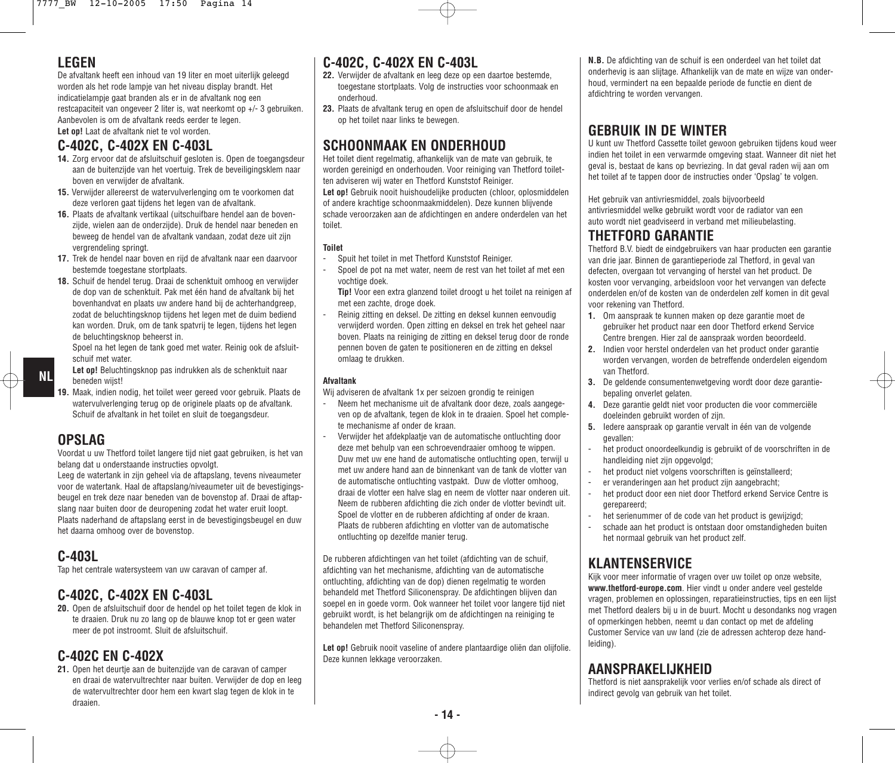## LEGEN

De afvaltank heeft een inhoud van 19 liter en moet uiterlijk geleegd worden als het rode lampje van het niveau display brandt. Het indicatielampje gaat branden als er in de afvaltank nog een restcapaciteit van ongeveer 2 liter is, wat neerkomt op +/- 3 gebruiken. Aanbevolen is om de afvaltank reeds eerder te legen.

**Let op!** Laat de afvaltank niet te vol worden.

## C-402C, C-402X EN C-403L

**14.** Zorg ervoor dat de afsluitschuif gesloten is. Open de toegangsdeur aan de buitenzijde van het voertuig. Trek de beveiligingsklem naar boven en verwijder de afvaltank.

**15.** Verwijder allereerst de watervulverlenging om te voorkomen dat deze verloren gaat tijdens het legen van de afvaltank.

**16.** Plaats de afvaltank vertikaal (uitschuifbare hendel aan de bovenzijde, wielen aan de onderzijde). Druk de hendel naar beneden en beweeg de hendel van de afvaltank vandaan, zodat deze uit zijn vergrendeling springt.

**17.** Trek de hendel naar boven en rijd de afvaltank naar een daarvoor bestemde toegestane stortplaats.

**18.** Schuif de hendel terug. Draai de schenktuit omhoog en verwijder de dop van de schenktuit. Pak met één hand de afvaltank bij het bovenhandvat en plaats uw andere hand bij de achterhandgreep, zodat de beluchtingsknop tijdens het legen met de duim bediend kan worden. Druk, om de tank spatvrij te legen, tijdens het legen de beluchtingsknop beheerst in.

Spoel na het legen de tank goed met water. Reinig ook de afsluitschuif met water.

**Let op!** Beluchtingsknop pas indrukken als de schenktuit naar beneden wijst!

**19.** Maak, indien nodig, het toilet weer gereed voor gebruik. Plaats de watervulverlenging terug op de originele plaats op de afvaltank. Schuif de afvaltank in het toilet en sluit de toegangsdeur.

## OPSLAG

Voordat u uw Thetford toilet langere tijd niet gaat gebruiken, is het van belang dat u onderstaande instructies opvolgt.

Leeg de watertank in zijn geheel via de aftapslang, tevens niveaumeter voor de watertank. Haal de aftapslang/niveaumeter uit de bevestigingsbeugel en trek deze naar beneden van de bovenstop af. Draai de aftapslang naar buiten door de deuropening zodat het water eruit loopt. Plaats naderhand de aftapslang eerst in de bevestigingsbeugel en duw het daarna omhoog over de bovenstop.

## C-403L

Tap het centrale watersysteem van uw caravan of camper af.

## C-402C, C-402X EN C-403L

**20.** Open de afsluitschuif door de hendel op het toilet tegen de klok in te draaien. Druk nu zo lang op de blauwe knop tot er geen water meer de pot instroomt. Sluit de afsluitschuif.

## C-402C EN C-402X

**21.** Open het deurtje aan de buitenzijde van de caravan of camper en draai de watervultrechter naar buiten. Verwijder de dop en leeg de watervultrechter door hem een kwart slag tegen de klok in te draaien.

## C-402C, C-402X EN C-403L

**22.** Verwijder de afvaltank en leeg deze op een daartoe bestemde, toegestane stortplaats. Volg de instructies voor schoonmaak en onderhoud.

**23.** Plaats de afvaltank terug en open de afsluitschuif door de hendel op het toilet naar links te bewegen.

## SCHOONMAAK EN ONDERHOUD

Het toilet dient regelmatig, afhankelijk van de mate van gebruik, te worden gereinigd en onderhouden. Voor reiniging van Thetford toiletten adviseren wij water en Thetford Kunststof Reiniger.

**Let op!** Gebruik nooit huishoudelijke producten (chloor, oplosmiddelen of andere krachtige schoonmaakmiddelen). Deze kunnen blijvende schade veroorzaken aan de afdichtingen en andere onderdelen van het toilet.

**Toilet**

- Spuit het toilet in met Thetford Kunststof Reiniger.
- Spoel de pot na met water, neem de rest van het toilet af met een vochtige doek.

  **Tip!** Voor een extra glanzend toilet droogt u het toilet na reinigen af met een zachte, droge doek.
- Reinig zitting en deksel. De zitting en deksel kunnen eenvoudig verwijderd worden. Open zitting en deksel en trek het geheel naar boven. Plaats na reiniging de zitting en deksel terug door de ronde pennen boven de gaten te positioneren en de zitting en deksel omlaag te drukken.

**Afvaltank**

Wij adviseren de afvaltank 1x per seizoen grondig te reinigen

- Neem het mechanisme uit de afvaltank door deze, zoals aangegeven op de afvaltank, tegen de klok in te draaien. Spoel het complete mechanisme af onder de kraan.
- Verwijder het afdekplaatje van de automatische ontluchting door deze met behulp van een schroevendraaier omhoog te wippen. Duw met uw ene hand de automatische ontluchting open, terwijl u met uw andere hand aan de binnenkant van de tank de vlotter van de automatische ontluchting vastpakt. Duw de vlotter omhoog, draai de vlotter een halve slag en neem de vlotter naar onderen uit. Neem de rubberen afdichting die zich onder de vlotter bevindt uit. Spoel de vlotter en de rubberen afdichting af onder de kraan. Plaats de rubberen afdichting en vlotter van de automatische ontluchting op dezelfde manier terug.

De rubberen afdichtingen van het toilet (afdichting van de schuif, afdichting van het mechanisme, afdichting van de automatische ontluchting, afdichting van de dop) dienen regelmatig te worden behandeld met Thetford Siliconenspray. De afdichtingen blijven dan soepel en in goede vorm. Ook wanneer het toilet voor langere tijd niet gebruikt wordt, is het belangrijk om de afdichtingen na reiniging te behandelen met Thetford Siliconenspray.

**Let op!** Gebruik nooit vaseline of andere plantaardige oliën dan olijfolie. Deze kunnen lekkage veroorzaken.

**N.B.** De afdichting van de schuif is een onderdeel van het toilet dat onderhevig is aan slijtage. Afhankelijk van de mate en wijze van onderhoud, vermindert na een bepaalde periode de functie en dient de afdichtring te worden vervangen.

## GEBRUIK IN DE WINTER

U kunt uw Thetford Cassette toilet gewoon gebruiken tijdens koud weer indien het toilet in een verwarmde omgeving staat. Wanneer dit niet het geval is, bestaat de kans op bevriezing. In dat geval raden wij aan om het toilet af te tappen door de instructies onder 'Opslag' te volgen.

Het gebruik van antivriesmiddel, zoals bijvoorbeeld antivriesmiddel welke gebruikt wordt voor de radiator van een auto wordt niet geadviseerd in verband met milieubelasting.

## THETFORD GARANTIE

Thetford B.V. biedt de eindgebruikers van haar producten een garantie van drie jaar. Binnen de garantieperiode zal Thetford, in geval van defecten, overgaan tot vervanging of herstel van het product. De kosten voor vervanging, arbeidsloon voor het vervangen van defecte onderdelen en/of de kosten van de onderdelen zelf komen in dit geval voor rekening van Thetford.

1. Om aanspraak te kunnen maken op deze garantie moet de gebruiker het product naar een door Thetford erkend Service Centre brengen. Hier zal de aanspraak worden beoordeeld.
2. Indien voor herstel onderdelen van het product onder garantie worden vervangen, worden de betreffende onderdelen eigendom van Thetford.
3. De geldende consumentenwetgeving wordt door deze garantiebepaling onverlet gelaten.
4. Deze garantie geldt niet voor producten die voor commerciële doeleinden gebruikt worden of zijn.
5. Iedere aanspraak op garantie vervalt in één van de volgende gevallen:

- het product onoordeelkundig is gebruikt of de voorschriften in de handleiding niet zijn opgevolgd;
- het product niet volgens voorschriften is geïnstalleerd;
- er veranderingen aan het product zijn aangebracht;
- het product door een niet door Thetford erkend Service Centre is gerepareerd;
- het serienummer of de code van het product is gewijzigd;
- schade aan het product is ontstaan door omstandigheden buiten het normaal gebruik van het product zelf.

## KLANTENSERVICE

Kijk voor meer informatie of vragen over uw toilet op onze website, **www.thetford-europe.com**. Hier vindt u onder andere veel gestelde vragen, problemen en oplossingen, reparatieinstructies, tips en een lijst met Thetford dealers bij u in de buurt. Mocht u desondanks nog vragen of opmerkingen hebben, neemt u dan contact op met de afdeling Customer Service van uw land (zie de adressen achterop deze handleiding).

## AANSPRAKELIJKHEID

Thetford is niet aansprakelijk voor verlies en/of schade als direct of indirect gevolg van gebruik van het toilet.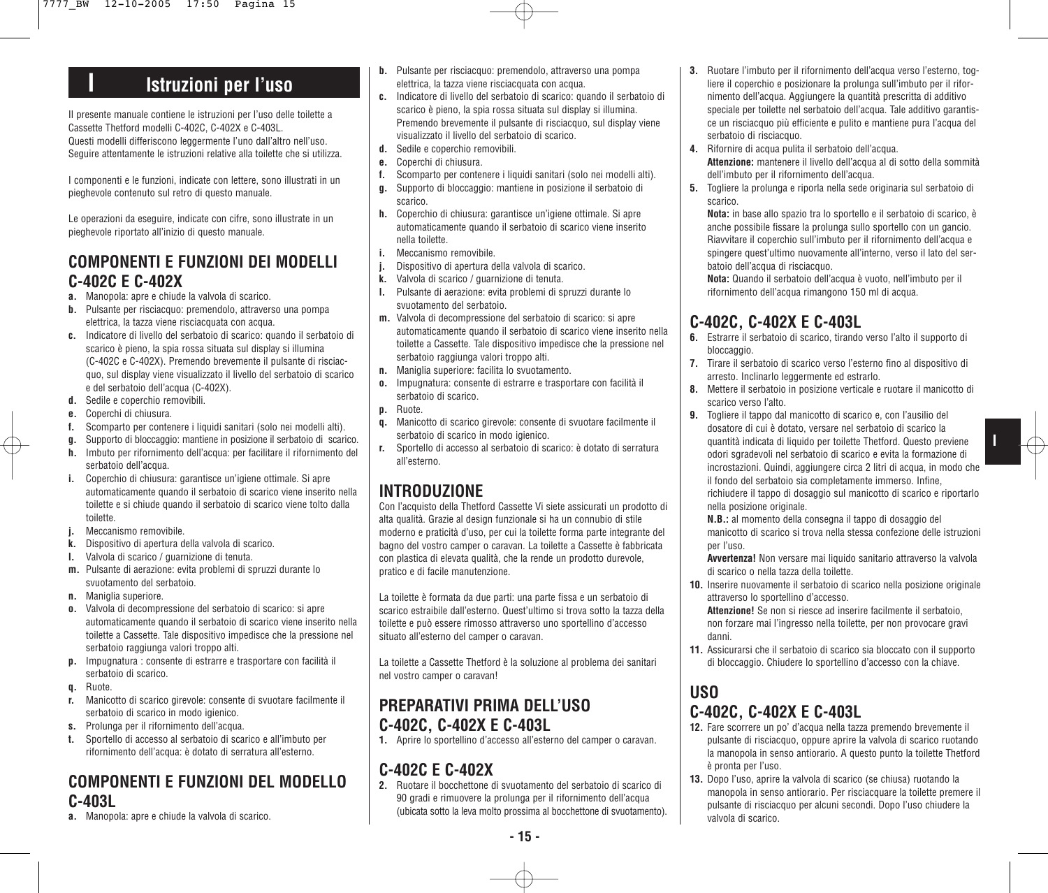# I Istruzioni per l'uso

Il presente manuale contiene le istruzioni per l'uso delle toilette a Cassette Thetford modelli C-402C, C-402X e C-403L.
Questi modelli differiscono leggermente l'uno dall'altro nell'uso.
Seguire attentamente le istruzioni relative alla toilette che si utilizza.

I componenti e le funzioni, indicate con lettere, sono illustrati in un pieghevole contenuto sul retro di questo manuale.

Le operazioni da eseguire, indicate con cifre, sono illustrate in un pieghevole riportato all'inizio di questo manuale.

## COMPONENTI E FUNZIONI DEI MODELLI C-402C E C-402X

- **a.** Manopola: apre e chiude la valvola di scarico.
- **b.** Pulsante per risciacquo: premendolo, attraverso una pompa elettrica, la tazza viene risciacquata con acqua.
- **c.** Indicatore di livello del serbatoio di scarico: quando il serbatoio di scarico è pieno, la spia rossa situata sul display si illumina (C-402C e C-402X). Premendo brevemente il pulsante di risciacquo, sul display viene visualizzato il livello del serbatoio di scarico e del serbatoio dell'acqua (C-402X).
- **d.** Sedile e coperchio removibili.
- **e.** Coperchi di chiusura.
- **f.** Scomparto per contenere i liquidi sanitari (solo nei modelli alti).
- **g.** Supporto di bloccaggio: mantiene in posizione il serbatoio di scarico.
- **h.** Imbuto per rifornimento dell'acqua: per facilitare il rifornimento del serbatoio dell'acqua.
- **i.** Coperchio di chiusura: garantisce un'igiene ottimale. Si apre automaticamente quando il serbatoio di scarico viene inserito nella toilette e si chiude quando il serbatoio di scarico viene tolto dalla toilette.
- **j.** Meccanismo removibile.
- **k.** Dispositivo di apertura della valvola di scarico.
- **l.** Valvola di scarico / guarnizione di tenuta.
- **m.** Pulsante di aerazione: evita problemi di spruzzi durante lo svuotamento del serbatoio.
- **n.** Maniglia superiore.
- **o.** Valvola di decompressione del serbatoio di scarico: si apre automaticamente quando il serbatoio di scarico viene inserito nella toilette a Cassette. Tale dispositivo impedisce che la pressione nel serbatoio raggiunga valori troppo alti.
- **p.** Impugnatura : consente di estrarre e trasportare con facilità il serbatoio di scarico.
- **q.** Ruote.
- **r.** Manicotto di scarico girevole: consente di svuotare facilmente il serbatoio di scarico in modo igienico.
- **s.** Prolunga per il rifornimento dell'acqua.
- **t.** Sportello di accesso al serbatoio di scarico e all'imbuto per rifornimento dell'acqua: è dotato di serratura all'esterno.

## COMPONENTI E FUNZIONI DEL MODELLO C-403L

- **a.** Manopola: apre e chiude la valvola di scarico.
- **b.** Pulsante per risciacquo: premendolo, attraverso una pompa elettrica, la tazza viene risciacquata con acqua.
- **c.** Indicatore di livello del serbatoio di scarico: quando il serbatoio di scarico è pieno, la spia rossa situata sul display si illumina. Premendo brevemente il pulsante di risciacquo, sul display viene visualizzato il livello del serbatoio di scarico.
- **d.** Sedile e coperchio removibili.
- **e.** Coperchi di chiusura.
- **f.** Scomparto per contenere i liquidi sanitari (solo nei modelli alti).
- **g.** Supporto di bloccaggio: mantiene in posizione il serbatoio di scarico.
- **h.** Coperchio di chiusura: garantisce un'igiene ottimale. Si apre automaticamente quando il serbatoio di scarico viene inserito nella toilette.
- **i.** Meccanismo removibile.
- **j.** Dispositivo di apertura della valvola di scarico.
- **k.** Valvola di scarico / guarnizione di tenuta.
- **l.** Pulsante di aerazione: evita problemi di spruzzi durante lo svuotamento del serbatoio.
- **m.** Valvola di decompressione del serbatoio di scarico: si apre automaticamente quando il serbatoio di scarico viene inserito nella toilette a Cassette. Tale dispositivo impedisce che la pressione nel serbatoio raggiunga valori troppo alti.
- **n.** Maniglia superiore: facilita lo svuotamento.
- **o.** Impugnatura: consente di estrarre e trasportare con facilità il serbatoio di scarico.
- **p.** Ruote.
- **q.** Manicotto di scarico girevole: consente di svuotare facilmente il serbatoio di scarico in modo igienico.
- **r.** Sportello di accesso al serbatoio di scarico: è dotato di serratura all'esterno.

## INTRODUZIONE

Con l'acquisto della Thetford Cassette Vi siete assicurati un prodotto di alta qualità. Grazie al design funzionale si ha un connubio di stile moderno e praticità d'uso, per cui la toilette forma parte integrante del bagno del vostro camper o caravan. La toilette a Cassette è fabbricata con plastica di elevata qualità, che la rende un prodotto durevole, pratico e di facile manutenzione.

La toilette è formata da due parti: una parte fissa e un serbatoio di scarico estraibile dall'esterno. Quest'ultimo si trova sotto la tazza della toilette e può essere rimosso attraverso uno sportellino d'accesso situato all'esterno del camper o caravan.

La toilette a Cassette Thetford è la soluzione al problema dei sanitari nel vostro camper o caravan!

## PREPARATIVI PRIMA DELL'USO C-402C, C-402X E C-403L

1. Aprire lo sportellino d'accesso all'esterno del camper o caravan.

## C-402C E C-402X

2. Ruotare il bocchettone di svuotamento del serbatoio di scarico di 90 gradi e rimuovere la prolunga per il rifornimento dell'acqua (ubicata sotto la leva molto prossima al bocchettone di svuotamento).
3. Ruotare l'imbuto per il rifornimento dell'acqua verso l'esterno, togliere il coperchio e posizionare la prolunga sull'imbuto per il rifornimento dell'acqua. Aggiungere la quantità prescritta di additivo speciale per toilettes nel serbatoio dell'acqua. Tale additivo garantisce un risciacquo più efficiente e pulito e mantiene pura l'acqua del serbatoio di risciacquo.
4. Rifornire di acqua pulita il serbatoio dell'acqua.
   **Attenzione:** mantenere il livello dell'acqua al di sotto della sommità dell'imbuto per il rifornimento dell'acqua.
5. Togliere la prolunga e riporla nella sede originaria sul serbatoio di scarico.
   **Nota:** in base allo spazio tra lo sportello e il serbatoio di scarico, è anche possibile fissare la prolunga sullo sportello con un gancio. Riavvitare il coperchio sull'imbuto per il rifornimento dell'acqua e spingere quest'ultimo nuovamente all'interno, verso il lato del serbatoio dell'acqua di risciacquo.
   **Nota:** Quando il serbatoio dell'acqua è vuoto, nell'imbuto per il rifornimento dell'acqua rimangono 150 ml di acqua.

## C-402C, C-402X E C-403L

6. Estrarre il serbatoio di scarico, tirando verso l'alto il supporto di bloccaggio.
7. Tirare il serbatoio di scarico verso l'esterno fino al dispositivo di arresto. Inclinarlo leggermente ed estrarlo.
8. Mettere il serbatoio in posizione verticale e ruotare il manicotto di scarico verso l'alto.
9. Togliere il tappo dal manicotto di scarico e, con l'ausilio del dosatore di cui è dotato, versare nel serbatoio di scarico la quantità indicata di liquido per toilettes Thetford. Questo previene odori sgradevoli nel serbatoio di scarico e evita la formazione di incrostazioni. Quindi, aggiungere circa 2 litri di acqua, in modo che il fondo del serbatoio sia completamente immerso. Infine, richiudere il tappo di dosaggio sul manicotto di scarico e riportarlo nella posizione originale.
   **N.B.:** al momento della consegna il tappo di dosaggio del manicotto di scarico si trova nella stessa confezione delle istruzioni per l'uso.
   **Avvertenza!** Non versare mai liquido sanitario attraverso la valvola di scarico o nella tazza della toilette.
10. Inserire nuovamente il serbatoio di scarico nella posizione originale attraverso lo sportellino d'accesso.
    **Attenzione!** Se non si riesce ad inserire facilmente il serbatoio, non forzare mai l'ingresso nella toilette, per non provocare gravi danni.
11. Assicurarsi che il serbatoio di scarico sia bloccato con il supporto di bloccaggio. Chiudere lo sportellino d'accesso con la chiave.

## USO C-402C, C-402X E C-403L

12. Fare scorrere un po' d'acqua nella tazza premendo brevemente il pulsante di risciacquo, oppure aprire la valvola di scarico ruotando la manopola in senso antiorario. A questo punto la toilette Thetford è pronta per l'uso.
13. Dopo l'uso, aprire la valvola di scarico (se chiusa) ruotando la manopola in senso antiorario. Per risciacquare la toilette premere il pulsante di risciacquo per alcuni secondi. Dopo l'uso chiudere la valvola di scarico.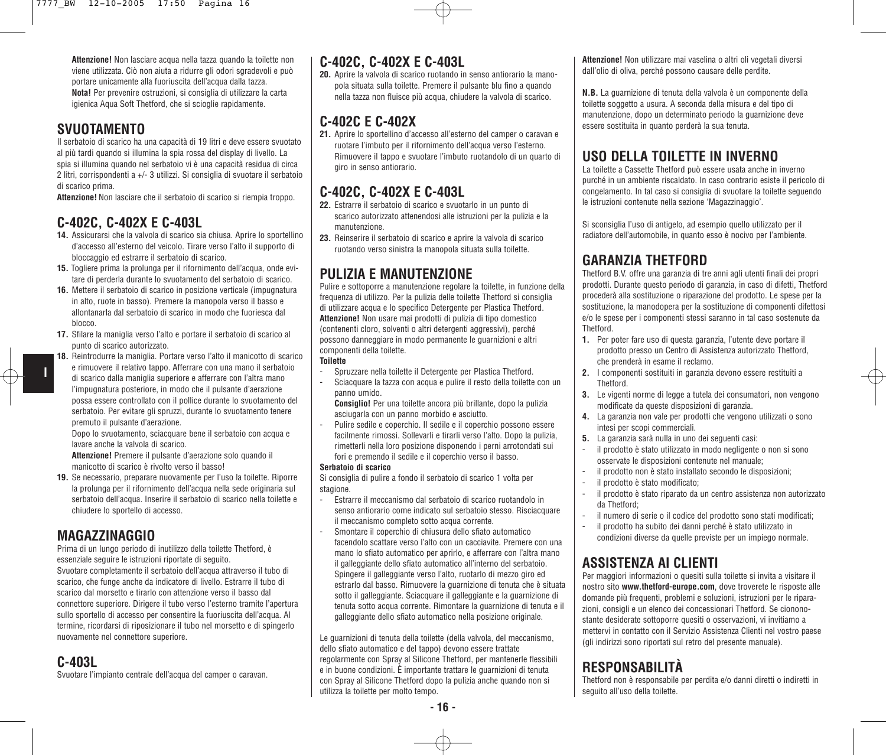**Attenzione!** Non lasciare acqua nella tazza quando la toilette non viene utilizzata. Ciò non aiuta a ridurre gli odori sgradevoli e può portare unicamente alla fuoriuscita dell'acqua dalla tazza.
**Nota!** Per prevenire ostruzioni, si consiglia di utilizzare la carta igienica Aqua Soft Thetford, che si scioglie rapidamente.

## SVUOTAMENTO

Il serbatoio di scarico ha una capacità di 19 litri e deve essere svuotato al più tardi quando si illumina la spia rossa del display di livello. La spia si illumina quando nel serbatoio vi è una capacità residua di circa 2 litri, corrispondenti a +/- 3 utilizzi. Si consiglia di svuotare il serbatoio di scarico prima.
**Attenzione!** Non lasciare che il serbatoio di scarico si riempia troppo.

## C-402C, C-402X E C-403L

14. Assicurarsi che la valvola di scarico sia chiusa. Aprire lo sportellino d'accesso all'esterno del veicolo. Tirare verso l'alto il supporto di bloccaggio ed estrarre il serbatoio di scarico.
15. Togliere prima la prolunga per il rifornimento dell'acqua, onde evitare di perderla durante lo svuotamento del serbatoio di scarico.
16. Mettere il serbatoio di scarico in posizione verticale (impugnatura in alto, ruote in basso). Premere la manopola verso il basso e allontanarla dal serbatoio di scarico in modo che fuoriesca dal blocco.
17. Sfilare la maniglia verso l'alto e portare il serbatoio di scarico al punto di scarico autorizzato.
18. Reintrodurre la maniglia. Portare verso l'alto il manicotto di scarico e rimuovere il relativo tappo. Afferrare con una mano il serbatoio di scarico dalla maniglia superiore e afferrare con l'altra mano l'impugnatura posteriore, in modo che il pulsante d'aerazione possa essere controllato con il pollice durante lo svuotamento del serbatoio. Per evitare gli spruzzi, durante lo svuotamento tenere premuto il pulsante d'aerazione.
    Dopo lo svuotamento, sciacquare bene il serbatoio con acqua e lavare anche la valvola di scarico.
    **Attenzione!** Premere il pulsante d'aerazione solo quando il manicotto di scarico è rivolto verso il basso!
19. Se necessario, preparare nuovamente per l'uso la toilette. Riporre la prolunga per il rifornimento dell'acqua nella sede originaria sul serbatoio dell'acqua. Inserire il serbatoio di scarico nella toilette e chiudere lo sportello di accesso.

## MAGAZZINAGGIO

Prima di un lungo periodo di inutilizzo della toilette Thetford, è essenziale seguire le istruzioni riportate di seguito.
Svuotare completamente il serbatoio dell'acqua attraverso il tubo di scarico, che funge anche da indicatore di livello. Estrarre il tubo di scarico dal morsetto e tirarlo con attenzione verso il basso dal connettore superiore. Dirigere il tubo verso l'esterno tramite l'apertura sullo sportello di accesso per consentire la fuoriuscita dell'acqua. Al termine, ricordarsi di riposizionare il tubo nel morsetto e di spingerlo nuovamente nel connettore superiore.

## C-403L

Svuotare l'impianto centrale dell'acqua del camper o caravan.

## C-402C, C-402X E C-403L

20. Aprire la valvola di scarico ruotando in senso antiorario la manopola situata sulla toilette. Premere il pulsante blu fino a quando nella tazza non fluisce più acqua, chiudere la valvola di scarico.

## C-402C E C-402X

21. Aprire lo sportellino d'accesso all'esterno del camper o caravan e ruotare l'imbuto per il rifornimento dell'acqua verso l'esterno. Rimuovere il tappo e svuotare l'imbuto ruotandolo di un quarto di giro in senso antiorario.

## C-402C, C-402X E C-403L

22. Estrarre il serbatoio di scarico e svuotarlo in un punto di scarico autorizzato attenendosi alle istruzioni per la pulizia e la manutenzione.
23. Reinserire il serbatoio di scarico e aprire la valvola di scarico ruotando verso sinistra la manopola situata sulla toilette.

## PULIZIA E MANUTENZIONE

Pulire e sottoporre a manutenzione regolare la toilette, in funzione della frequenza di utilizzo. Per la pulizia delle toilette Thetford si consiglia di utilizzare acqua e lo specifico Detergente per Plastica Thetford.
**Attenzione!** Non usare mai prodotti di pulizia di tipo domestico (contenenti cloro, solventi o altri detergenti aggressivi), perché possono danneggiare in modo permanente le guarnizioni e altri componenti della toilette.

**Toilette**

- Spruzzare nella toilette il Detergente per Plastica Thetford.
- Sciacquare la tazza con acqua e pulire il resto della toilette con un panno umido.
  **Consiglio!** Per una toilette ancora più brillante, dopo la pulizia asciugarla con un panno morbido e asciutto.
- Pulire sedile e coperchio. Il sedile e il coperchio possono essere facilmente rimossi. Sollevarli e tirarli verso l'alto. Dopo la pulizia, rimetterli nella loro posizione disponendo i perni arrotondati sui fori e premendo il sedile e il coperchio verso il basso.

**Serbatoio di scarico**

Si consiglia di pulire a fondo il serbatoio di scarico 1 volta per stagione.

- Estrarre il meccanismo dal serbatoio di scarico ruotandolo in senso antiorario come indicato sul serbatoio stesso. Risciacquare il meccanismo completo sotto acqua corrente.
- Smontare il coperchio di chiusura dello sfiato automatico facendolo scattare verso l'alto con un cacciavite. Premere con una mano lo sfiato automatico per aprirlo, e afferrare con l'altra mano il galleggiante dello sfiato automatico all'interno del serbatoio. Spingere il galleggiante verso l'alto, ruotarlo di mezzo giro ed estrarlo dal basso. Rimuovere la guarnizione di tenuta che è situata sotto il galleggiante. Sciacquare il galleggiante e la guarnizione di tenuta sotto acqua corrente. Rimontare la guarnizione di tenuta e il galleggiante dello sfiato automatico nella posizione originale.

Le guarnizioni di tenuta della toilette (della valvola, del meccanismo, dello sfiato automatico e del tappo) devono essere trattate regolarmente con Spray al Silicone Thetford, per mantenerle flessibili e in buone condizioni. È importante trattare le guarnizioni di tenuta con Spray al Silicone Thetford dopo la pulizia anche quando non si utilizza la toilette per molto tempo.

**Attenzione!** Non utilizzare mai vaselina o altri oli vegetali diversi dall'olio di oliva, perché possono causare delle perdite.

**N.B.** La guarnizione di tenuta della valvola è un componente della toilette soggetto a usura. A seconda della misura e del tipo di manutenzione, dopo un determinato periodo la guarnizione deve essere sostituita in quanto perderà la sua tenuta.

## USO DELLA TOILETTE IN INVERNO

La toilette a Cassette Thetford può essere usata anche in inverno purché in un ambiente riscaldato. In caso contrario esiste il pericolo di congelamento. In tal caso si consiglia di svuotare la toilette seguendo le istruzioni contenute nella sezione 'Magazzinaggio'.

Si sconsiglia l'uso di antigelo, ad esempio quello utilizzato per il radiatore dell'automobile, in quanto esso è nocivo per l'ambiente.

## GARANZIA THETFORD

Thetford B.V. offre una garanzia di tre anni agli utenti finali dei propri prodotti. Durante questo periodo di garanzia, in caso di difetti, Thetford procederà alla sostituzione o riparazione del prodotto. Le spese per la sostituzione, la manodopera per la sostituzione di componenti difettosi e/o le spese per i componenti stessi saranno in tal caso sostenute da Thetford.

1. Per poter fare uso di questa garanzia, l'utente deve portare il prodotto presso un Centro di Assistenza autorizzato Thetford, che prenderà in esame il reclamo.
2. I componenti sostituiti in garanzia devono essere restituiti a Thetford.
3. Le vigenti norme di legge a tutela dei consumatori, non vengono modificate da queste disposizioni di garanzia.
4. La garanzia non vale per prodotti che vengono utilizzati o sono intesi per scopi commerciali.
5. La garanzia sarà nulla in uno dei seguenti casi:
   - il prodotto è stato utilizzato in modo negligente o non si sono osservate le disposizioni contenute nel manuale;
   - il prodotto non è stato installato secondo le disposizioni;
   - il prodotto è stato modificato;
   - il prodotto è stato riparato da un centro assistenza non autorizzato da Thetford;
   - il numero di serie o il codice del prodotto sono stati modificati;
   - il prodotto ha subito dei danni perché è stato utilizzato in condizioni diverse da quelle previste per un impiego normale.

## ASSISTENZA AI CLIENTI

Per maggiori informazioni o quesiti sulla toilette si invita a visitare il nostro sito **www.thetford-europe.com**, dove troverete le risposte alle domande più frequenti, problemi e soluzioni, istruzioni per le riparazioni, consigli e un elenco dei concessionari Thetford. Se ciononostante desiderate sottoporre quesiti o osservazioni, vi invitiamo a mettervi in contatto con il Servizio Assistenza Clienti nel vostro paese (gli indirizzi sono riportati sul retro del presente manuale).

## RESPONSABILITÀ

Thetford non è responsabile per perdita e/o danni diretti o indiretti in seguito all'uso della toilette.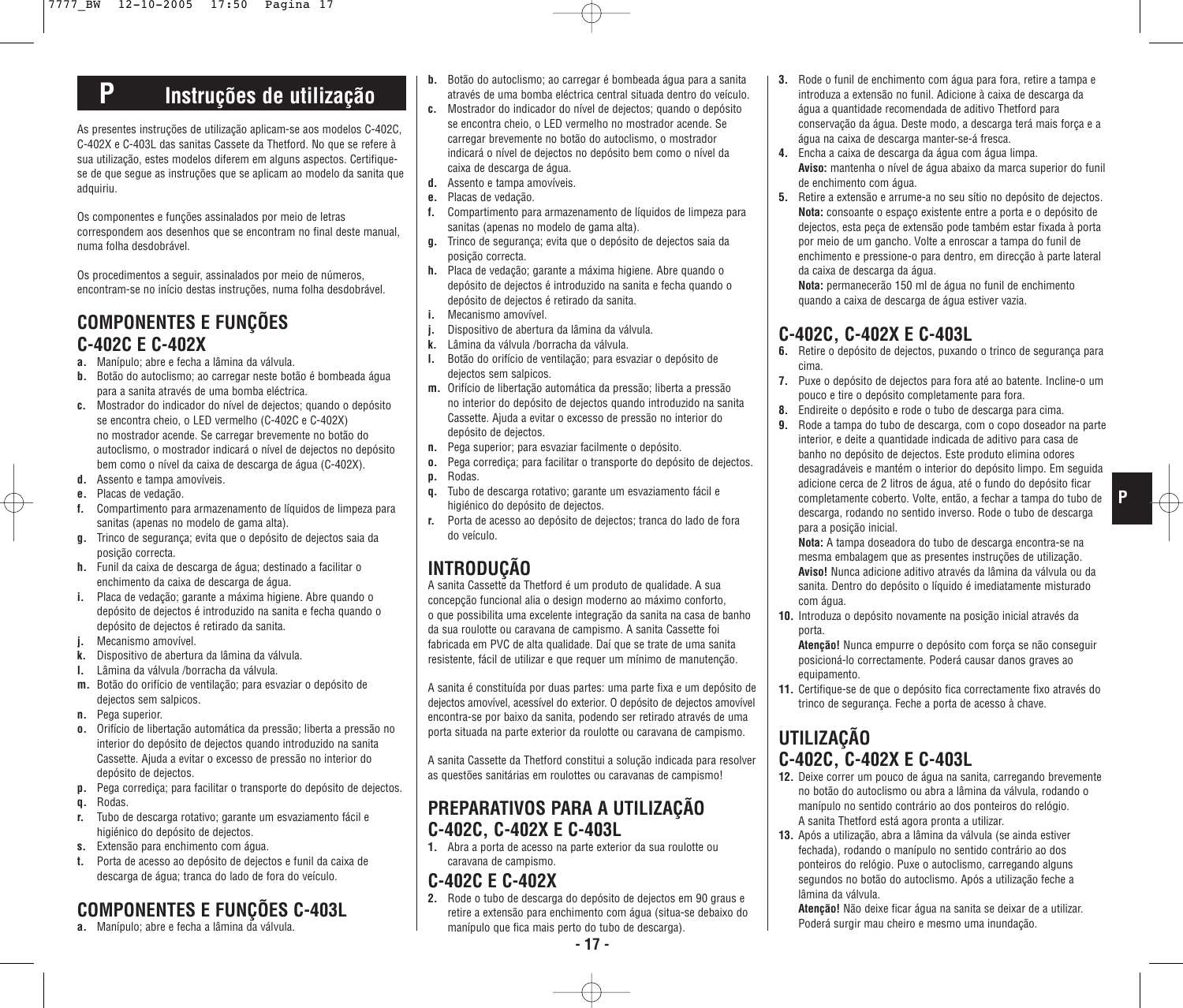# P Instruções de utilização

As presentes instruções de utilização aplicam-se aos modelos C-402C, C-402X e C-403L das sanitas Cassete da Thetford. No que se refere à sua utilização, estes modelos diferem em alguns aspectos. Certifique-se de que segue as instruções que se aplicam ao modelo da sanita que adquiriu.

Os componentes e funções assinalados por meio de letras correspondem aos desenhos que se encontram no final deste manual, numa folha desdobrável.

Os procedimentos a seguir, assinalados por meio de números, encontram-se no início destas instruções, numa folha desdobrável.

## COMPONENTES E FUNÇÕES C-402C E C-402X

- **a.** Manípulo; abre e fecha a lâmina da válvula.
- **b.** Botão do autoclismo; ao carregar neste botão é bombeada água para a sanita através de uma bomba eléctrica.
- **c.** Mostrador do indicador do nível de dejectos; quando o depósito se encontra cheio, o LED vermelho (C-402C e C-402X) no mostrador acende. Se carregar brevemente no botão do autoclismo, o mostrador indicará o nível de dejectos no depósito bem como o nível da caixa de descarga de água (C-402X).
- **d.** Assento e tampa amovíveis.
- **e.** Placas de vedação.
- **f.** Compartimento para armazenamento de líquidos de limpeza para sanitas (apenas no modelo de gama alta).
- **g.** Trinco de segurança; evita que o depósito de dejectos saia da posição correcta.
- **h.** Funil da caixa de descarga de água; destinado a facilitar o enchimento da caixa de descarga de água.
- **i.** Placa de vedação; garante a máxima higiene. Abre quando o depósito de dejectos é introduzido na sanita e fecha quando o depósito de dejectos é retirado da sanita.
- **j.** Mecanismo amovível.
- **k.** Dispositivo de abertura da lâmina da válvula.
- **l.** Lâmina da válvula /borracha da válvula.
- **m.** Botão do orifício de ventilação; para esvaziar o depósito de dejectos sem salpicos.
- **n.** Pega superior.
- **o.** Orifício de libertação automática da pressão; liberta a pressão no interior do depósito de dejectos quando introduzido na sanita Cassette. Ajuda a evitar o excesso de pressão no interior do depósito de dejectos.
- **p.** Pega corrediça; para facilitar o transporte do depósito de dejectos.
- **q.** Rodas.
- **r.** Tubo de descarga rotativo; garante um esvaziamento fácil e higiénico do depósito de dejectos.
- **s.** Extensão para enchimento com água.
- **t.** Porta de acesso ao depósito de dejectos e funil da caixa de descarga de água; tranca do lado de fora do veículo.

## COMPONENTES E FUNÇÕES C-403L

- **a.** Manípulo; abre e fecha a lâmina da válvula.
- **b.** Botão do autoclismo; ao carregar é bombeada água para a sanita através de uma bomba eléctrica central situada dentro do veículo.
- **c.** Mostrador do indicador do nível de dejectos; quando o depósito se encontra cheio, o LED vermelho no mostrador acende. Se carregar brevemente no botão do autoclismo, o mostrador indicará o nível de dejectos no depósito bem como o nível da caixa de descarga de água.
- **d.** Assento e tampa amovíveis.
- **e.** Placas de vedação.
- **f.** Compartimento para armazenamento de líquidos de limpeza para sanitas (apenas no modelo de gama alta).
- **g.** Trinco de segurança; evita que o depósito de dejectos saia da posição correcta.
- **h.** Placa de vedação; garante a máxima higiene. Abre quando o depósito de dejectos é introduzido na sanita e fecha quando o depósito de dejectos é retirado da sanita.
- **i.** Mecanismo amovível.
- **j.** Dispositivo de abertura da lâmina da válvula.
- **k.** Lâmina da válvula /borracha da válvula.
- **l.** Botão do orifício de ventilação; para esvaziar o depósito de dejectos sem salpicos.
- **m.** Orifício de libertação automática da pressão; liberta a pressão no interior do depósito de dejectos quando introduzido na sanita Cassette. Ajuda a evitar o excesso de pressão no interior do depósito de dejectos.
- **n.** Pega superior; para esvaziar facilmente o depósito.
- **o.** Pega corrediça; para facilitar o transporte do depósito de dejectos.
- **p.** Rodas.
- **q.** Tubo de descarga rotativo; garante um esvaziamento fácil e higiénico do depósito de dejectos.
- **r.** Porta de acesso ao depósito de dejectos; tranca do lado de fora do veículo.

## INTRODUÇÃO

A sanita Cassette da Thetford é um produto de qualidade. A sua concepção funcional alia o design moderno ao máximo conforto, o que possibilita uma excelente integração da sanita na casa de banho da sua roulotte ou caravana de campismo. A sanita Cassette foi fabricada em PVC de alta qualidade. Daí que se trate de uma sanita resistente, fácil de utilizar e que requer um mínimo de manutenção.

A sanita é constituída por duas partes: uma parte fixa e um depósito de dejectos amovível, acessível do exterior. O depósito de dejectos amovível encontra-se por baixo da sanita, podendo ser retirado através de uma porta situada na parte exterior da roulotte ou caravana de campismo.

A sanita Cassette da Thetford constitui a solução indicada para resolver as questões sanitárias em roulottes ou caravanas de campismo!

## PREPARATIVOS PARA A UTILIZAÇÃO C-402C, C-402X E C-403L

1. Abra a porta de acesso na parte exterior da sua roulotte ou caravana de campismo.

## C-402C E C-402X

2. Rode o tubo de descarga do depósito de dejectos em 90 graus e retire a extensão para enchimento com água (situa-se debaixo do manípulo que fica mais perto do tubo de descarga).
3. Rode o funil de enchimento com água para fora, retire a tampa e introduza a extensão no funil. Adicione à caixa de descarga da água a quantidade recomendada de aditivo Thetford para conservação da água. Deste modo, a descarga terá mais força e a água na caixa de descarga manter-se-á fresca.
4. Encha a caixa de descarga da água com água limpa.
   **Aviso:** mantenha o nível de água abaixo da marca superior do funil de enchimento com água.
5. Retire a extensão e arrume-a no seu sítio no depósito de dejectos.
   **Nota:** consoante o espaço existente entre a porta e o depósito de dejectos, esta peça de extensão pode também estar fixada à porta por meio de um gancho. Volte a enroscar a tampa do funil de enchimento e pressione-o para dentro, em direcção à parte lateral da caixa de descarga da água.
   **Nota:** permanecerão 150 ml de água no funil de enchimento quando a caixa de descarga de água estiver vazia.

## C-402C, C-402X E C-403L

6. Retire o depósito de dejectos, puxando o trinco de segurança para cima.
7. Puxe o depósito de dejectos para fora até ao batente. Incline-o um pouco e tire o depósito completamente para fora.
8. Endireite o depósito e rode o tubo de descarga para cima.
9. Rode a tampa do tubo de descarga, com o copo doseador na parte interior, e deite a quantidade indicada de aditivo para casa de banho no depósito de dejectos. Este produto elimina odores desagradáveis e mantém o interior do depósito limpo. Em seguida adicione cerca de 2 litros de água, até o fundo do depósito ficar completamente coberto. Volte, então, a fechar a tampa do tubo de descarga, rodando no sentido inverso. Rode o tubo de descarga para a posição inicial.
   **Nota:** A tampa doseadora do tubo de descarga encontra-se na mesma embalagem que as presentes instruções de utilização.
   **Aviso!** Nunca adicione aditivo através da lâmina da válvula ou da sanita. Dentro do depósito o líquido é imediatamente misturado com água.
10. Introduza o depósito novamente na posição inicial através da porta.
    **Atenção!** Nunca empurre o depósito com força se não conseguir posicioná-lo correctamente. Poderá causar danos graves ao equipamento.
11. Certifique-se de que o depósito fica correctamente fixo através do trinco de segurança. Feche a porta de acesso à chave.

## UTILIZAÇÃO C-402C, C-402X E C-403L

12. Deixe correr um pouco de água na sanita, carregando brevemente no botão do autoclismo ou abra a lâmina da válvula, rodando o manípulo no sentido contrário ao dos ponteiros do relógio. A sanita Thetford está agora pronta a utilizar.
13. Após a utilização, abra a lâmina da válvula (se ainda estiver fechada), rodando o manípulo no sentido contrário ao dos ponteiros do relógio. Puxe o autoclismo, carregando alguns segundos no botão do autoclismo. Após a utilização feche a lâmina da válvula.
    **Atenção!** Não deixe ficar água na sanita se deixar de a utilizar. Poderá surgir mau cheiro e mesmo uma inundação.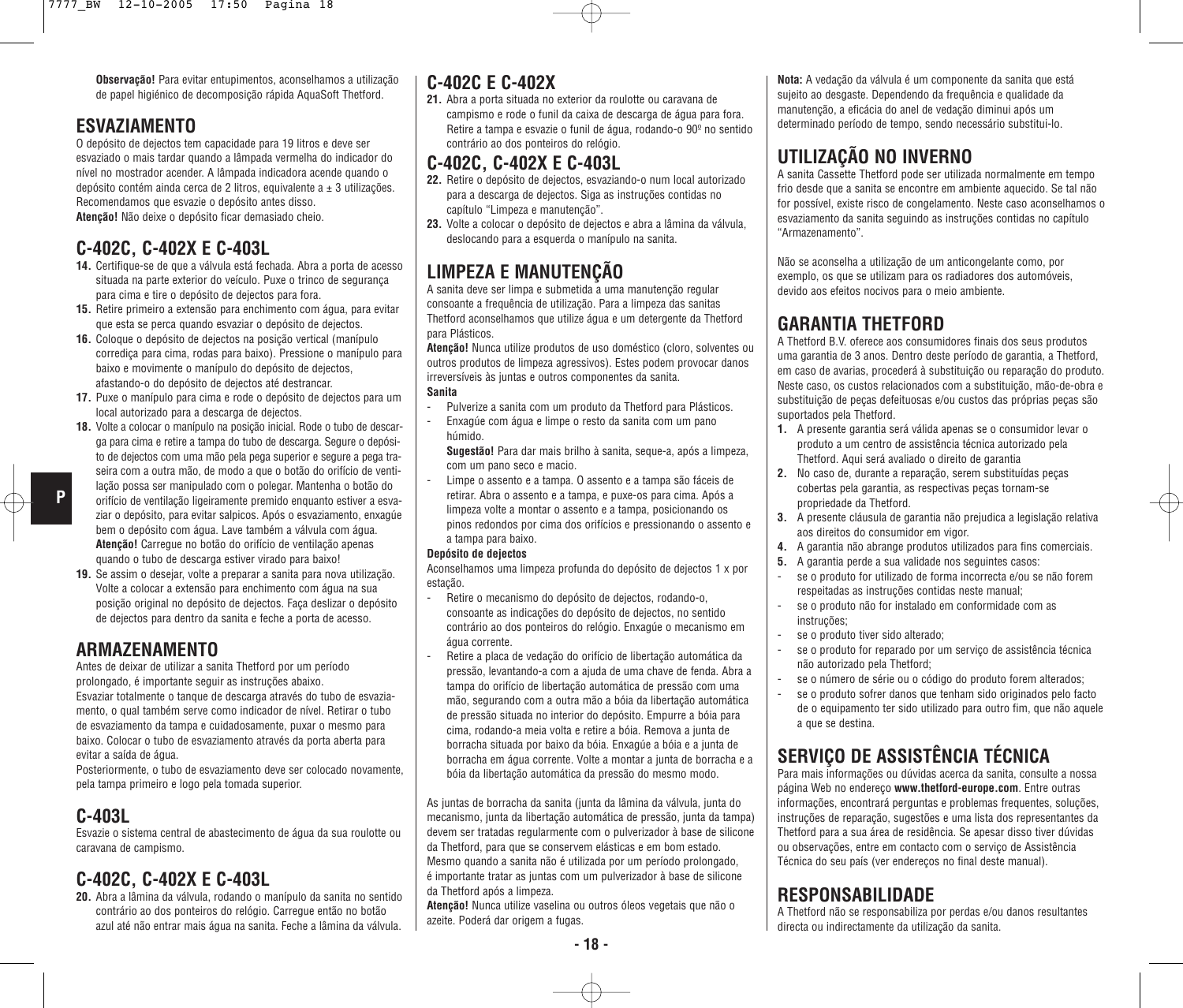**Observação!** Para evitar entupimentos, aconselhamos a utilização de papel higiénico de decomposição rápida AquaSoft Thetford.

## ESVAZIAMENTO

O depósito de dejectos tem capacidade para 19 litros e deve ser esvaziado o mais tardar quando a lâmpada vermelha do indicador do nível no mostrador acender. A lâmpada indicadora acende quando o depósito contém ainda cerca de 2 litros, equivalente a ± 3 utilizações. Recomendamos que esvazie o depósito antes disso.
**Atenção!** Não deixe o depósito ficar demasiado cheio.

## C-402C, C-402X E C-403L

14. Certifique-se de que a válvula está fechada. Abra a porta de acesso situada na parte exterior do veículo. Puxe o trinco de segurança para cima e tire o depósito de dejectos para fora.
15. Retire primeiro a extensão para enchimento com água, para evitar que esta se perca quando esvaziar o depósito de dejectos.
16. Coloque o depósito de dejectos na posição vertical (manípulo corrediça para cima, rodas para baixo). Pressione o manípulo para baixo e movimente o manípulo do depósito de dejectos, afastando-o do depósito de dejectos até destrancar.
17. Puxe o manípulo para cima e rode o depósito de dejectos para um local autorizado para a descarga de dejectos.
18. Volte a colocar o manípulo na posição inicial. Rode o tubo de descarga para cima e retire a tampa do tubo de descarga. Segure o depósito de dejectos com uma mão pela pega superior e segure a pega traseira com a outra mão, de modo a que o botão do orifício de ventilação possa ser manipulado com o polegar. Mantenha o botão do orifício de ventilação ligeiramente premido enquanto estiver a esvaziar o depósito, para evitar salpicos. Após o esvaziamento, enxagúe bem o depósito com água. Lave também a válvula com água.
**Atenção!** Carregue no botão do orifício de ventilação apenas quando o tubo de descarga estiver virado para baixo!
19. Se assim o desejar, volte a preparar a sanita para nova utilização. Volte a colocar a extensão para enchimento com água na sua posição original no depósito de dejectos. Faça deslizar o depósito de dejectos para dentro da sanita e feche a porta de acesso.

## ARMAZENAMENTO

Antes de deixar de utilizar a sanita Thetford por um período prolongado, é importante seguir as instruções abaixo.
Esvaziar totalmente o tanque de descarga através do tubo de esvaziamento, o qual também serve como indicador de nível. Retirar o tubo de esvaziamento da tampa e cuidadosamente, puxar o mesmo para baixo. Colocar o tubo de esvaziamento através da porta aberta para evitar a saída de água.
Posteriormente, o tubo de esvaziamento deve ser colocado novamente, pela tampa primeiro e logo pela tomada superior.

## C-403L

Esvazie o sistema central de abastecimento de água da sua roulotte ou caravana de campismo.

## C-402C, C-402X E C-403L

20. Abra a lâmina da válvula, rodando o manípulo da sanita no sentido contrário ao dos ponteiros do relógio. Carregue então no botão azul até não entrar mais água na sanita. Feche a lâmina da válvula.

## C-402C E C-402X

21. Abra a porta situada no exterior da roulotte ou caravana de campismo e rode o funil da caixa de descarga de água para fora. Retire a tampa e esvazie o funil de água, rodando-o 90º no sentido contrário ao dos ponteiros do relógio.

## C-402C, C-402X E C-403L

22. Retire o depósito de dejectos, esvaziando-o num local autorizado para a descarga de dejectos. Siga as instruções contidas no capítulo “Limpeza e manutenção”.
23. Volte a colocar o depósito de dejectos e abra a lâmina da válvula, deslocando para a esquerda o manípulo na sanita.

## LIMPEZA E MANUTENÇÃO

A sanita deve ser limpa e submetida a uma manutenção regular consoante a frequência de utilização. Para a limpeza das sanitas Thetford aconselhamos que utilize água e um detergente da Thetford para Plásticos.
**Atenção!** Nunca utilize produtos de uso doméstico (cloro, solventes ou outros produtos de limpeza agressivos). Estes podem provocar danos irreversíveis às juntas e outros componentes da sanita.

**Sanita**

- Pulverize a sanita com um produto da Thetford para Plásticos.
- Enxagúe com água e limpe o resto da sanita com um pano húmido.
  **Sugestão!** Para dar mais brilho à sanita, seque-a, após a limpeza, com um pano seco e macio.
- Limpe o assento e a tampa. O assento e a tampa são fáceis de retirar. Abra o assento e a tampa, e puxe-os para cima. Após a limpeza volte a montar o assento e a tampa, posicionando os pinos redondos por cima dos orifícios e pressionando o assento e a tampa para baixo.

**Depósito de dejectos**

Aconselhamos uma limpeza profunda do depósito de dejectos 1 x por estação.

- Retire o mecanismo do depósito de dejectos, rodando-o, consoante as indicações do depósito de dejectos, no sentido contrário ao dos ponteiros do relógio. Enxagúe o mecanismo em água corrente.
- Retire a placa de vedação do orifício de libertação automática da pressão, levantando-a com a ajuda de uma chave de fenda. Abra a tampa do orifício de libertação automática de pressão com uma mão, segurando com a outra mão a bóia da libertação automática de pressão situada no interior do depósito. Empurre a bóia para cima, rodando-a meia volta e retire a bóia. Remova a junta de borracha situada por baixo da bóia. Enxagúe a bóia e a junta de borracha em água corrente. Volte a montar a junta de borracha e a bóia da libertação automática da pressão do mesmo modo.

As juntas de borracha da sanita (junta da lâmina da válvula, junta do mecanismo, junta da libertação automática de pressão, junta da tampa) devem ser tratadas regularmente com o pulverizador à base de silicone da Thetford, para que se conservem elásticas e em bom estado. Mesmo quando a sanita não é utilizada por um período prolongado, é importante tratar as juntas com um pulverizador à base de silicone da Thetford após a limpeza.
**Atenção!** Nunca utilize vaselina ou outros óleos vegetais que não o azeite. Poderá dar origem a fugas.

**Nota:** A vedação da válvula é um componente da sanita que está sujeito ao desgaste. Dependendo da frequência e qualidade da manutenção, a eficácia do anel de vedação diminui após um determinado período de tempo, sendo necessário substitui-lo.

## UTILIZAÇÃO NO INVERNO

A sanita Cassette Thetford pode ser utilizada normalmente em tempo frio desde que a sanita se encontre em ambiente aquecido. Se tal não for possível, existe risco de congelamento. Neste caso aconselhamos o esvaziamento da sanita seguindo as instruções contidas no capítulo “Armazenamento”.

Não se aconselha a utilização de um anticongelante como, por exemplo, os que se utilizam para os radiadores dos automóveis, devido aos efeitos nocivos para o meio ambiente.

## GARANTIA THETFORD

A Thetford B.V. oferece aos consumidores finais dos seus produtos uma garantia de 3 anos. Dentro deste período de garantia, a Thetford, em caso de avarias, procederá à substituição ou reparação do produto. Neste caso, os custos relacionados com a substituição, mão-de-obra e substituição de peças defeituosas e/ou custos das próprias peças são suportados pela Thetford.

1. A presente garantia será válida apenas se o consumidor levar o produto a um centro de assistência técnica autorizado pela Thetford. Aqui será avaliado o direito de garantia
2. No caso de, durante a reparação, serem substituídas peças cobertas pela garantia, as respectivas peças tornam-se propriedade da Thetford.
3. A presente cláusula de garantia não prejudica a legislação relativa aos direitos do consumidor em vigor.
4. A garantia não abrange produtos utilizados para fins comerciais.
5. A garantia perde a sua validade nos seguintes casos:
- se o produto for utilizado de forma incorrecta e/ou se não forem respeitadas as instruções contidas neste manual;
- se o produto não for instalado em conformidade com as instruções;
- se o produto tiver sido alterado;
- se o produto for reparado por um serviço de assistência técnica não autorizado pela Thetford;
- se o número de série ou o código do produto forem alterados;
- se o produto sofrer danos que tenham sido originados pelo facto de o equipamento ter sido utilizado para outro fim, que não aquele a que se destina.

## SERVIÇO DE ASSISTÊNCIA TÉCNICA

Para mais informações ou dúvidas acerca da sanita, consulte a nossa página Web no endereço **www.thetford-europe.com**. Entre outras informações, encontrará perguntas e problemas frequentes, soluções, instruções de reparação, sugestões e uma lista dos representantes da Thetford para a sua área de residência. Se apesar disso tiver dúvidas ou observações, entre em contacto com o serviço de Assistência Técnica do seu país (ver endereços no final deste manual).

## RESPONSABILIDADE

A Thetford não se responsabiliza por perdas e/ou danos resultantes directa ou indirectamente da utilização da sanita.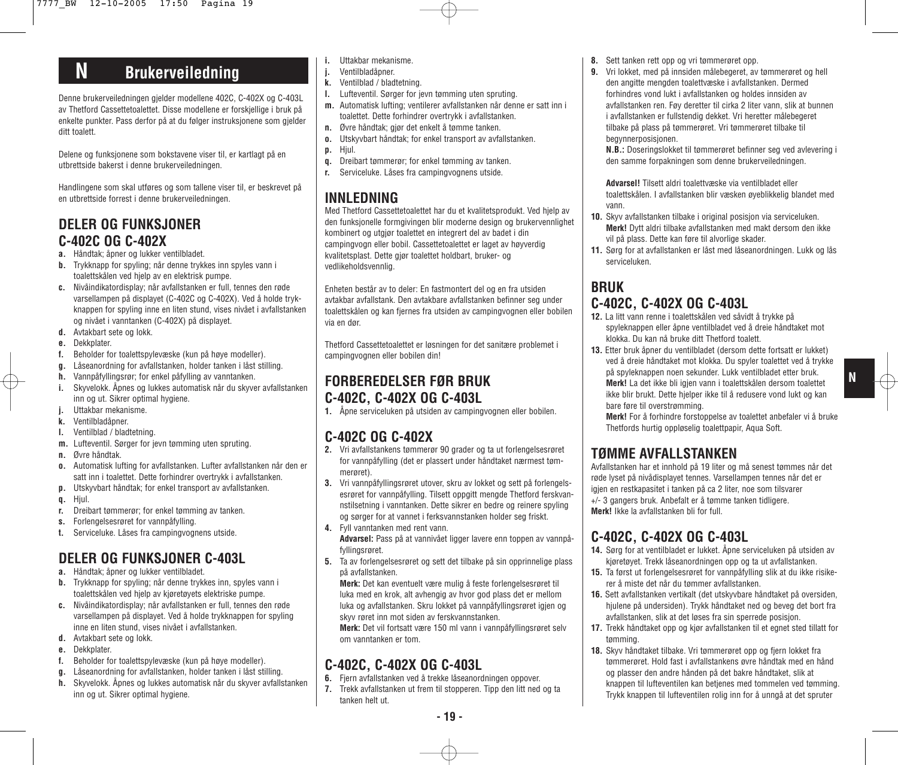# N Brukerveiledning

Denne brukerveiledningen gjelder modellene 402C, C-402X og C-403L av Thetford Cassettetoalettet. Disse modellene er forskjellige i bruk på enkelte punkter. Pass derfor på at du følger instruksjonene som gjelder ditt toalett.

Delene og funksjonene som bokstavene viser til, er kartlagt på en utbrettside bakerst i denne brukerveiledningen.

Handlingene som skal utføres og som tallene viser til, er beskrevet på en utbrettside forrest i denne brukerveiledningen.

## DELER OG FUNKSJONER C-402C OG C-402X

- **a.** Håndtak; åpner og lukker ventilbladet.
- **b.** Trykknapp for spyling; når denne trykkes inn spyles vann i toalettskålen ved hjelp av en elektrisk pumpe.
- **c.** Nivåindikatordisplay; når avfallstanken er full, tennes den røde varsellampen på displayet (C-402C og C-402X). Ved å holde trykknappen for spyling inne en liten stund, vises nivået i avfallstanken og nivået i vanntanken (C-402X) på displayet.
- **d.** Avtakbart sete og lokk.
- **e.** Dekkplater.
- **f.** Beholder for toalettspylevæske (kun på høye modeller).
- **g.** Låseanordning for avfallstanken, holder tanken i låst stilling.
- **h.** Vannpåfyllingsrør; for enkel påfylling av vanntanken.
- **i.** Skyvelokk. Åpnes og lukkes automatisk når du skyver avfallstanken inn og ut. Sikrer optimal hygiene.
- **j.** Uttakbar mekanisme.
- **k.** Ventilbladåpner.
- **l.** Ventilblad / bladtetning.
- **m.** Lufteventil. Sørger for jevn tømming uten spruting.
- **n.** Øvre håndtak.
- **o.** Automatisk lufting for avfallstanken. Lufter avfallstanken når den er satt inn i toalettet. Dette forhindrer overtrykk i avfallstanken.
- **p.** Utskyvbart håndtak; for enkel transport av avfallstanken.
- **q.** Hjul.
- **r.** Dreibart tømmerør; for enkel tømming av tanken.
- **s.** Forlengelsesrøret for vannpåfylling.
- **t.** Serviceluke. Låses fra campingvognens utside.

## DELER OG FUNKSJONER C-403L

- **a.** Håndtak; åpner og lukker ventilbladet.
- **b.** Trykknapp for spyling; når denne trykkes inn, spyles vann i toalettskålen ved hjelp av kjøretøyets elektriske pumpe.
- **c.** Nivåindikatordisplay; når avfallstanken er full, tennes den røde varsellampen på displayet. Ved å holde trykknappen for spyling inne en liten stund, vises nivået i avfallstanken.
- **d.** Avtakbart sete og lokk.
- **e.** Dekkplater.
- **f.** Beholder for toalettspylevæske (kun på høye modeller).
- **g.** Låseanordning for avfallstanken, holder tanken i låst stilling.
- **h.** Skyvelokk. Åpnes og lukkes automatisk når du skyver avfallstanken inn og ut. Sikrer optimal hygiene.
- **i.** Uttakbar mekanisme.
- **j.** Ventilbladåpner.
- **k.** Ventilblad / bladtetning.
- **l.** Lufteventil. Sørger for jevn tømming uten spruting.
- **m.** Automatisk lufting; ventilerer avfallstanken når denne er satt inn i toalettet. Dette forhindrer overtrykk i avfallstanken.
- **n.** Øvre håndtak; gjør det enkelt å tømme tanken.
- **o.** Utskyvbart håndtak; for enkel transport av avfallstanken.
- **p.** Hjul.
- **q.** Dreibart tømmerør; for enkel tømming av tanken.
- **r.** Serviceluke. Låses fra campingvognens utside.

## INNLEDNING

Med Thetford Cassettetoalettet har du et kvalitetsprodukt. Ved hjelp av den funksjonelle formgivingen blir moderne design og brukervennlighet kombinert og utgjør toalettet en integrert del av badet i din campingvogn eller bobil. Cassettetoalettet er laget av høyverdig kvalitetsplast. Dette gjør toalettet holdbart, bruker- og vedlikeholdsvennlig.

Enheten består av to deler: En fastmontert del og en fra utsiden avtakbar avfallstank. Den avtakbare avfallstanken befinner seg under toalettskålen og kan fjernes fra utsiden av campingvognen eller bobilen via en dør.

Thetford Cassettetoalettet er løsningen for det sanitære problemet i campingvognen eller bobilen din!

## FORBEREDELSER FØR BRUK C-402C, C-402X OG C-403L

**1.** Åpne serviceluken på utsiden av campingvognen eller bobilen.

## C-402C OG C-402X

**2.** Vri avfallstankens tømmerør 90 grader og ta ut forlengelsesrøret for vannpåfylling (det er plassert under håndtaket nærmest tømmerøret).

**3.** Vri vannpåfyllingsrøret utover, skru av lokket og sett på forlengelsesrøret for vannpåfylling. Tilsett oppgitt mengde Thetford ferskvannstilsetning i vanntanken. Dette sikrer en bedre og reinere spyling og sørger for at vannet i ferksvannstanken holder seg friskt.

**4.** Fyll vanntanken med rent vann.
**Advarsel:** Pass på at vannivået ligger lavere enn toppen av vannpåfyllingsrøret.

**5.** Ta av forlengelsesrøret og sett det tilbake på sin opprinnelige plass på avfallstanken.
**Merk:** Det kan eventuelt være mulig å feste forlengelsesrøret til luka med en krok, alt avhengig av hvor god plass det er mellom luka og avfallstanken. Skru lokket på vannpåfyllingsrøret igjen og skyv røret inn mot siden av ferskvannstanken.
**Merk:** Det vil fortsatt være 150 ml vann i vannpåfyllingsrøret selv om vanntanken er tom.

## C-402C, C-402X OG C-403L

**6.** Fjern avfallstanken ved å trekke låseanordningen oppover.

**7.** Trekk avfallstanken ut frem til stopperen. Tipp den litt ned og ta tanken helt ut.

**8.** Sett tanken rett opp og vri tømmerøret opp.

**9.** Vri lokket, med på innsiden målebegeret, av tømmerøret og hell den angitte mengden toalettvæske i avfallstanken. Dermed forhindres vond lukt i avfallstanken og holdes innsiden av avfallstanken ren. Føy deretter til cirka 2 liter vann, slik at bunnen i avfallstanken er fullstendig dekket. Vri heretter målebegeret tilbake på plass på tømmerøret. Vri tømmerøret tilbake til begynnerposisjonen.
**N.B.:** Doseringslokket til tømmerøret befinner seg ved avlevering i den samme forpakningen som denne brukerveiledningen.

**Advarsel!** Tilsett aldri toalettvæske via ventilbladet eller toalettskålen. I avfallstanken blir væsken øyeblikkelig blandet med vann.

**10.** Skyv avfallstanken tilbake i original posisjon via serviceluken.
**Merk!** Dytt aldri tilbake avfallstanken med makt dersom den ikke vil på plass. Dette kan føre til alvorlige skader.

**11.** Sørg for at avfallstanken er låst med låseanordningen. Lukk og lås serviceluken.

## BRUK C-402C, C-402X OG C-403L

**12.** La litt vann renne i toalettskålen ved såvidt å trykke på spyleknappen eller åpne ventilbladet ved å dreie håndtaket mot klokka. Du kan nå bruke ditt Thetford toalett.

**13.** Etter bruk åpner du ventilbladet (dersom dette fortsatt er lukket) ved å dreie håndtaket mot klokka. Du spyler toalettet ved å trykke på spyleknappen noen sekunder. Lukk ventilbladet etter bruk.
**Merk!** La det ikke bli igjen vann i toalettskålen dersom toalettet ikke blir brukt. Dette hjelper ikke til å redusere vond lukt og kan bare føre til overstrømming.
**Merk!** For å forhindre forstoppelse av toalettet anbefaler vi å bruke Thetfords hurtig oppløselig toalettpapir, Aqua Soft.

## TØMME AVFALLSTANKEN

Avfallstanken har et innhold på 19 liter og må senest tømmes når det røde lyset på nivådisplayet tennes. Varsellampen tennes når det er igjen en restkapasitet i tanken på ca 2 liter, noe som tilsvarer +/- 3 gangers bruk. Anbefalt er å tømme tanken tidligere.
**Merk!** Ikke la avfallstanken bli for full.

## C-402C, C-402X OG C-403L

**14.** Sørg for at ventilbladet er lukket. Åpne serviceluken på utsiden av kjøretøyet. Trekk låseanordningen opp og ta ut avfallstanken.

**15.** Ta først ut forlengelsesrøret for vannpåfylling slik at du ikke risikerer å miste det når du tømmer avfallstanken.

**16.** Sett avfallstanken vertikalt (det utskyvbare håndtaket på oversiden, hjulene på undersiden). Trykk håndtaket ned og beveg det bort fra avfallstanken, slik at det løses fra sin sperrede posisjon.

**17.** Trekk håndtaket opp og kjør avfallstanken til et egnet sted tillatt for tømming.

**18.** Skyv håndtaket tilbake. Vri tømmerøret opp og fjern lokket fra tømmerøret. Hold fast i avfallstankens øvre håndtak med en hånd og plasser den andre hånden på det bakre håndtaket, slik at knappen til lufteventilen kan betjenes med tommelen ved tømming. Trykk knappen til lufteventilen rolig inn for å unngå at det spruter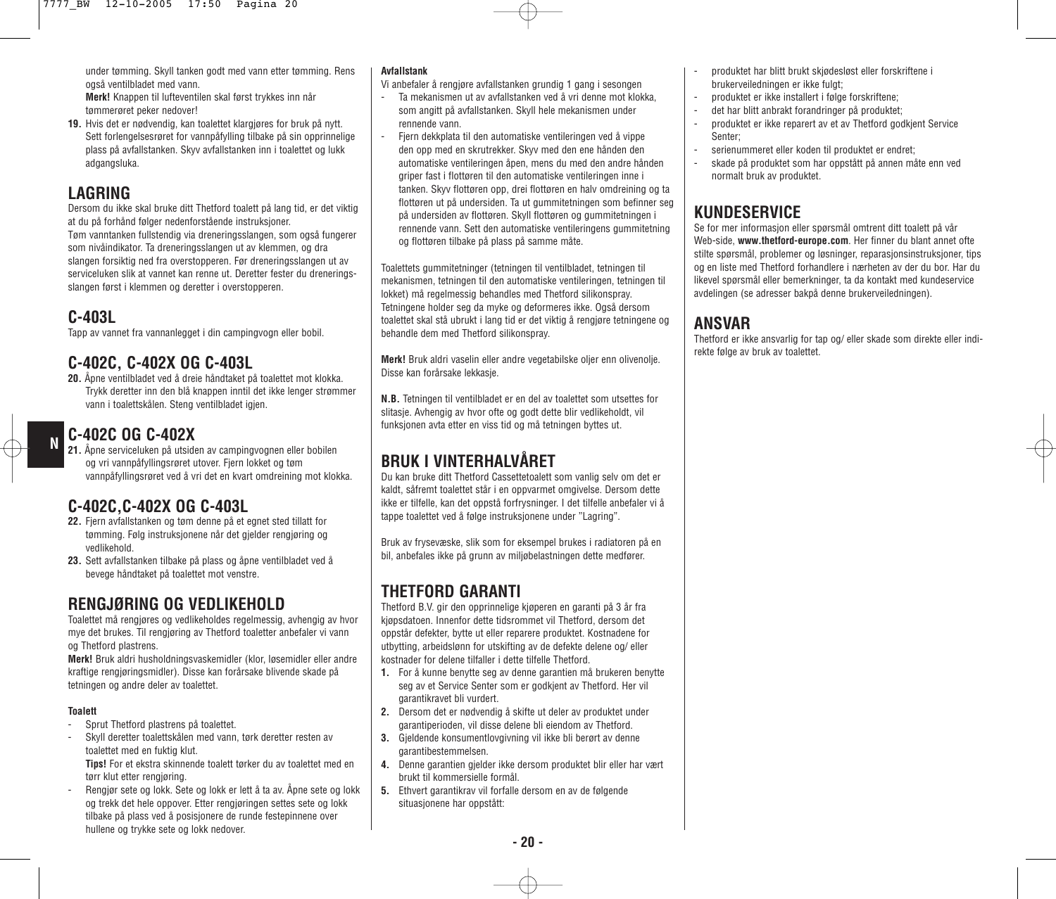under tømming. Skyll tanken godt med vann etter tømming. Rens også ventilbladet med vann.

**Merk!** Knappen til lufteventilen skal først trykkes inn når tømmerøret peker nedover!

**19.** Hvis det er nødvendig, kan toalettet klargjøres for bruk på nytt. Sett forlengelsesrøret for vannpåfylling tilbake på sin opprinnelige plass på avfallstanken. Skyv avfallstanken inn i toalettet og lukk adgangsluka.

## LAGRING

Dersom du ikke skal bruke ditt Thetford toalett på lang tid, er det viktig at du på forhånd følger nedenforstående instruksjoner.
Tøm vanntanken fullstendig via dreneringsslangen, som også fungerer som nivåindikator. Ta dreneringsslangen ut av klemmen, og dra slangen forsiktig ned fra overstopperen. Før dreneringsslangen ut av serviceluken slik at vannet kan renne ut. Deretter fester du dreneringsslangen først i klemmen og deretter i overstopperen.

## C-403L

Tapp av vannet fra vannanlegget i din campingvogn eller bobil.

## C-402C, C-402X OG C-403L

**20.** Åpne ventilbladet ved å dreie håndtaket på toalettet mot klokka. Trykk deretter inn den blå knappen inntil det ikke lenger strømmer vann i toalettskålen. Steng ventilbladet igjen.

## C-402C OG C-402X

**21.** Åpne serviceluken på utsiden av campingvognen eller bobilen og vri vannpåfyllingsrøret utover. Fjern lokket og tøm vannpåfyllingsrøret ved å vri det en kvart omdreining mot klokka.

## C-402C,C-402X OG C-403L

**22.** Fjern avfallstanken og tøm denne på et egnet sted tillatt for tømming. Følg instruksjonene når det gjelder rengjøring og vedlikehold.

**23.** Sett avfallstanken tilbake på plass og åpne ventilbladet ved å bevege håndtaket på toalettet mot venstre.

## RENGJØRING OG VEDLIKEHOLD

Toalettet må rengjøres og vedlikeholdes regelmessig, avhengig av hvor mye det brukes. Til rengjøring av Thetford toaletter anbefaler vi vann og Thetford plastrens.

**Merk!** Bruk aldri husholdningsvaskemidler (klor, løsemidler eller andre kraftige rengjøringsmidler). Disse kan forårsake blivende skade på tetningen og andre deler av toalettet.

**Toalett**

- Sprut Thetford plastrens på toalettet.
- Skyll deretter toalettskålen med vann, tørk deretter resten av toalettet med en fuktig klut.
  **Tips!** For et ekstra skinnende toalett tørker du av toalettet med en tørr klut etter rengjøring.
- Rengjør sete og lokk. Sete og lokk er lett å ta av. Åpne sete og lokk og trekk det hele oppover. Etter rengjøringen settes sete og lokk tilbake på plass ved å posisjonere de runde festepinnene over hullene og trykke sete og lokk nedover.

**Avfallstank**

Vi anbefaler å rengjøre avfallstanken grundig 1 gang i sesongen

- Ta mekanismen ut av avfallstanken ved å vri denne mot klokka, som angitt på avfallstanken. Skyll hele mekanismen under rennende vann.
- Fjern dekkplata til den automatiske ventileringen ved å vippe den opp med en skrutrekker. Skyv med den ene hånden den automatiske ventileringen åpen, mens du med den andre hånden griper fast i flottøren til den automatiske ventileringen inne i tanken. Skyv flottøren opp, drei flottøren en halv omdreining og ta flottøren ut på undersiden. Ta ut gummitetningen som befinner seg på undersiden av flottøren. Skyll flottøren og gummitetningen i rennende vann. Sett den automatiske ventileringens gummitetning og flottøren tilbake på plass på samme måte.

Toalettets gummitetninger (tetningen til ventilbladet, tetningen til mekanismen, tetningen til den automatiske ventileringen, tetningen til lokket) må regelmessig behandles med Thetford silikonspray. Tetningene holder seg da myke og deformeres ikke. Også dersom toalettet skal stå ubrukt i lang tid er det viktig å rengjøre tetningene og behandle dem med Thetford silikonspray.

**Merk!** Bruk aldri vaselin eller andre vegetabilske oljer enn olivenolje. Disse kan forårsake lekkasje.

**N.B.** Tetningen til ventilbladet er en del av toalettet som utsettes for slitasje. Avhengig av hvor ofte og godt dette blir vedlikeholdt, vil funksjonen avta etter en viss tid og må tetningen byttes ut.

## BRUK I VINTERHALVÅRET

Du kan bruke ditt Thetford Cassettetoalett som vanlig selv om det er kaldt, såfremt toalettet står i en oppvarmet omgivelse. Dersom dette ikke er tilfelle, kan det oppstå forfrysninger. I det tilfelle anbefaler vi å tappe toalettet ved å følge instruksjonene under "Lagring".

Bruk av frysevæske, slik som for eksempel brukes i radiatoren på en bil, anbefales ikke på grunn av miljøbelastningen dette medfører.

## THETFORD GARANTI

Thetford B.V. gir den opprinnelige kjøperen en garanti på 3 år fra kjøpsdatoen. Innenfor dette tidsrommet vil Thetford, dersom det oppstår defekter, bytte ut eller reparere produktet. Kostnadene for utbytting, arbeidslønn for utskifting av de defekte delene og/ eller kostnader for delene tilfaller i dette tilfelle Thetford.

1. For å kunne benytte seg av denne garantien må brukeren benytte seg av et Service Senter som er godkjent av Thetford. Her vil garantikravet bli vurdert.
2. Dersom det er nødvendig å skifte ut deler av produktet under garantiperioden, vil disse delene bli eiendom av Thetford.
3. Gjeldende konsumentlovgivning vil ikke bli berørt av denne garantibestemmelsen.
4. Denne garantien gjelder ikke dersom produktet blir eller har vært brukt til kommersielle formål.
5. Ethvert garantikrav vil forfalle dersom en av de følgende situasjonene har oppstått:

- produktet har blitt brukt skjødesløst eller forskriftene i brukerveiledningen er ikke fulgt;
- produktet er ikke installert i følge forskriftene;
- det har blitt anbrakt forandringer på produktet;
- produktet er ikke reparert av et av Thetford godkjent Service Senter;
- serienummeret eller koden til produktet er endret;
- skade på produktet som har oppstått på annen måte enn ved normalt bruk av produktet.

## KUNDESERVICE

Se for mer informasjon eller spørsmål omtrent ditt toalett på vår Web-side, **www.thetford-europe.com**. Her finner du blant annet ofte stilte spørsmål, problemer og løsninger, reparasjonsinstruksjoner, tips og en liste med Thetford forhandlere i nærheten av der du bor. Har du likevel spørsmål eller bemerkninger, ta da kontakt med kundeservice avdelingen (se adresser bakpå denne brukerveiledningen).

## ANSVAR

Thetford er ikke ansvarlig for tap og/ eller skade som direkte eller indirekte følge av bruk av toalettet.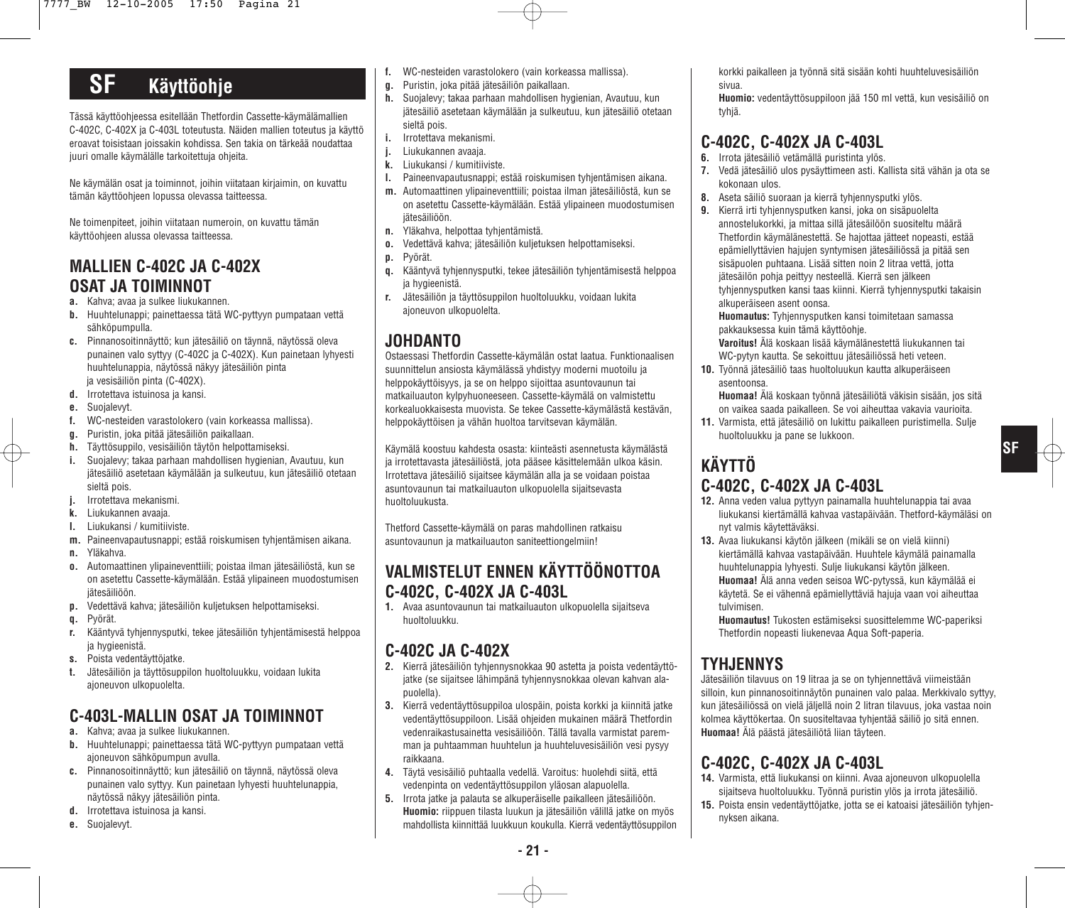# SF Käyttöohje

Tässä käyttöohjeessa esitellään Thetfordin Cassette-käymälämallien C-402C, C-402X ja C-403L toteutusta. Näiden mallien toteutus ja käyttö eroavat toisistaan joissakin kohdissa. Sen takia on tärkeää noudattaa juuri omalle käymälälle tarkoitettuja ohjeita.

Ne käymälän osat ja toiminnot, joihin viitataan kirjaimin, on kuvattu tämän käyttöohjeen lopussa olevassa taitteessa.

Ne toimenpiteet, joihin viitataan numeroin, on kuvattu tämän käyttöohjeen alussa olevassa taitteessa.

## MALLIEN C-402C JA C-402X OSAT JA TOIMINNOT

- **a.** Kahva; avaa ja sulkee liukukannen.
- **b.** Huuhtelunappi; painettaessa tätä WC-pyttyyn pumpataan vettä sähköpumpulla.
- **c.** Pinnanosoitinnäyttö; kun jätesäiliö on täynnä, näytössä oleva punainen valo syttyy (C-402C ja C-402X). Kun painetaan lyhyesti huuhtelunappia, näytössä näkyy jätesäiliön pinta ja vesisäiliön pinta (C-402X).
- **d.** Irrotettava istuinosa ja kansi.
- **e.** Suojalevyt.
- **f.** WC-nesteiden varastolokero (vain korkeassa mallissa).
- **g.** Puristin, joka pitää jätesäiliön paikallaan.
- **h.** Täyttösuppilo, vesisäiliön täytön helpottamiseksi.
- **i.** Suojalevy; takaa parhaan mahdollisen hygienian, Avautuu, kun jätesäiliö asetetaan käymälään ja sulkeutuu, kun jätesäiliö otetaan sieltä pois.
- **j.** Irrotettava mekanismi.
- **k.** Liukukannen avaaja.
- **l.** Liukukansi / kumitiiviste.
- **m.** Paineenvapautusnappi; estää roiskumisen tyhjentämisen aikana.
- **n.** Yläkahva.
- **o.** Automaattinen ylipaineventtiili; poistaa ilman jätesäiliöstä, kun se on asetettu Cassette-käymälään. Estää ylipaineen muodostumisen jätesäiliöön.
- **p.** Vedettävä kahva; jätesäiliön kuljetuksen helpottamiseksi.
- **q.** Pyörät.
- **r.** Kääntyvä tyhjennysputki, tekee jätesäiliön tyhjentämisestä helppoa ja hygieenistä.
- **s.** Poista vedentäyttöjatke.
- **t.** Jätesäiliön ja täyttösuppilon huoltoluukku, voidaan lukita ajoneuvon ulkopuolelta.

## C-403L-MALLIN OSAT JA TOIMINNOT

- **a.** Kahva; avaa ja sulkee liukukannen.
- **b.** Huuhtelunappi; painettaessa tätä WC-pyttyyn pumpataan vettä ajoneuvon sähköpumpun avulla.
- **c.** Pinnanosoitinnäyttö; kun jätesäiliö on täynnä, näytössä oleva punainen valo syttyy. Kun painetaan lyhyesti huuhtelunappia, näytössä näkyy jätesäiliön pinta.
- **d.** Irrotettava istuinosa ja kansi.
- **e.** Suojalevyt.
- **f.** WC-nesteiden varastolokero (vain korkeassa mallissa).
- **g.** Puristin, joka pitää jätesäiliön paikallaan.
- **h.** Suojalevy; takaa parhaan mahdollisen hygienian, Avautuu, kun jätesäiliö asetetaan käymälään ja sulkeutuu, kun jätesäiliö otetaan sieltä pois.
- **i.** Irrotettava mekanismi.
- **j.** Liukukannen avaaja.
- **k.** Liukukansi / kumitiiviste.
- **l.** Paineenvapautusnappi; estää roiskumisen tyhjentämisen aikana.
- **m.** Automaattinen ylipaineventtiili; poistaa ilman jätesäiliöstä, kun se on asetettu Cassette-käymälään. Estää ylipaineen muodostumisen jätesäiliöön.
- **n.** Yläkahva, helpottaa tyhjentämistä.
- **o.** Vedettävä kahva; jätesäiliön kuljetuksen helpottamiseksi.
- **p.** Pyörät.
- **q.** Kääntyvä tyhjennysputki, tekee jätesäiliön tyhjentämisestä helppoa ja hygieenistä.
- **r.** Jätesäiliön ja täyttösuppilon huoltoluukku, voidaan lukita ajoneuvon ulkopuolelta.

## JOHDANTO

Ostaessasi Thetfordin Cassette-käymälän ostat laatua. Funktionaalisen suunnittelun ansiosta käymälässä yhdistyy moderni muotoilu ja helppokäyttöisyys, ja se on helppo sijoittaa asuntovaunun tai matkailuauton kylpyhuoneeseen. Cassette-käymälä on valmistettu korkealuokkaisesta muovista. Se tekee Cassette-käymälästä kestävän, helppokäyttöisen ja vähän huoltoa tarvitsevan käymälän.

Käymälä koostuu kahdesta osasta: kiinteästi asennetusta käymälästä ja irrotettavasta jätesäiliöstä, jota pääsee käsittelemään ulkoa käsin. Irrotettava jätesäiliö sijaitsee käymälän alla ja se voidaan poistaa asuntovaunun tai matkailuauton ulkopuolella sijaitsevasta huoltoluukusta.

Thetford Cassette-käymälä on paras mahdollinen ratkaisu asuntovaunun ja matkailuauton saniteettiongelmiin!

## VALMISTELUT ENNEN KÄYTTÖÖNOTTOA C-402C, C-402X JA C-403L

1. Avaa asuntovaunun tai matkailuauton ulkopuolella sijaitseva huoltoluukku.

## C-402C JA C-402X

2. Kierrä jätesäiliön tyhjennysnokkaa 90 astetta ja poista vedentäyttöjatke (se sijaitsee lähimpänä tyhjennysnokkaa olevan kahvan alapuolella).
3. Kierrä vedentäyttösuppiloa ulospäin, poista korkki ja kiinnitä jatke vedentäyttösuppiloon. Lisää ohjeiden mukainen määrä Thetfordin vedenraikastusainetta vesisäiliöön. Tällä tavalla varmistat paremman ja puhtaamman huuhtelun ja huuhteluvesisäiliön vesi pysyy raikkaana.
4. Täytä vesisäiliö puhtaalla vedellä. Varoitus: huolehdi siitä, että vedenpinta on vedentäyttösuppilon yläosan alapuolella.
5. Irrota jatke ja palauta se alkuperäiselle paikalleen jätesäiliöön. **Huomio:** riippuen tilasta luukun ja jätesäiliön välillä jatke on myös mahdollista kiinnittää luukkuun koukulla. Kierrä vedentäyttösuppilon korkki paikalleen ja työnnä sitä sisään kohti huuhteluvesisäiliön sivua.
   **Huomio:** vedentäyttösuppiloon jää 150 ml vettä, kun vesisäiliö on tyhjä.

## C-402C, C-402X JA C-403L

6. Irrota jätesäiliö vetämällä puristinta ylös.
7. Vedä jätesäiliö ulos pysäyttimeen asti. Kallista sitä vähän ja ota se kokonaan ulos.
8. Aseta säiliö suoraan ja kierrä tyhjennysputki ylös.
9. Kierrä irti tyhjennysputken kansi, joka on sisäpuolelta annostelukorkki, ja mittaa sillä jätesäiliöön suositeltu määrä Thetfordin käymälänestettä. Se hajottaa jätteet nopeasti, estää epämiellyttävien hajujen syntymisen jätesäiliössä ja pitää sen sisäpuolen puhtaana. Lisää sitten noin 2 litraa vettä, jotta jätesäilön pohja peittyy nesteellä. Kierrä sen jälkeen tyhjennysputken kansi taas kiinni. Kierrä tyhjennysputki takaisin alkuperäiseen asent oonsa.
   **Huomautus:** Tyhjennysputken kansi toimitetaan samassa pakkauksessa kuin tämä käyttöohje.
   **Varoitus!** Älä koskaan lisää käymälänestettä liukukannen tai WC-pytyn kautta. Se sekoittuu jätesäiliössä heti veteen.
10. Työnnä jätesäiliö taas huoltoluukun kautta alkuperäiseen asentoonsa.
    **Huomaa!** Älä koskaan työnnä jätesäiliötä väkisin sisään, jos sitä on vaikea saada paikalleen. Se voi aiheuttaa vakavia vaurioita.
11. Varmista, että jätesäiliö on lukittu paikalleen puristimella. Sulje huoltoluukku ja pane se lukkoon.

## KÄYTTÖ C-402C, C-402X JA C-403L

12. Anna veden valua pyttyyn painamalla huuhtelunappia tai avaa liukukansi kiertämällä kahvaa vastapäivään. Thetford-käymäläsi on nyt valmis käytettäväksi.
13. Avaa liukukansi käytön jälkeen (mikäli se on vielä kiinni) kiertämällä kahvaa vastapäivään. Huuhtele käymälä painamalla huuhtelunappia lyhyesti. Sulje liukukansi käytön jälkeen.
    **Huomaa!** Älä anna veden seisoa WC-pytyssä, kun käymälää ei käytetä. Se ei vähennä epämiellyttäviä hajuja vaan voi aiheuttaa tulvimisen.
    **Huomautus!** Tukosten estämiseksi suosittelemme WC-paperiksi Thetfordin nopeasti liukenevaa Aqua Soft-paperia.

## TYHJENNYS

Jätesäiliön tilavuus on 19 litraa ja se on tyhjennettävä viimeistään silloin, kun pinnanosoitinnäytön punainen valo palaa. Merkkivalo syttyy, kun jätesäiliössä on vielä jäljellä noin 2 litran tilavuus, joka vastaa noin kolmea käyttökertaa. On suositeltavaa tyhjentää säiliö jo sitä ennen.
**Huomaa!** Älä päästä jätesäiliötä liian täyteen.

## C-402C, C-402X JA C-403L

14. Varmista, että liukukansi on kiinni. Avaa ajoneuvon ulkopuolella sijaitseva huoltoluukku. Työnnä puristin ylös ja irrota jätesäiliö.
15. Poista ensin vedentäyttöjatke, jotta se ei katoaisi jätesäiliön tyhjennyksen aikana.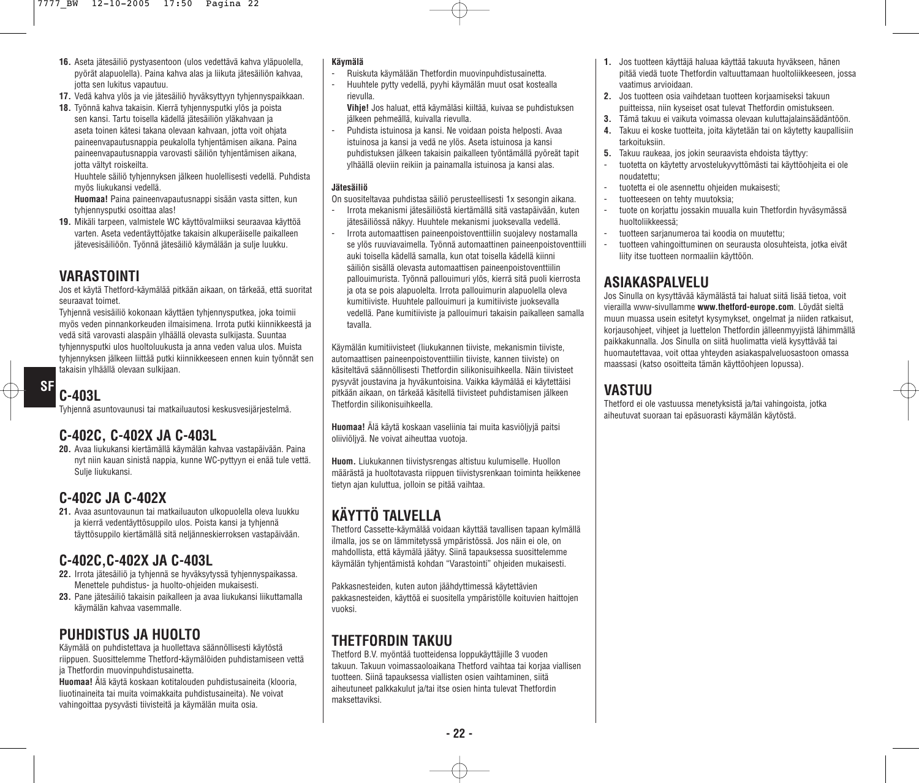16. Aseta jätesäiliö pystyasentoon (ulos vedettävä kahva yläpuolella, pyörät alapuolella). Paina kahva alas ja liikuta jätesäiliön kahvaa, jotta sen lukitus vapautuu.
17. Vedä kahva ylös ja vie jätesäiliö hyväksyttyyn tyhjennyspaikkaan.
18. Työnnä kahva takaisin. Kierrä tyhjennysputki ylös ja poista sen kansi. Tartu toisella kädellä jätesäiliön yläkahvaan ja aseta toinen kätesi takana olevaan kahvaan, jotta voit ohjata paineenvapautusnappia peukalolla tyhjentämisen aikana. Paina paineenvapautusnappia varovasti säiliön tyhjentämisen aikana, jotta vältyt roiskeilta.

    Huuhtele säiliö tyhjennyksen jälkeen huolellisesti vedellä. Puhdista myös liukukansi vedellä.

    **Huomaa!** Paina paineenvapautusnappi sisään vasta sitten, kun tyhjennysputki osoittaa alas!
19. Mikäli tarpeen, valmistele WC käyttövalmiiksi seuraavaa käyttöä varten. Aseta vedentäyttöjatke takaisin alkuperäiselle paikalleen jätevesisäiliöön. Työnnä jätesäiliö käymälään ja sulje luukku.

## VARASTOINTI

Jos et käytä Thetford-käymälää pitkään aikaan, on tärkeää, että suoritat seuraavat toimet.

Tyhjennä vesisäiliö kokonaan käyttäen tyhjennysputkea, joka toimii myös veden pinnankorkeuden ilmaisimena. Irrota putki kiinnikkeestä ja vedä sitä varovasti alaspäin ylhäällä olevasta sulkijasta. Suuntaa tyhjennysputki ulos huoltoluukusta ja anna veden valua ulos. Muista tyhjennyksen jälkeen liittää putki kiinnikkeeseen ennen kuin työnnät sen takaisin ylhäällä olevaan sulkijaan.

## C-403L

Tyhjennä asuntovaunusi tai matkailuautosi keskusvesijärjestelmä.

## C-402C, C-402X JA C-403L

20. Avaa liukukansi kiertämällä käymälän kahvaa vastapäivään. Paina nyt niin kauan sinistä nappia, kunne WC-pyttyyn ei enää tule vettä. Sulje liukukansi.

## C-402C JA C-402X

21. Avaa asuntovaunun tai matkailuauton ulkopuolella oleva luukku ja kierrä vedentäyttösuppilo ulos. Poista kansi ja tyhjennä täyttösuppilo kiertämällä sitä neljänneskierroksen vastapäivään.

## C-402C,C-402X JA C-403L

22. Irrota jätesäiliö ja tyhjennä se hyväksytyssä tyhjennyspaikassa. Menettele puhdistus- ja huolto-ohjeiden mukaisesti.
23. Pane jätesäiliö takaisin paikalleen ja avaa liukukansi liikuttamalla käymälän kahvaa vasemmalle.

## PUHDISTUS JA HUOLTO

Käymälä on puhdistettava ja huollettava säännöllisesti käytöstä riippuen. Suosittelemme Thetford-käymälöiden puhdistamiseen vettä ja Thetfordin muovinpuhdistusainetta.

**Huomaa!** Älä käytä koskaan kotitalouden puhdistusaineita (klooria, liuotinaineita tai muita voimakkaita puhdistusaineita). Ne voivat vahingoittaa pysyvästi tiivisteitä ja käymälän muita osia.

**Käymälä**

- Ruiskuta käymälään Thetfordin muovinpuhdistusainetta.
- Huuhtele pytty vedellä, pyyhi käymälän muut osat kostealla rievulla.

    **Vihje!** Jos haluat, että käymäläsi kiiltää, kuivaa se puhdistuksen jälkeen pehmeällä, kuivalla rievulla.
- Puhdista istuinosa ja kansi. Ne voidaan poista helposti. Avaa istuinosa ja kansi ja vedä ne ylös. Aseta istuinosa ja kansi puhdistuksen jälkeen takaisin paikalleen työntämällä pyöreät tapit ylhäällä oleviin reikiin ja painamalla istuinosa ja kansi alas.

**Jätesäiliö**

On suositeltavaa puhdistaa säiliö perusteellisesti 1x sesongin aikana.

- Irrota mekanismi jätesäiliöstä kiertämällä sitä vastapäivään, kuten jätesäiliössä näkyy. Huuhtele mekanismi juoksevalla vedellä.
- Irrota automaattisen paineenpoistoventtiilin suojalevy nostamalla se ylös ruuviavaimella. Työnnä automaattinen paineenpoistoventtiili auki toisella kädellä samalla, kun otat toisella kädellä kiinni säiliön sisällä olevasta automaattisen paineenpoistoventtiilin pallouimurista. Työnnä pallouimuri ylös, kierrä sitä puoli kierrosta ja ota se pois alapuolelta. Irrota pallouimurin alapuolella oleva kumitiiviste. Huuhtele pallouimuri ja kumitiiviste juoksevalla vedellä. Pane kumitiiviste ja pallouimuri takaisin paikalleen samalla tavalla.

Käymälän kumitiivisteet (liukukannen tiiviste, mekanismin tiiviste, automaattisen paineenpoistoventtiilin tiiviste, kannen tiiviste) on käsiteltävä säännöllisesti Thetfordin silikonisuihkeella. Näin tiivisteet pysyvät joustavina ja hyväkuntoisina. Vaikka käymälää ei käytettäisi pitkään aikaan, on tärkeää käsitellä tiivisteet puhdistamisen jälkeen Thetfordin silikonisuihkeella.

**Huomaa!** Älä käytä koskaan vaseliinia tai muita kasviöljyjä paitsi oliiviöljyä. Ne voivat aiheuttaa vuotoja.

**Huom.** Liukukannen tiivistysrengas altistuu kulumiselle. Huollon määrästä ja huoltotavasta riippuen tiivistysrenkaan toiminta heikkenee tietyn ajan kuluttua, jolloin se pitää vaihtaa.

## KÄYTTÖ TALVELLA

Thetford Cassette-käymälää voidaan käyttää tavallisen tapaan kylmällä ilmalla, jos se on lämmitetyssä ympäristössä. Jos näin ei ole, on mahdollista, että käymälä jäätyy. Siinä tapauksessa suosittelemme käymälän tyhjentämistä kohdan "Varastointi" ohjeiden mukaisesti.

Pakkasnesteiden, kuten auton jäähdyttimessä käytettävien pakkasnesteiden, käyttöä ei suositella ympäristölle koituvien haittojen vuoksi.

## THETFORDIN TAKUU

Thetford B.V. myöntää tuotteidensa loppukäyttäjille 3 vuoden takuun. Takuun voimassaoloaikana Thetford vaihtaa tai korjaa viallisen tuotteen. Siinä tapauksessa viallisten osien vaihtaminen, siitä aiheutuneet palkkakulut ja/tai itse osien hinta tulevat Thetfordin maksettaviksi.

1. Jos tuotteen käyttäjä haluaa käyttää takuuta hyväkseen, hänen pitää viedä tuote Thetfordin valtuuttamaan huoltoliikkeeseen, jossa vaatimus arvioidaan.
2. Jos tuotteen osia vaihdetaan tuotteen korjaamiseksi takuun puitteissa, niin kyseiset osat tulevat Thetfordin omistukseen.
3. Tämä takuu ei vaikuta voimassa olevaan kuluttajalainsäädäntöön.
4. Takuu ei koske tuotteita, joita käytetään tai on käytetty kaupallisiin tarkoituksiin.
5. Takuu raukeaa, jos jokin seuraavista ehdoista täyttyy:
- tuotetta on käytetty arvostelukyvyttömästi tai käyttöohjeita ei ole noudatettu;
- tuotetta ei ole asennettu ohjeiden mukaisesti;
- tuotteeseen on tehty muutoksia;
- tuote on korjattu jossakin muualla kuin Thetfordin hyväsymässä huoltoliikkeessä;
- tuotteen sarjanumeroa tai koodia on muutettu;
- tuotteen vahingoittuminen on seurausta olosuhteista, jotka eivät liity itse tuotteen normaaliin käyttöön.

## ASIAKASPALVELU

Jos Sinulla on kysyttävää käymälästä tai haluat siitä lisää tietoa, voit vierailla www-sivullamme **www.thetford-europe.com**. Löydät sieltä muun muassa usein esitetyt kysymykset, ongelmat ja niiden ratkaisut, korjausohjeet, vihjeet ja luettelon Thetfordin jälleenmyyjistä lähimmällä paikkakunnalla. Jos Sinulla on siitä huolimatta vielä kysyttävää tai huomautettavaa, voit ottaa yhteyden asiakaspalveluosastoon omassa maassasi (katso osoitteita tämän käyttöohjeen lopussa).

## VASTUU

Thetford ei ole vastuussa menetyksistä ja/tai vahingoista, jotka aiheutuvat suoraan tai epäsuorasti käymälän käytöstä.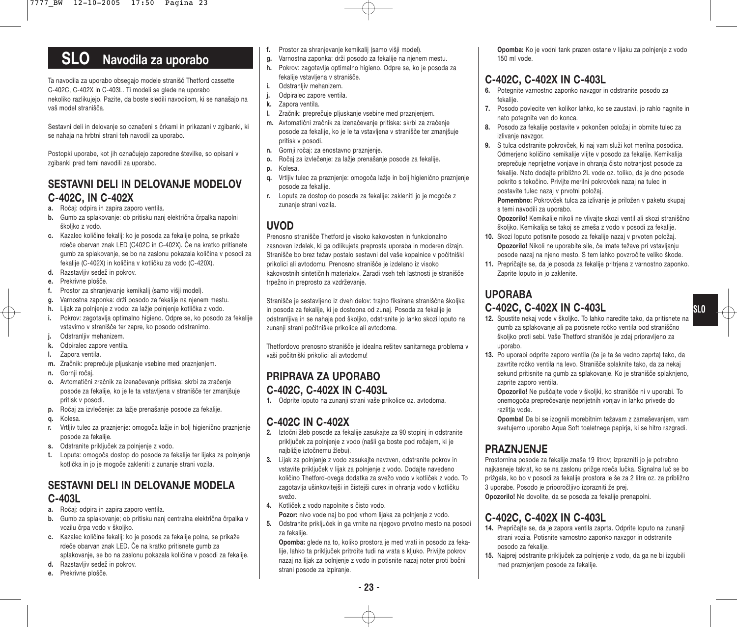# SLO Navodila za uporabo

Ta navodila za uporabo obsegajo modele stranišč Thetford cassette C-402C, C-402X in C-403L. Ti modeli se glede na uporabo nekoliko razlikujejo. Pazite, da boste sledili navodilom, ki se nanašajo na vaš model stranišča.

Sestavni deli in delovanje so označeni s črkami in prikazani v zgibanki, ki se nahaja na hrbtni strani teh navodil za uporabo.

Postopki uporabe, kot jih označujejo zaporedne številke, so opisani v zgibanki pred temi navodili za uporabo.

## SESTAVNI DELI IN DELOVANJE MODELOV C-402C, IN C-402X

- **a.** Ročaj: odpira in zapira zaporo ventila.
- **b.** Gumb za splakovanje: ob pritisku nanj električna črpalka napolni školjko z vodo.
- **c.** Kazalec količine fekalij: ko je posoda za fekalije polna, se prikaže rdeče obarvan znak LED (C402C in C-402X). Če na kratko pritisnete gumb za splakovanje, se bo na zaslonu pokazala količina v posodi za fekalije (C-402X) in količina v kotličku za vodo (C-420X).
- **d.** Razstavljiv sedež in pokrov.
- **e.** Prekrivne plošče.
- **f.** Prostor za shranjevanje kemikalij (samo višji model).
- **g.** Varnostna zaponka: drži posodo za fekalije na njenem mestu.
- **h.** Lijak za polnjenje z vodo: za lažje polnjenje kotlička z vodo.
- **i.** Pokrov: zagotavlja optimalno higieno. Odpre se, ko posodo za fekalije vstavimo v stranišče ter zapre, ko posodo odstranimo.
- **j.** Odstranljiv mehanizem.
- **k.** Odpiralec zapore ventila.
- **l.** Zapora ventila.
- **m.** Zračnik: preprečuje pljuskanje vsebine med praznjenjem.
- **n.** Gornji ročaj.
- **o.** Avtomatični zračnik za izenačevanje pritiska: skrbi za zračenje posode za fekalije, ko je le ta vstavljena v stranišče ter zmanjšuje pritisk v posodi.
- **p.** Ročaj za izvlečenje: za lažje prenašanje posode za fekalije.
- **q.** Kolesa.
- **r.** Vrtljiv tulec za praznjenje: omogoča lažje in bolj higienično praznjenje posode za fekalije.
- **s.** Odstranite priključek za polnjenje z vodo.
- **t.** Loputa: omogoča dostop do posode za fekalije ter lijaka za polnjenje kotlička in jo je mogoče zakleniti z zunanje strani vozila.

## SESTAVNI DELI IN DELOVANJE MODELA C-403L

- **a.** Ročaj: odpira in zapira zaporo ventila.
- **b.** Gumb za splakovanje; ob pritisku nanj centralna električna črpalka v vozilu črpa vodo v školjko.
- **c.** Kazalec količine fekalij: ko je posoda za fekalije polna, se prikaže rdeče obarvan znak LED. Če na kratko pritisnete gumb za splakovanje, se bo na zaslonu pokazala količina v posodi za fekalije.
- **d.** Razstavljiv sedež in pokrov.
- **e.** Prekrivne plošče.
- **f.** Prostor za shranjevanje kemikalij (samo višji model).
- **g.** Varnostna zaponka: drži posodo za fekalije na njenem mestu.
- **h.** Pokrov: zagotavlja optimalno higieno. Odpre se, ko je posoda za fekalije vstavljena v stranišče.
- **i.** Odstranljiv mehanizem.
- **j.** Odpiralec zapore ventila.
- **k.** Zapora ventila.
- **l.** Zračnik: preprečuje pljuskanje vsebine med praznjenjem.
- **m.** Avtomatični zračnik za izenačevanje pritiska: skrbi za zračenje posode za fekalije, ko je le ta vstavljena v stranišče ter zmanjšuje pritisk v posodi.
- **n.** Gornji ročaj: za enostavno praznjenje.
- **o.** Ročaj za izvlečenje: za lažje prenašanje posode za fekalije.
- **p.** Kolesa.
- **q.** Vrtljiv tulec za praznjenje: omogoča lažje in bolj higienično praznjenje posode za fekalije.
- **r.** Loputa za dostop do posode za fekalije: zakleniti jo je mogoče z zunanje strani vozila.

## UVOD

Prenosno stranišče Thetford je visoko kakovosten in funkcionalno zasnovan izdelek, ki ga odlikujeta preprosta uporaba in moderen dizajn. Stranišče bo brez težav postalo sestavni del vaše kopalnice v počitniški prikolici ali avtodomu. Prenosno stranišče je izdelano iz visoko kakovostnih sintetičnih materialov. Zaradi vseh teh lastnosti je stranišče trpežno in preprosto za vzdrževanje.

Stranišče je sestavljeno iz dveh delov: trajno fiksirana straniščna školjka in posoda za fekalije, ki je dostopna od zunaj. Posoda za fekalije je odstranljiva in se nahaja pod školjko, odstranite jo lahko skozi loputo na zunanji strani počitniške prikolice ali avtodoma.

Thetfordovo prenosno stranišče je idealna rešitev sanitarnega problema v vaši počitniški prikolici ali avtodomu!

## PRIPRAVA ZA UPORABO C-402C, C-402X IN C-403L

**1.** Odprite loputo na zunanji strani vaše prikolice oz. avtodoma.

## C-402C IN C-402X

**2.** Iztočni žleb posode za fekalije zasukajte za 90 stopinj in odstranite priključek za polnjenje z vodo (našli ga boste pod ročajem, ki je najbližje iztočnemu žlebu).

**3.** Lijak za polnjenje z vodo zasukajte navzven, odstranite pokrov in vstavite priključek v lijak za polnjenje z vodo. Dodajte navedeno količino Thetford-ovega dodatka za svežo vodo v kotliček z vodo. To zagotavlja ušinkovitejši in čistejši curek in ohranja vodo v kotličku svežo.

**4.** Kotliček z vodo napolnite s čisto vodo.
**Pozor:** nivo vode naj bo pod vrhom lijaka za polnjenje z vodo.

**5.** Odstranite priključek in ga vrnite na njegovo prvotno mesto na posodi za fekalije.
**Opomba:** glede na to, koliko prostora je med vrati in posodo za fekalije, lahko ta priključek pritrdite tudi na vrata s kljuko. Privijte pokrov nazaj na lijak za polnjenje z vodo in potisnite nazaj noter proti bočni strani posode za izpiranje.

**Opomba:** Ko je vodni tank prazen ostane v lijaku za polnjenje z vodo 150 ml vode.

## C-402C, C-402X IN C-403L

**6.** Potegnite varnostno zaponko navzgor in odstranite posodo za fekalije.

**7.** Posodo povlecite ven kolikor lahko, ko se zaustavi, jo rahlo nagnite in nato potegnite ven do konca.

**8.** Posodo za fekalije postavite v pokončen položaj in obrnite tulec za izlivanje navzgor.

**9.** S tulca odstranite pokrovček, ki naj vam služi kot merilna posodica. Odmerjeno količino kemikalije vlijte v posodo za fekalije. Kemikalija preprečuje neprijetne vonjave in ohranja čisto notranjost posode za fekalije. Nato dodajte približno 2L vode oz. toliko, da je dno posode pokrito s tekočino. Privijte merilni pokrovček nazaj na tulec in postavite tulec nazaj v prvotni položaj.
**Pomembno:** Pokrovček tulca za izlivanje je priložen v paketu skupaj s temi navodili za uporabo.
**Opozorilo!** Kemikalije nikoli ne vlivajte skozi ventil ali skozi straniščno školjko. Kemikalija se takoj se zmeša z vodo v posodi za fekalije.

**10.** Skozi loputo potisnite posodo za fekalije nazaj v prvoten položaj.
**Opozorilo!** Nikoli ne uporabite sile, če imate težave pri vstavljanju posode nazaj na njeno mesto. S tem lahko povzročite veliko škode.

**11.** Prepričajte se, da je posoda za fekalije pritrjena z varnostno zaponko. Zaprite loputo in jo zaklenite.

## UPORABA C-402C, C-402X IN C-403L

**12.** Spustite nekaj vode v školjko. To lahko naredite tako, da pritisnete na gumb za splakovanje ali pa potisnete ročko ventila pod straniščno školjko proti sebi. Vaše Thetford stranišče je zdaj pripravljeno za uporabo.

**13.** Po uporabi odprite zaporo ventila (če je ta še vedno zaprta) tako, da zavrtite ročko ventila na levo. Stranišče splaknite tako, da za nekaj sekund pritisnite na gumb za splakovanje. Ko je stranišče splaknjeno, zaprite zaporo ventila.
**Opozorilo!** Ne puščajte vode v školjki, ko stranišče ni v uporabi. To onemogoča preprečevanje neprijetnih vonjav in lahko privede do razlitja vode.
**Opomba!** Da bi se izognili morebitnim težavam z zamaševanjem, vam svetujemo uporabo Aqua Soft toaletnega papirja, ki se hitro razgradi.

## PRAZNJENJE

Prostornina posode za fekalije znaša 19 litrov; izprazniti jo je potrebno najkasneje takrat, ko se na zaslonu prižge rdeča lučka. Signalna luč se bo prižgala, ko bo v posodi za fekalije prostora le še za 2 litra oz. za približno 3 uporabe. Posodo je priporočljivo izprazniti že prej.
**Opozorilo!** Ne dovolite, da se posoda za fekalije prenapolni.

## C-402C, C-402X IN C-403L

**14.** Prepričajte se, da je zapora ventila zaprta. Odprite loputo na zunanji strani vozila. Potisnite varnostno zaponko navzgor in odstranite posodo za fekalije.

**15.** Najprej odstranite priključek za polnjenje z vodo, da ga ne bi izgubili med praznjenjem posode za fekalije.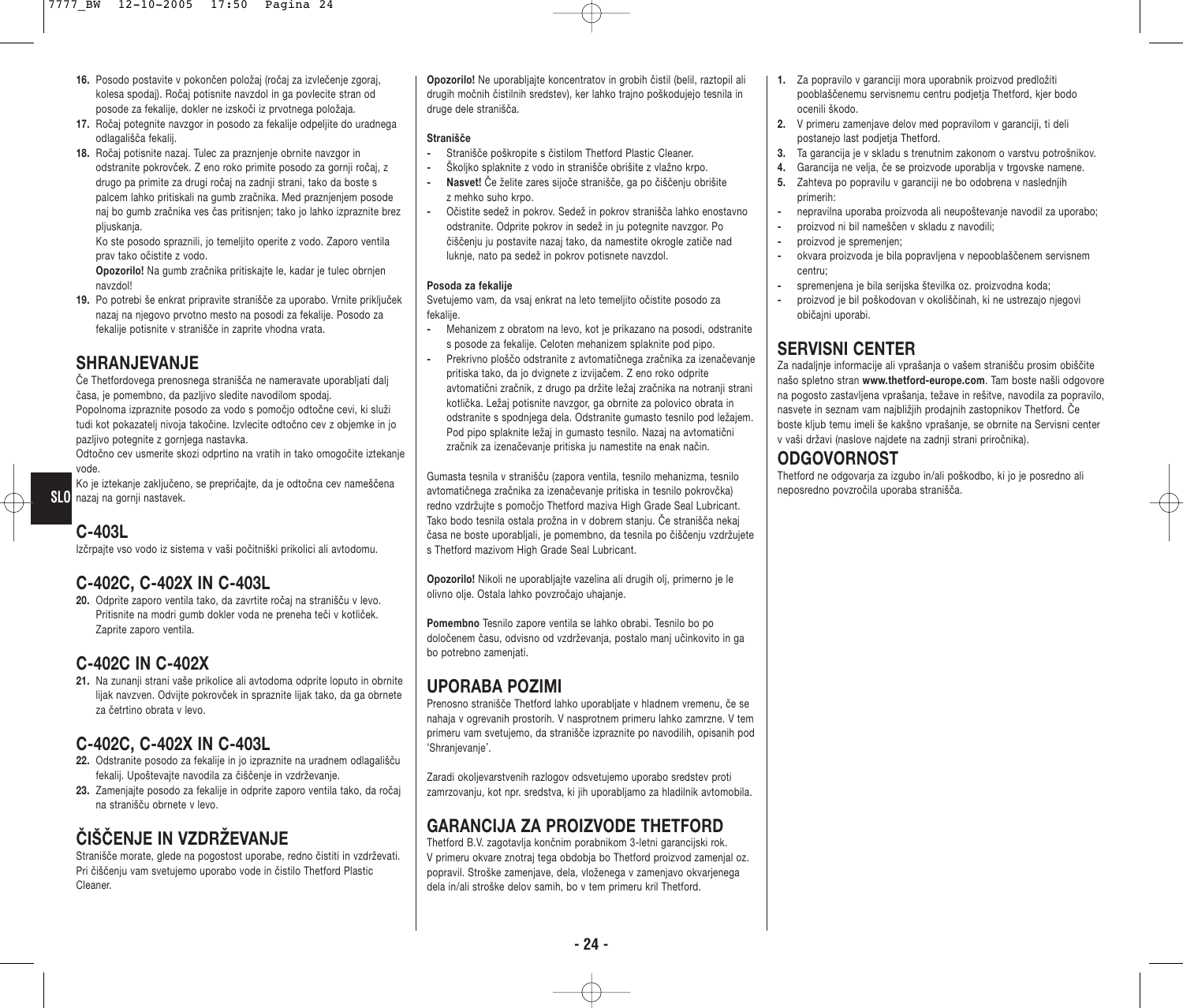16. Posodo postavite v pokončen položaj (ročaj za izvlečenje zgoraj, kolesa spodaj). Ročaj potisnite navzdol in ga povlecite stran od posode za fekalije, dokler ne izskoči iz prvotnega položaja.
17. Ročaj potegnite navzgor in posodo za fekalije odpeljite do uradnega odlagališča fekalij.
18. Ročaj potisnite nazaj. Tulec za praznjenje obrnite navzgor in odstranite pokrovček. Z eno roko primite posodo za gornji ročaj, z drugo pa primite za drugi ročaj na zadnji strani, tako da boste s palcem lahko pritiskali na gumb zračnika. Med praznjenjem posode naj bo gumb zračnika ves čas pritisnjen; tako jo lahko izpraznite brez pljuskanja.

    Ko ste posodo spraznili, jo temeljito operite z vodo. Zaporo ventila prav tako očistite z vodo.

    **Opozorilo!** Na gumb zračnika pritiskajte le, kadar je tulec obrnjen navzdol!
19. Po potrebi še enkrat pripravite stranišče za uporabo. Vrnite priključek nazaj na njegovo prvotno mesto na posodi za fekalije. Posodo za fekalije potisnite v stranišče in zaprite vhodna vrata.

## SHRANJEVANJE

Če Thetfordovega prenosnega stranišča ne nameravate uporabljati dalj časa, je pomembno, da pazljivo sledite navodilom spodaj.
Popolnoma izpraznite posodo za vodo s pomočjo odtočne cevi, ki služi tudi kot pokazatelj nivoja tekočine. Izvlecite odtočno cev z objemke in jo pazljivo potegnite z gornjega nastavka.
Odtočno cev usmerite skozi odprtino na vratih in tako omogočite iztekanje vode.
Ko je iztekanje zaključeno, se prepričajte, da je odtočna cev nameščena nazaj na gornji nastavek.

## C-403L

Izčrpajte vso vodo iz sistema v vaši počitniški prikolici ali avtodomu.

## C-402C, C-402X IN C-403L

20. Odprite zaporo ventila tako, da zavrtite ročaj na stranišču v levo. Pritisnite na modri gumb dokler voda ne preneha teči v kotliček. Zaprite zaporo ventila.

## C-402C IN C-402X

21. Na zunanji strani vaše prikolice ali avtodoma odprite loputo in obrnite lijak navzven. Odvijte pokrovček in spraznite lijak tako, da ga obrnete za četrtino obrata v levo.

## C-402C, C-402X IN C-403L

22. Odstranite posodo za fekalije in jo izpraznite na uradnem odlagališču fekalij. Upoštevajte navodila za čiščenje in vzdrževanje.
23. Zamenjajte posodo za fekalije in odprite zaporo ventila tako, da ročaj na stranišču obrnete v levo.

## ČIŠČENJE IN VZDRŽEVANJE

Stranišče morate, glede na pogostost uporabe, redno čistiti in vzdrževati. Pri čiščenju vam svetujemo uporabo vode in čistilo Thetford Plastic Cleaner.

**Opozorilo!** Ne uporabljajte koncentratov in grobih čistil (belil, raztopil ali drugih močnih čistilnih sredstev), ker lahko trajno poškodujejo tesnila in druge dele stranišča.

**Stranišče**

- Stranišče poškropite s čistilom Thetford Plastic Cleaner.
- Školjko splaknite z vodo in stranišče obrišite z vlažno krpo.
- **Nasvet!** Če želite zares sijoče stranišče, ga po čiščenju obrišite z mehko suho krpo.
- Očistite sedež in pokrov. Sedež in pokrov stranišča lahko enostavno odstranite. Odprite pokrov in sedež in ju potegnite navzgor. Po čiščenju ju postavite nazaj tako, da namestite okrogle zatiče nad luknje, nato pa sedež in pokrov potisnete navzdol.

**Posoda za fekalije**

Svetujemo vam, da vsaj enkrat na leto temeljito očistite posodo za fekalije.

- Mehanizem z obratom na levo, kot je prikazano na posodi, odstranite s posode za fekalije. Celoten mehanizem splaknite pod pipo.
- Prekrivno ploščo odstranite z avtomatičnega zračnika za izenačevanje pritiska tako, da jo dvignete z izvijačem. Z eno roko odprite avtomatični zračnik, z drugo pa držite ležaj zračnika na notranji strani kotlička. Ležaj potisnite navzgor, ga obrnite za polovico obrata in odstranite s spodnjega dela. Odstranite gumasto tesnilo pod ležajem. Pod pipo splaknite ležaj in gumasto tesnilo. Nazaj na avtomatični zračnik za izenačevanje pritiska ju namestite na enak način.

Gumasta tesnila v stranišču (zapora ventila, tesnilo mehanizma, tesnilo avtomatičnega zračnika za izenačevanje pritiska in tesnilo pokrovčka) redno vzdržujte s pomočjo Thetford maziva High Grade Seal Lubricant. Tako bodo tesnila ostala prožna in v dobrem stanju. Če stranišča nekaj časa ne boste uporabljali, je pomembno, da tesnila po čiščenju vzdržujete s Thetford mazivom High Grade Seal Lubricant.

**Opozorilo!** Nikoli ne uporabljajte vazelina ali drugih olj, primerno je le olivno olje. Ostala lahko povzročajo uhajanje.

**Pomembno** Tesnilo zapore ventila se lahko obrabi. Tesnilo bo po določenem času, odvisno od vzdrževanja, postalo manj učinkovito in ga bo potrebno zamenjati.

## UPORABA POZIMI

Prenosno stranišče Thetford lahko uporabljate v hladnem vremenu, če se nahaja v ogrevanih prostorih. V nasprotnem primeru lahko zamrzne. V tem primeru vam svetujemo, da stranišče izpraznite po navodilih, opisanih pod 'Shranjevanje'.

Zaradi okoljevarstvenih razlogov odsvetujemo uporabo sredstev proti zamrzovanju, kot npr. sredstva, ki jih uporabljamo za hladilnik avtomobila.

## GARANCIJA ZA PROIZVODE THETFORD

Thetford B.V. zagotavlja končnim porabnikom 3-letni garancijski rok. V primeru okvare znotraj tega obdobja bo Thetford proizvod zamenjal oz. popravil. Stroške zamenjave, dela, vloženega v zamenjavo okvarjenega dela in/ali stroške delov samih, bo v tem primeru kril Thetford.

1. Za popravilo v garanciji mora uporabnik proizvod predložiti pooblaščenemu servisnemu centru podjetja Thetford, kjer bodo ocenili škodo.
2. V primeru zamenjave delov med popravilom v garanciji, ti deli postanejo last podjetja Thetford.
3. Ta garancija je v skladu s trenutnim zakonom o varstvu potrošnikov.
4. Garancija ne velja, če se proizvode uporablja v trgovske namene.
5. Zahteva po popravilu v garanciji ne bo odobrena v naslednjih primerih:

- nepravilna uporaba proizvoda ali neupoštevanje navodil za uporabo;
- proizvod ni bil nameščen v skladu z navodili;
- proizvod je spremenjen;
- okvara proizvoda je bila popravljena v nepooblaščenem servisnem centru;
- spremenjena je bila serijska številka oz. proizvodna koda;
- proizvod je bil poškodovan v okoliščinah, ki ne ustrezajo njegovi običajni uporabi.

## SERVISNI CENTER

Za nadaljnje informacije ali vprašanja o vašem stranišču prosim obiščite našo spletno stran **www.thetford-europe.com**. Tam boste našli odgovore na pogosto zastavljena vprašanja, težave in rešitve, navodila za popravilo, nasvete in seznam vam najbližjih prodajnih zastopnikov Thetford. Če boste kljub temu imeli še kakšno vprašanje, se obrnite na Servisni center v vaši državi (naslove najdete na zadnji strani priročnika).

## ODGOVORNOST

Thetford ne odgovarja za izgubo in/ali poškodbo, ki jo je posredno ali neposredno povzročila uporaba stranišča.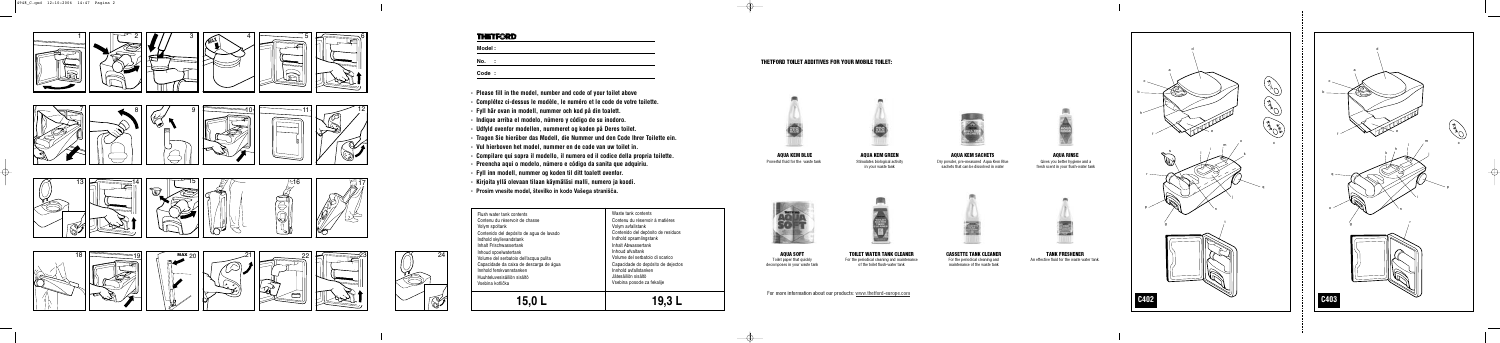THETFORD

Model :

No. :

Code :

- Please fill in the model, number and code of your toilet above
- Complétez ci-dessus le modèle, le numéro et le code de votre toilette.
- Fyll här evan in modell, nummer och kod på din toalett.
- Indique arriba el modelo, número y código de su inodoro.
- Udfyld ovenfor modellen, nummeret og koden på Deres toilet.
- Tragen Sie hierüber das Modell, die Nummer und den Code Ihrer Toilette ein.
- Vul hierboven het model, nummer en de code van uw toilet in.
- Compilare qui sopra il modello, il numero ed il codice della propria toilette.
- Preencha aqui o modelo, número e código da sanita que adquiriu.
- Fyll inn modell, nummer og koden til ditt toalett ovenfor.
- Kirjoita yllä olevaan tilaan käymäläsi malli, numero ja koodi.
- Prosím vnesite model, številko in kodo Vašega stranišča.

| | |
|---|---|
| Flush water tank contents<br>Contenu du réservoir de chasse<br>Volym spoltank<br>Contenido del depósito de agua de lavado<br>Indhold skyllevandtank<br>Inhalt Frischwassertank<br>Inhoud spoelwatertank<br>Volume del serbatoio dell'acqua pulita<br>Capacidade da caixa de descarga de água<br>Innhold festivanntanken<br>Huuhteluvesisäiliön sisältö<br>Vsebina kotlička | Waste tank contents<br>Contenu du réservoir à matières<br>Volym avfallstank<br>Contenido del depósito de residuos<br>Indhold spildevandstank<br>Inhalt Abwassertank<br>Inhoud afvaltank<br>Volume del serbatoio di scarico<br>Capacidade do depósito de dejectos<br>Innhold avfallstanken<br>Jätesäiliön sisältö<br>Vsebina posode za fekalije |
| **15,0 L** | **19,3 L** |

## THETFORD TOILET ADDITIVES FOR YOUR MOBILE TOILET:

**AQUA KEM BLUE**
Powerful fluid for the waste tank

**AQUA KEM GREEN**
Stimulates biological activity in your waste tank

**AQUA KEM SACHETS**
Dry powder, pre-measured Aqua Kem Blue sachets that can be dissolved in water

**AQUA RINSE**
Gives you better hygiene and a fresh scent in your flush-water tank

**AQUA SOFT**
Toilet paper that quickly decomposes in your waste tank

**TOILET WATER TANK CLEANER**
For the periodical cleaning and maintenance of the toilet flush-water tank

**CASSETTE TANK CLEANER**
For the periodical cleaning and maintenance of the waste tank

**TANK FRESHENER**
An effective fluid for the waste water tank

For more information about our products: www.thetford-europe.com

C402

C403